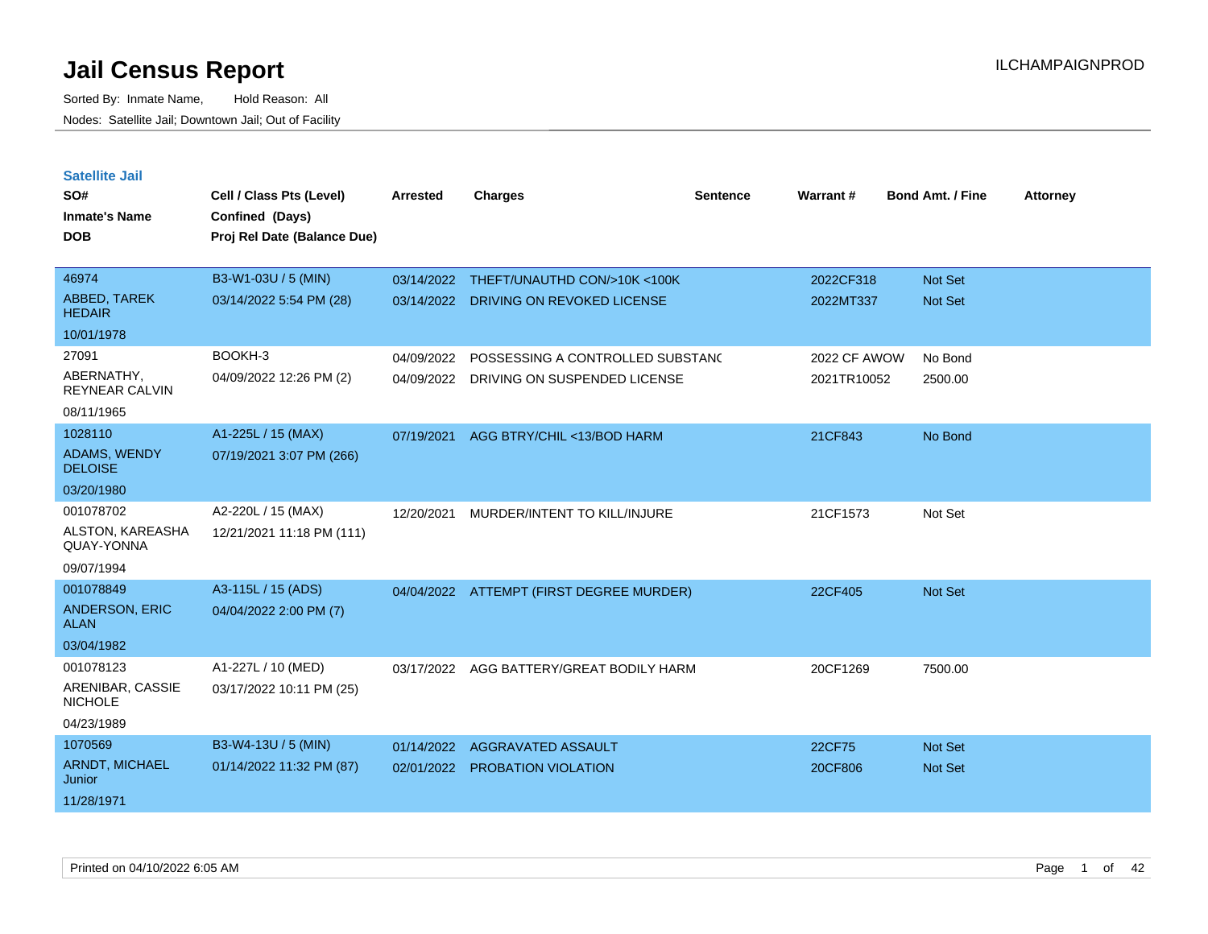# Jail Census Report

Sorted By: Inmate Name, Hold Reason: All

Nodes: Satellite Jail; Downtown Jail; Out of Facility

ILCHAMPAIGNPROD

## Satellite Jail

| SO# / Inmate's Name / DOB | Cell / Class Pts (Level) / Confined (Days) / Proj Rel Date (Balance Due) | Arrested | Charges | Sentence | Warrant # | Bond Amt. / Fine | Attorney |
|---|---|---|---|---|---|---|---|
| 46974<br>ABBED, TAREK HEDAIR<br>10/01/1978 | B3-W1-03U / 5 (MIN)<br>03/14/2022 5:54 PM (28) | 03/14/2022<br>03/14/2022 | THEFT/UNAUTHD CON/>10K <100K<br>DRIVING ON REVOKED LICENSE | | 2022CF318<br>2022MT337 | Not Set<br>Not Set | |
| 27091<br>ABERNATHY, REYNEAR CALVIN<br>08/11/1965 | BOOKH-3<br>04/09/2022 12:26 PM (2) | 04/09/2022<br>04/09/2022 | POSSESSING A CONTROLLED SUBSTANC<br>DRIVING ON SUSPENDED LICENSE | | 2022 CF AWOW<br>2021TR10052 | No Bond<br>2500.00 | |
| 1028110<br>ADAMS, WENDY DELOISE<br>03/20/1980 | A1-225L / 15 (MAX)<br>07/19/2021 3:07 PM (266) | 07/19/2021 | AGG BTRY/CHIL <13/BOD HARM | | 21CF843 | No Bond | |
| 001078702<br>ALSTON, KAREASHA QUAY-YONNA<br>09/07/1994 | A2-220L / 15 (MAX)<br>12/21/2021 11:18 PM (111) | 12/20/2021 | MURDER/INTENT TO KILL/INJURE | | 21CF1573 | Not Set | |
| 001078849<br>ANDERSON, ERIC ALAN<br>03/04/1982 | A3-115L / 15 (ADS)<br>04/04/2022 2:00 PM (7) | 04/04/2022 | ATTEMPT (FIRST DEGREE MURDER) | | 22CF405 | Not Set | |
| 001078123<br>ARENIBAR, CASSIE NICHOLE<br>04/23/1989 | A1-227L / 10 (MED)<br>03/17/2022 10:11 PM (25) | 03/17/2022 | AGG BATTERY/GREAT BODILY HARM | | 20CF1269 | 7500.00 | |
| 1070569<br>ARNDT, MICHAEL Junior<br>11/28/1971 | B3-W4-13U / 5 (MIN)<br>01/14/2022 11:32 PM (87) | 01/14/2022<br>02/01/2022 | AGGRAVATED ASSAULT<br>PROBATION VIOLATION | | 22CF75<br>20CF806 | Not Set<br>Not Set | |

Printed on 04/10/2022 6:05 AM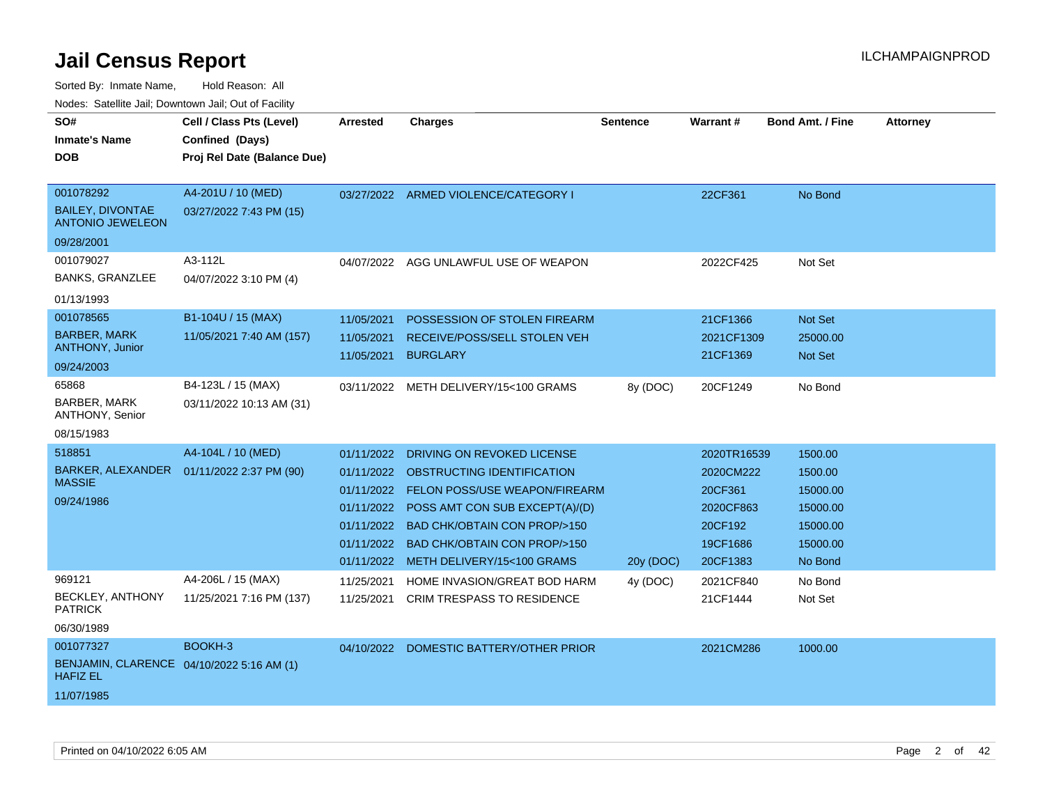# Jail Census Report

ILCHAMPAIGNPROD

Sorted By: Inmate Name, Hold Reason: All

Nodes: Satellite Jail; Downtown Jail; Out of Facility

| SO# / Inmate's Name / DOB | Cell / Class Pts (Level) / Confined (Days) / Proj Rel Date (Balance Due) | Arrested | Charges | Sentence | Warrant # | Bond Amt. / Fine | Attorney |
|---|---|---|---|---|---|---|---|
| 001078292<br>BAILEY, DIVONTAE ANTONIO JEWELEON<br>09/28/2001 | A4-201U / 10 (MED)<br>03/27/2022 7:43 PM (15) | 03/27/2022 | ARMED VIOLENCE/CATEGORY I | | 22CF361 | No Bond | |
| 001079027<br>BANKS, GRANZLEE<br>01/13/1993 | A3-112L<br>04/07/2022 3:10 PM (4) | 04/07/2022 | AGG UNLAWFUL USE OF WEAPON | | 2022CF425 | Not Set | |
| 001078565<br>BARBER, MARK ANTHONY, Junior<br>09/24/2003 | B1-104U / 15 (MAX)<br>11/05/2021 7:40 AM (157) | 11/05/2021 | POSSESSION OF STOLEN FIREARM | | 21CF1366 | Not Set | |
| | | 11/05/2021 | RECEIVE/POSS/SELL STOLEN VEH | | 2021CF1309 | 25000.00 | |
| | | 11/05/2021 | BURGLARY | | 21CF1369 | Not Set | |
| 65868<br>BARBER, MARK ANTHONY, Senior<br>08/15/1983 | B4-123L / 15 (MAX)<br>03/11/2022 10:13 AM (31) | 03/11/2022 | METH DELIVERY/15<100 GRAMS | 8y (DOC) | 20CF1249 | No Bond | |
| 518851<br>BARKER, ALEXANDER MASSIE<br>09/24/1986 | A4-104L / 10 (MED)<br>01/11/2022 2:37 PM (90) | 01/11/2022 | DRIVING ON REVOKED LICENSE | | 2020TR16539 | 1500.00 | |
| | | 01/11/2022 | OBSTRUCTING IDENTIFICATION | | 2020CM222 | 1500.00 | |
| | | 01/11/2022 | FELON POSS/USE WEAPON/FIREARM | | 20CF361 | 15000.00 | |
| | | 01/11/2022 | POSS AMT CON SUB EXCEPT(A)/(D) | | 2020CF863 | 15000.00 | |
| | | 01/11/2022 | BAD CHK/OBTAIN CON PROP/>150 | | 20CF192 | 15000.00 | |
| | | 01/11/2022 | BAD CHK/OBTAIN CON PROP/>150 | | 19CF1686 | 15000.00 | |
| | | 01/11/2022 | METH DELIVERY/15<100 GRAMS | 20y (DOC) | 20CF1383 | No Bond | |
| 969121<br>BECKLEY, ANTHONY PATRICK<br>06/30/1989 | A4-206L / 15 (MAX)<br>11/25/2021 7:16 PM (137) | 11/25/2021 | HOME INVASION/GREAT BOD HARM | 4y (DOC) | 2021CF840 | No Bond | |
| | | 11/25/2021 | CRIM TRESPASS TO RESIDENCE | | 21CF1444 | Not Set | |
| 001077327<br>BENJAMIN, CLARENCE HAFIZ EL<br>11/07/1985 | BOOKH-3<br>04/10/2022 5:16 AM (1) | 04/10/2022 | DOMESTIC BATTERY/OTHER PRIOR | | 2021CM286 | 1000.00 | |

Printed on 04/10/2022 6:05 AM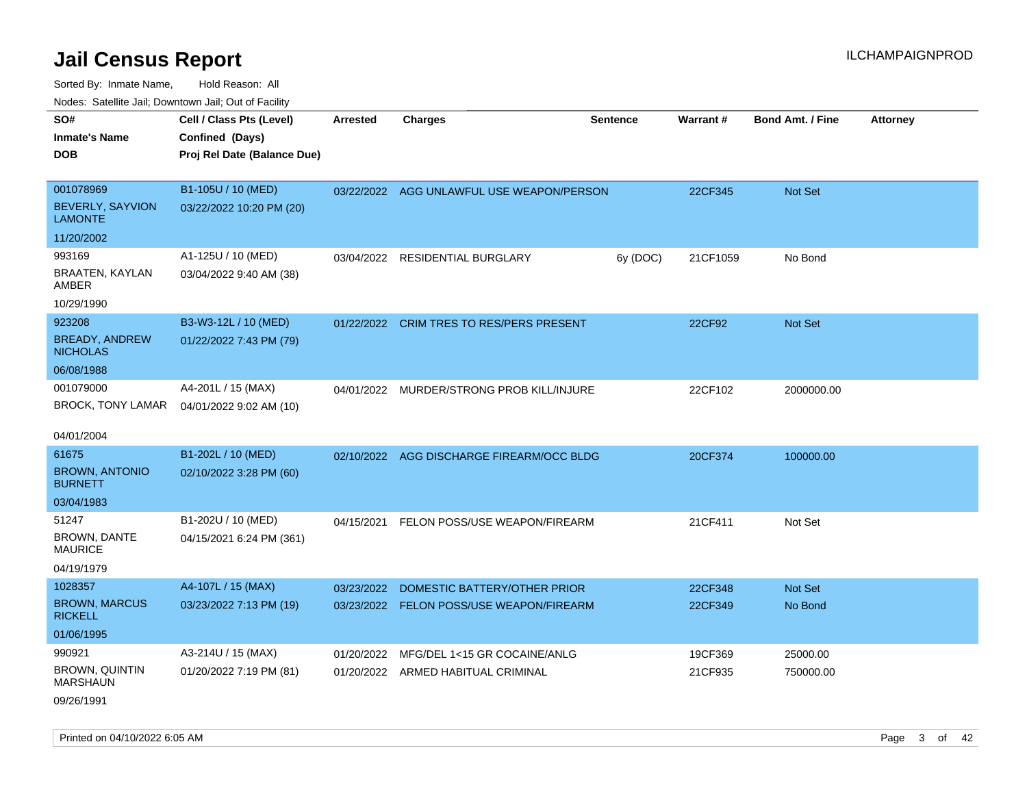# Jail Census Report

ILCHAMPAIGNPROD

Sorted By: Inmate Name, Hold Reason: All

Nodes: Satellite Jail; Downtown Jail; Out of Facility

| SO#<br>Inmate's Name<br>DOB | Cell / Class Pts (Level)<br>Confined (Days)<br>Proj Rel Date (Balance Due) | Arrested | Charges | Sentence | Warrant # | Bond Amt. / Fine | Attorney |
|---|---|---|---|---|---|---|---|
| 001078969<br>BEVERLY, SAYVION LAMONTE<br>11/20/2002 | B1-105U / 10 (MED)<br>03/22/2022 10:20 PM (20) | 03/22/2022 | AGG UNLAWFUL USE WEAPON/PERSON | | 22CF345 | Not Set | |
| 993169<br>BRAATEN, KAYLAN AMBER<br>10/29/1990 | A1-125U / 10 (MED)<br>03/04/2022 9:40 AM (38) | 03/04/2022 | RESIDENTIAL BURGLARY | 6y (DOC) | 21CF1059 | No Bond | |
| 923208<br>BREADY, ANDREW NICHOLAS<br>06/08/1988 | B3-W3-12L / 10 (MED)<br>01/22/2022 7:43 PM (79) | 01/22/2022 | CRIM TRES TO RES/PERS PRESENT | | 22CF92 | Not Set | |
| 001079000<br>BROCK, TONY LAMAR<br>04/01/2004 | A4-201L / 15 (MAX)<br>04/01/2022 9:02 AM (10) | 04/01/2022 | MURDER/STRONG PROB KILL/INJURE | | 22CF102 | 2000000.00 | |
| 61675<br>BROWN, ANTONIO BURNETT<br>03/04/1983 | B1-202L / 10 (MED)<br>02/10/2022 3:28 PM (60) | 02/10/2022 | AGG DISCHARGE FIREARM/OCC BLDG | | 20CF374 | 100000.00 | |
| 51247<br>BROWN, DANTE MAURICE<br>04/19/1979 | B1-202U / 10 (MED)<br>04/15/2021 6:24 PM (361) | 04/15/2021 | FELON POSS/USE WEAPON/FIREARM | | 21CF411 | Not Set | |
| 1028357<br>BROWN, MARCUS RICKELL<br>01/06/1995 | A4-107L / 15 (MAX)<br>03/23/2022 7:13 PM (19) | 03/23/2022<br>03/23/2022 | DOMESTIC BATTERY/OTHER PRIOR<br>FELON POSS/USE WEAPON/FIREARM | | 22CF348<br>22CF349 | Not Set<br>No Bond | |
| 990921<br>BROWN, QUINTIN MARSHAUN<br>09/26/1991 | A3-214U / 15 (MAX)<br>01/20/2022 7:19 PM (81) | 01/20/2022<br>01/20/2022 | MFG/DEL 1<15 GR COCAINE/ANLG<br>ARMED HABITUAL CRIMINAL | | 19CF369<br>21CF935 | 25000.00<br>750000.00 | |

Printed on 04/10/2022 6:05 AM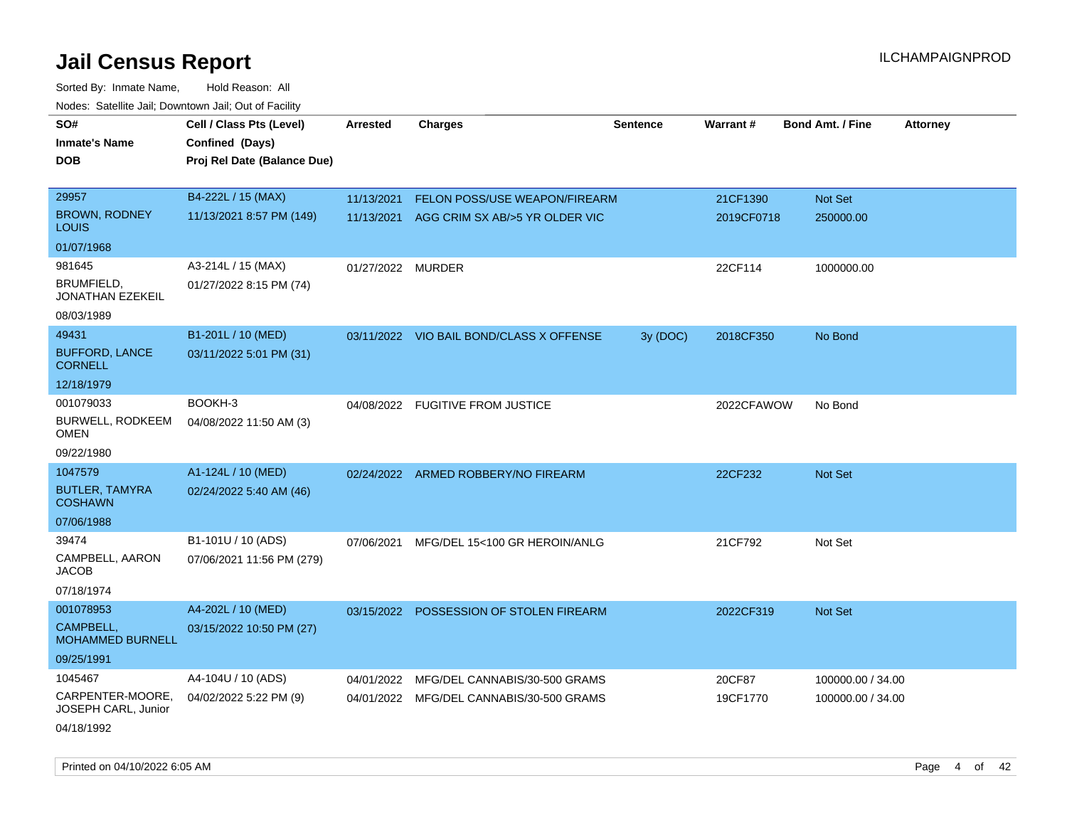# Jail Census Report

Sorted By: Inmate Name, Hold Reason: All

Nodes: Satellite Jail; Downtown Jail; Out of Facility

| SO# / Inmate's Name / DOB | Cell / Class Pts (Level) / Confined (Days) / Proj Rel Date (Balance Due) | Arrested | Charges | Sentence | Warrant # | Bond Amt. / Fine | Attorney |
|---|---|---|---|---|---|---|---|
| 29957 BROWN, RODNEY LOUIS 01/07/1968 | B4-222L / 15 (MAX) 11/13/2021 8:57 PM (149) | 11/13/2021 | FELON POSS/USE WEAPON/FIREARM | | 21CF1390 | Not Set | |
| | | 11/13/2021 | AGG CRIM SX AB/>5 YR OLDER VIC | | 2019CF0718 | 250000.00 | |
| 981645 BRUMFIELD, JONATHAN EZEKEIL 08/03/1989 | A3-214L / 15 (MAX) 01/27/2022 8:15 PM (74) | 01/27/2022 | MURDER | | 22CF114 | 1000000.00 | |
| 49431 BUFFORD, LANCE CORNELL 12/18/1979 | B1-201L / 10 (MED) 03/11/2022 5:01 PM (31) | 03/11/2022 | VIO BAIL BOND/CLASS X OFFENSE | 3y (DOC) | 2018CF350 | No Bond | |
| 001079033 BURWELL, RODKEEM OMEN 09/22/1980 | BOOKH-3 04/08/2022 11:50 AM (3) | 04/08/2022 | FUGITIVE FROM JUSTICE | | 2022CFAWOW | No Bond | |
| 1047579 BUTLER, TAMYRA COSHAWN 07/06/1988 | A1-124L / 10 (MED) 02/24/2022 5:40 AM (46) | 02/24/2022 | ARMED ROBBERY/NO FIREARM | | 22CF232 | Not Set | |
| 39474 CAMPBELL, AARON JACOB 07/18/1974 | B1-101U / 10 (ADS) 07/06/2021 11:56 PM (279) | 07/06/2021 | MFG/DEL 15<100 GR HEROIN/ANLG | | 21CF792 | Not Set | |
| 001078953 CAMPBELL, MOHAMMED BURNELL 09/25/1991 | A4-202L / 10 (MED) 03/15/2022 10:50 PM (27) | 03/15/2022 | POSSESSION OF STOLEN FIREARM | | 2022CF319 | Not Set | |
| 1045467 CARPENTER-MOORE, JOSEPH CARL, Junior 04/18/1992 | A4-104U / 10 (ADS) 04/02/2022 5:22 PM (9) | 04/01/2022 | MFG/DEL CANNABIS/30-500 GRAMS | | 20CF87 | 100000.00 / 34.00 | |
| | | 04/01/2022 | MFG/DEL CANNABIS/30-500 GRAMS | | 19CF1770 | 100000.00 / 34.00 | |

Printed on 04/10/2022 6:05 AM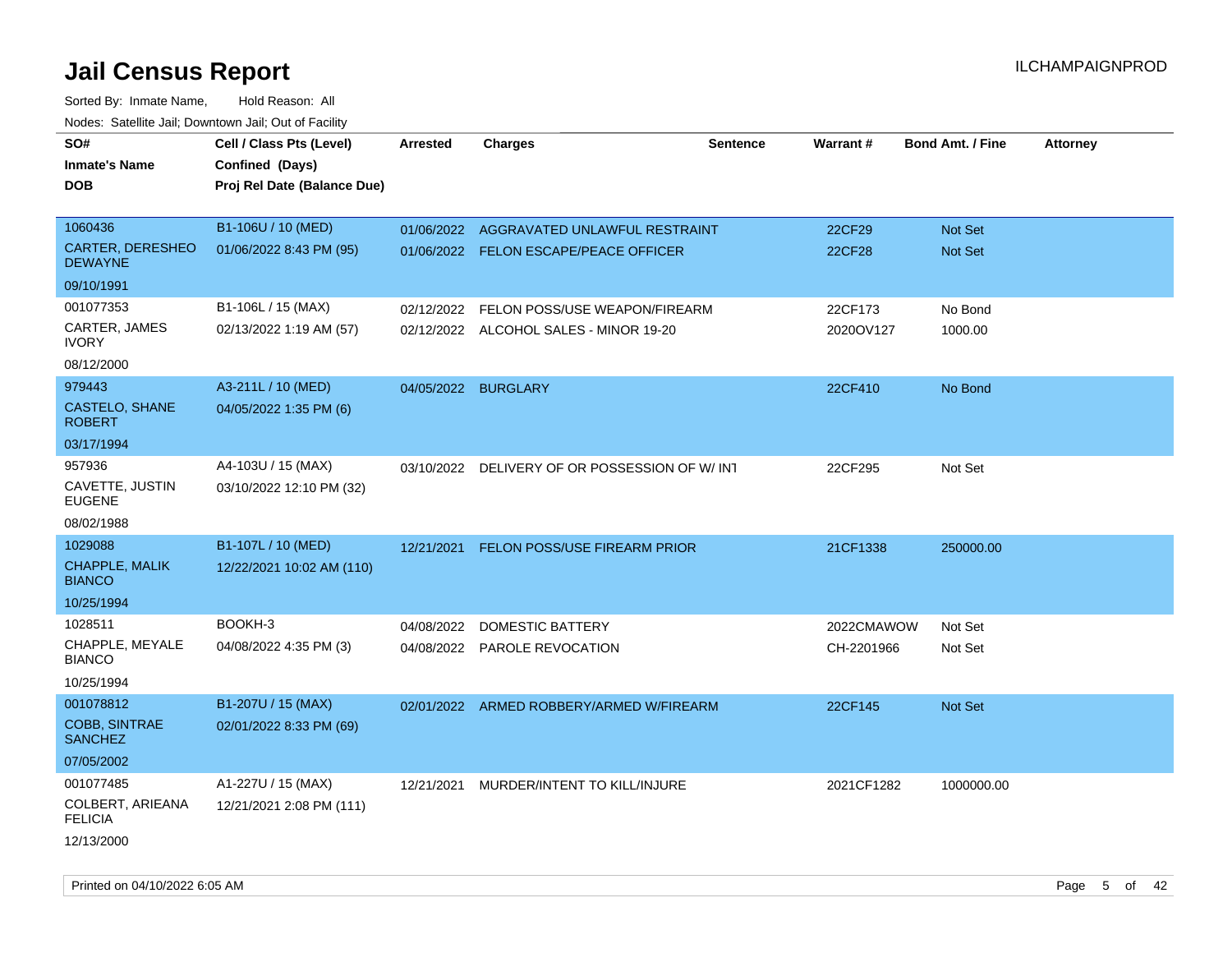# Jail Census Report

ILCHAMPAIGNPROD

Sorted By: Inmate Name, Hold Reason: All

Nodes: Satellite Jail; Downtown Jail; Out of Facility

| SO# / Inmate's Name / DOB | Cell / Class Pts (Level) / Confined (Days) / Proj Rel Date (Balance Due) | Arrested | Charges | Sentence | Warrant # | Bond Amt. / Fine | Attorney |
|---|---|---|---|---|---|---|---|
| 1060436 / CARTER, DERESHEO DEWAYNE / 09/10/1991 | B1-106U / 10 (MED) / 01/06/2022 8:43 PM (95) | 01/06/2022 | AGGRAVATED UNLAWFUL RESTRAINT | | 22CF29 | Not Set | |
| | | 01/06/2022 | FELON ESCAPE/PEACE OFFICER | | 22CF28 | Not Set | |
| 001077353 / CARTER, JAMES IVORY / 08/12/2000 | B1-106L / 15 (MAX) / 02/13/2022 1:19 AM (57) | 02/12/2022 | FELON POSS/USE WEAPON/FIREARM | | 22CF173 | No Bond | |
| | | 02/12/2022 | ALCOHOL SALES - MINOR 19-20 | | 2020OV127 | 1000.00 | |
| 979443 / CASTELO, SHANE ROBERT / 03/17/1994 | A3-211L / 10 (MED) / 04/05/2022 1:35 PM (6) | 04/05/2022 | BURGLARY | | 22CF410 | No Bond | |
| 957936 / CAVETTE, JUSTIN EUGENE / 08/02/1988 | A4-103U / 15 (MAX) / 03/10/2022 12:10 PM (32) | 03/10/2022 | DELIVERY OF OR POSSESSION OF W/ INT | | 22CF295 | Not Set | |
| 1029088 / CHAPPLE, MALIK BIANCO / 10/25/1994 | B1-107L / 10 (MED) / 12/22/2021 10:02 AM (110) | 12/21/2021 | FELON POSS/USE FIREARM PRIOR | | 21CF1338 | 250000.00 | |
| 1028511 / CHAPPLE, MEYALE BIANCO / 10/25/1994 | BOOKH-3 / 04/08/2022 4:35 PM (3) | 04/08/2022 | DOMESTIC BATTERY | | 2022CMAWOW | Not Set | |
| | | 04/08/2022 | PAROLE REVOCATION | | CH-2201966 | Not Set | |
| 001078812 / COBB, SINTRAE SANCHEZ / 07/05/2002 | B1-207U / 15 (MAX) / 02/01/2022 8:33 PM (69) | 02/01/2022 | ARMED ROBBERY/ARMED W/FIREARM | | 22CF145 | Not Set | |
| 001077485 / COLBERT, ARIEANA FELICIA / 12/13/2000 | A1-227U / 15 (MAX) / 12/21/2021 2:08 PM (111) | 12/21/2021 | MURDER/INTENT TO KILL/INJURE | | 2021CF1282 | 1000000.00 | |

Printed on 04/10/2022 6:05 AM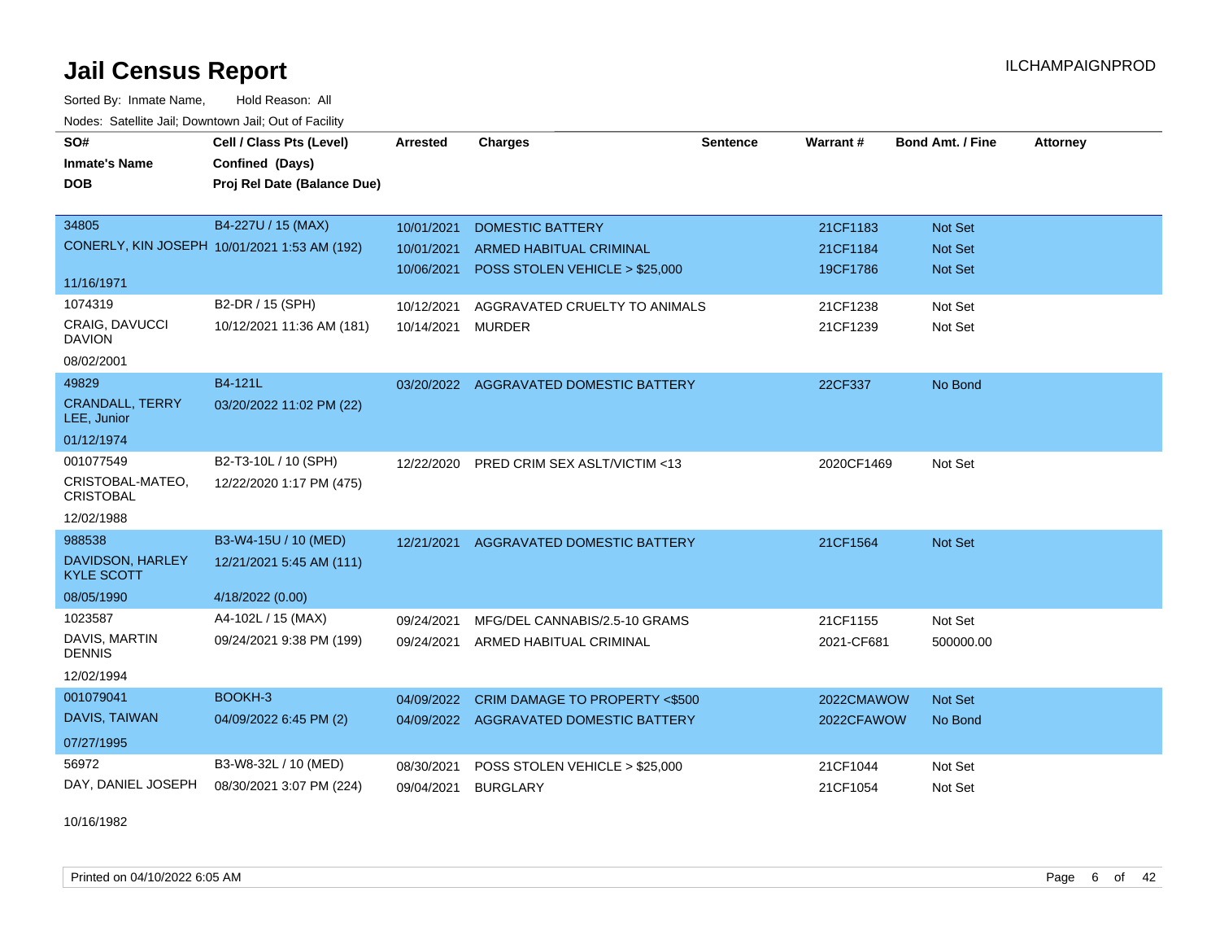# Jail Census Report

Sorted By: Inmate Name, Hold Reason: All

Nodes: Satellite Jail; Downtown Jail; Out of Facility

| SO# / Inmate's Name / DOB | Cell / Class Pts (Level) / Confined (Days) / Proj Rel Date (Balance Due) | Arrested | Charges | Sentence | Warrant # | Bond Amt. / Fine | Attorney |
|---|---|---|---|---|---|---|---|
| 34805 | B4-227U / 15 (MAX) | 10/01/2021 | DOMESTIC BATTERY | | 21CF1183 | Not Set | |
| CONERLY, KIN JOSEPH | 10/01/2021 1:53 AM (192) | 10/01/2021 | ARMED HABITUAL CRIMINAL | | 21CF1184 | Not Set | |
| 11/16/1971 | | 10/06/2021 | POSS STOLEN VEHICLE > $25,000 | | 19CF1786 | Not Set | |
| 1074319 | B2-DR / 15 (SPH) | 10/12/2021 | AGGRAVATED CRUELTY TO ANIMALS | | 21CF1238 | Not Set | |
| CRAIG, DAVUCCI DAVION | 10/12/2021 11:36 AM (181) | 10/14/2021 | MURDER | | 21CF1239 | Not Set | |
| 08/02/2001 | | | | | | | |
| 49829 | B4-121L | 03/20/2022 | AGGRAVATED DOMESTIC BATTERY | | 22CF337 | No Bond | |
| CRANDALL, TERRY LEE, Junior | 03/20/2022 11:02 PM (22) | | | | | | |
| 01/12/1974 | | | | | | | |
| 001077549 | B2-T3-10L / 10 (SPH) | 12/22/2020 | PRED CRIM SEX ASLT/VICTIM <13 | | 2020CF1469 | Not Set | |
| CRISTOBAL-MATEO, CRISTOBAL | 12/22/2020 1:17 PM (475) | | | | | | |
| 12/02/1988 | | | | | | | |
| 988538 | B3-W4-15U / 10 (MED) | 12/21/2021 | AGGRAVATED DOMESTIC BATTERY | | 21CF1564 | Not Set | |
| DAVIDSON, HARLEY KYLE SCOTT | 12/21/2021 5:45 AM (111) | | | | | | |
| 08/05/1990 | 4/18/2022 (0.00) | | | | | | |
| 1023587 | A4-102L / 15 (MAX) | 09/24/2021 | MFG/DEL CANNABIS/2.5-10 GRAMS | | 21CF1155 | Not Set | |
| DAVIS, MARTIN DENNIS | 09/24/2021 9:38 PM (199) | 09/24/2021 | ARMED HABITUAL CRIMINAL | | 2021-CF681 | 500000.00 | |
| 12/02/1994 | | | | | | | |
| 001079041 | BOOKH-3 | 04/09/2022 | CRIM DAMAGE TO PROPERTY <$500 | | 2022CMAWOW | Not Set | |
| DAVIS, TAIWAN | 04/09/2022 6:45 PM (2) | 04/09/2022 | AGGRAVATED DOMESTIC BATTERY | | 2022CFAWOW | No Bond | |
| 07/27/1995 | | | | | | | |
| 56972 | B3-W8-32L / 10 (MED) | 08/30/2021 | POSS STOLEN VEHICLE > $25,000 | | 21CF1044 | Not Set | |
| DAY, DANIEL JOSEPH | 08/30/2021 3:07 PM (224) | 09/04/2021 | BURGLARY | | 21CF1054 | Not Set | |
| 10/16/1982 | | | | | | | |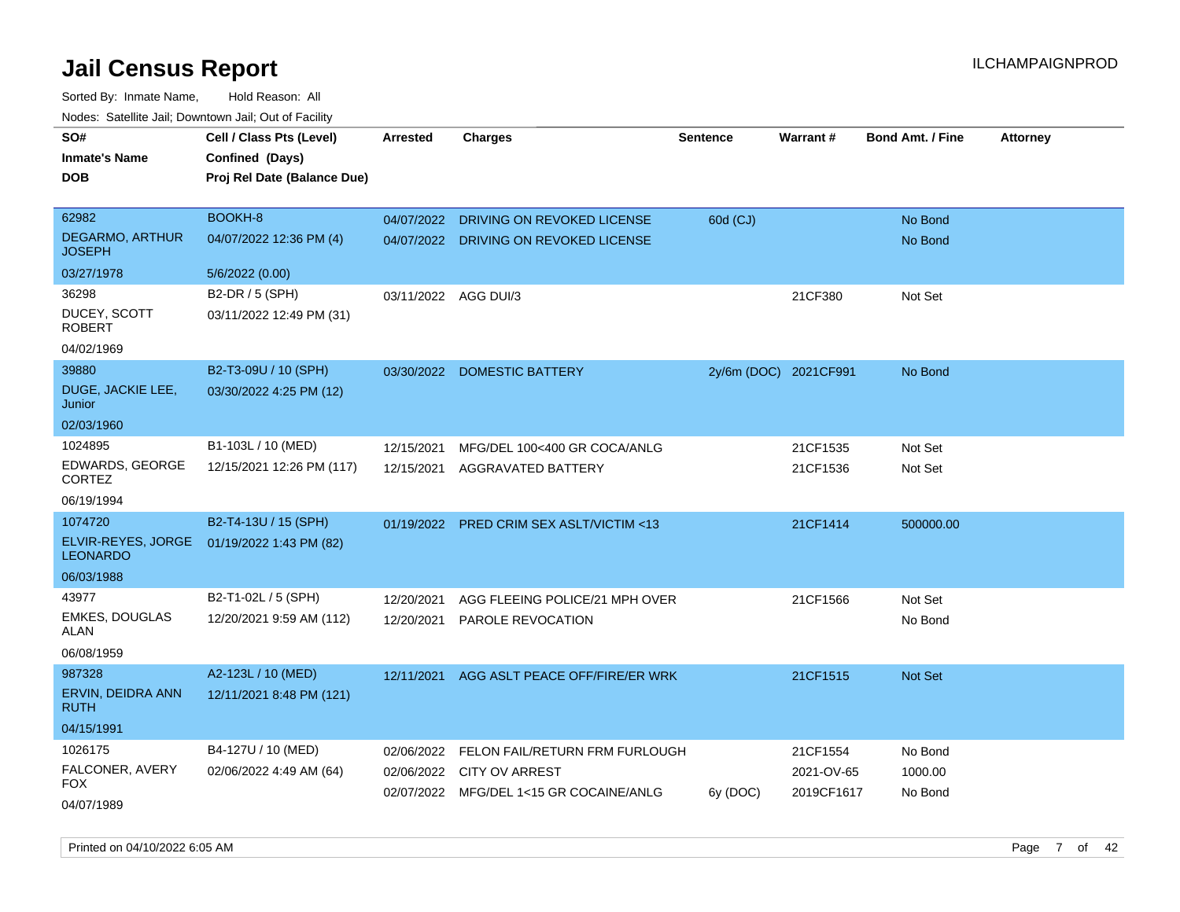# Jail Census Report

ILCHAMPAIGNPROD

Sorted By: Inmate Name, Hold Reason: All

Nodes: Satellite Jail; Downtown Jail; Out of Facility

| SO# / Inmate's Name / DOB | Cell / Class Pts (Level) / Confined (Days) / Proj Rel Date (Balance Due) | Arrested | Charges | Sentence | Warrant # | Bond Amt. / Fine | Attorney |
|---|---|---|---|---|---|---|---|
| 62982 DEGARMO, ARTHUR JOSEPH 03/27/1978 | BOOKH-8 04/07/2022 12:36 PM (4) 5/6/2022 (0.00) | 04/07/2022 | DRIVING ON REVOKED LICENSE | 60d (CJ) | | No Bond | |
| | | 04/07/2022 | DRIVING ON REVOKED LICENSE | | | No Bond | |
| 36298 DUCEY, SCOTT ROBERT 04/02/1969 | B2-DR / 5 (SPH) 03/11/2022 12:49 PM (31) | 03/11/2022 | AGG DUI/3 | | 21CF380 | Not Set | |
| 39880 DUGE, JACKIE LEE, Junior 02/03/1960 | B2-T3-09U / 10 (SPH) 03/30/2022 4:25 PM (12) | 03/30/2022 | DOMESTIC BATTERY | 2y/6m (DOC) | 2021CF991 | No Bond | |
| 1024895 EDWARDS, GEORGE CORTEZ 06/19/1994 | B1-103L / 10 (MED) 12/15/2021 12:26 PM (117) | 12/15/2021 | MFG/DEL 100<400 GR COCA/ANLG | | 21CF1535 | Not Set | |
| | | 12/15/2021 | AGGRAVATED BATTERY | | 21CF1536 | Not Set | |
| 1074720 ELVIR-REYES, JORGE LEONARDO 06/03/1988 | B2-T4-13U / 15 (SPH) 01/19/2022 1:43 PM (82) | 01/19/2022 | PRED CRIM SEX ASLT/VICTIM <13 | | 21CF1414 | 500000.00 | |
| 43977 EMKES, DOUGLAS ALAN 06/08/1959 | B2-T1-02L / 5 (SPH) 12/20/2021 9:59 AM (112) | 12/20/2021 | AGG FLEEING POLICE/21 MPH OVER | | 21CF1566 | Not Set | |
| | | 12/20/2021 | PAROLE REVOCATION | | | No Bond | |
| 987328 ERVIN, DEIDRA ANN RUTH 04/15/1991 | A2-123L / 10 (MED) 12/11/2021 8:48 PM (121) | 12/11/2021 | AGG ASLT PEACE OFF/FIRE/ER WRK | | 21CF1515 | Not Set | |
| 1026175 FALCONER, AVERY FOX 04/07/1989 | B4-127U / 10 (MED) 02/06/2022 4:49 AM (64) | 02/06/2022 | FELON FAIL/RETURN FRM FURLOUGH | | 21CF1554 | No Bond | |
| | | 02/06/2022 | CITY OV ARREST | | 2021-OV-65 | 1000.00 | |
| | | 02/07/2022 | MFG/DEL 1<15 GR COCAINE/ANLG | 6y (DOC) | 2019CF1617 | No Bond | |

Printed on 04/10/2022 6:05 AM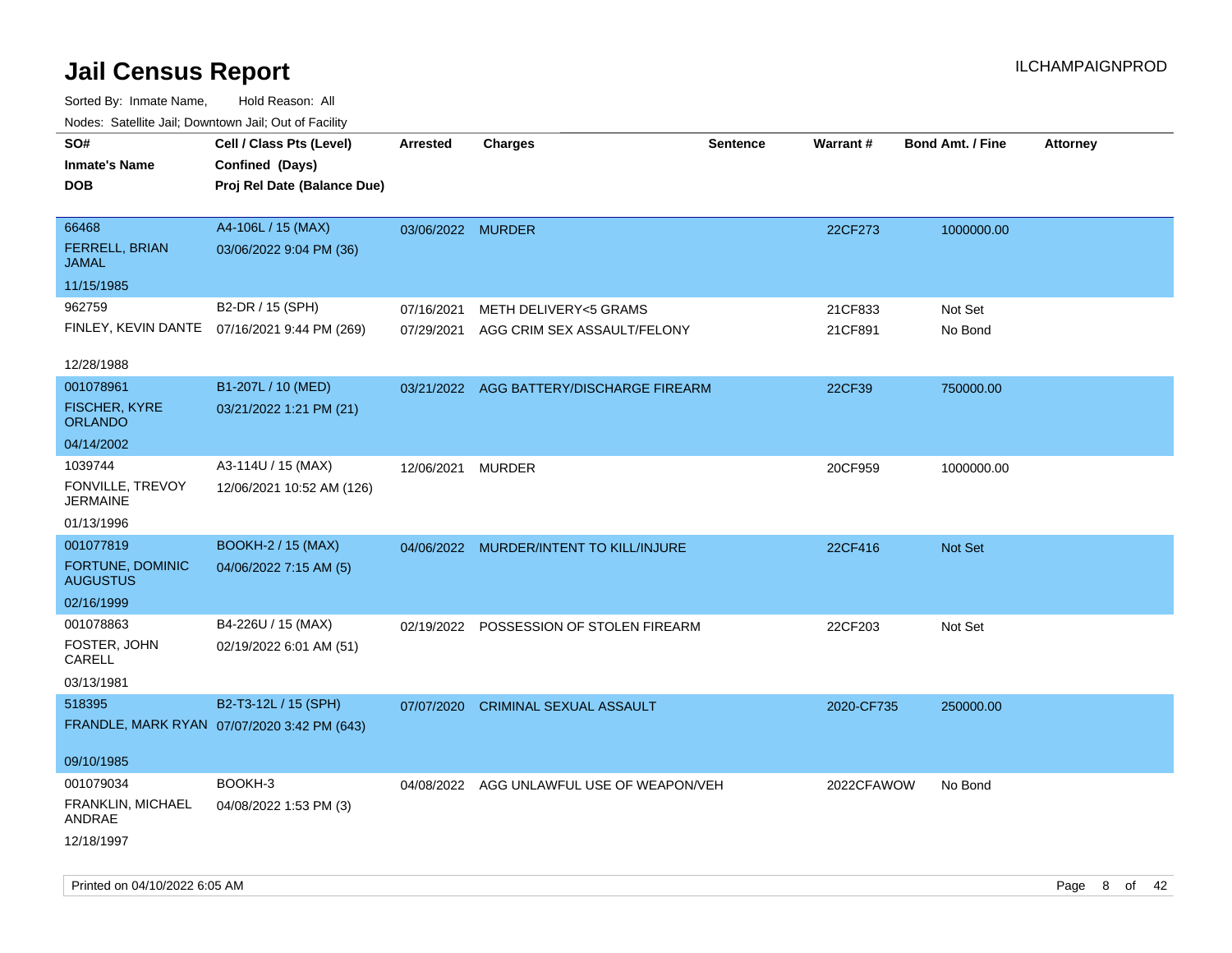# Jail Census Report

Sorted By: Inmate Name, Hold Reason: All

Nodes: Satellite Jail; Downtown Jail; Out of Facility

| SO# / Inmate's Name / DOB | Cell / Class Pts (Level) / Confined (Days) / Proj Rel Date (Balance Due) | Arrested | Charges | Sentence | Warrant # | Bond Amt. / Fine | Attorney |
|---|---|---|---|---|---|---|---|
| 66468<br>FERRELL, BRIAN JAMAL<br>11/15/1985 | A4-106L / 15 (MAX)<br>03/06/2022 9:04 PM (36) | 03/06/2022 | MURDER | | 22CF273 | 1000000.00 | |
| 962759<br>FINLEY, KEVIN DANTE<br>12/28/1988 | B2-DR / 15 (SPH)<br>07/16/2021 9:44 PM (269) | 07/16/2021 | METH DELIVERY<5 GRAMS | | 21CF833 | Not Set | |
| | | 07/29/2021 | AGG CRIM SEX ASSAULT/FELONY | | 21CF891 | No Bond | |
| 001078961<br>FISCHER, KYRE ORLANDO<br>04/14/2002 | B1-207L / 10 (MED)<br>03/21/2022 1:21 PM (21) | 03/21/2022 | AGG BATTERY/DISCHARGE FIREARM | | 22CF39 | 750000.00 | |
| 1039744<br>FONVILLE, TREVOY JERMAINE<br>01/13/1996 | A3-114U / 15 (MAX)<br>12/06/2021 10:52 AM (126) | 12/06/2021 | MURDER | | 20CF959 | 1000000.00 | |
| 001077819<br>FORTUNE, DOMINIC AUGUSTUS<br>02/16/1999 | BOOKH-2 / 15 (MAX)<br>04/06/2022 7:15 AM (5) | 04/06/2022 | MURDER/INTENT TO KILL/INJURE | | 22CF416 | Not Set | |
| 001078863<br>FOSTER, JOHN CARELL<br>03/13/1981 | B4-226U / 15 (MAX)<br>02/19/2022 6:01 AM (51) | 02/19/2022 | POSSESSION OF STOLEN FIREARM | | 22CF203 | Not Set | |
| 518395<br>FRANDLE, MARK RYAN<br>09/10/1985 | B2-T3-12L / 15 (SPH)<br>07/07/2020 3:42 PM (643) | 07/07/2020 | CRIMINAL SEXUAL ASSAULT | | 2020-CF735 | 250000.00 | |
| 001079034<br>FRANKLIN, MICHAEL ANDRAE<br>12/18/1997 | BOOKH-3<br>04/08/2022 1:53 PM (3) | 04/08/2022 | AGG UNLAWFUL USE OF WEAPON/VEH | | 2022CFAWOW | No Bond | |

Printed on 04/10/2022 6:05 AM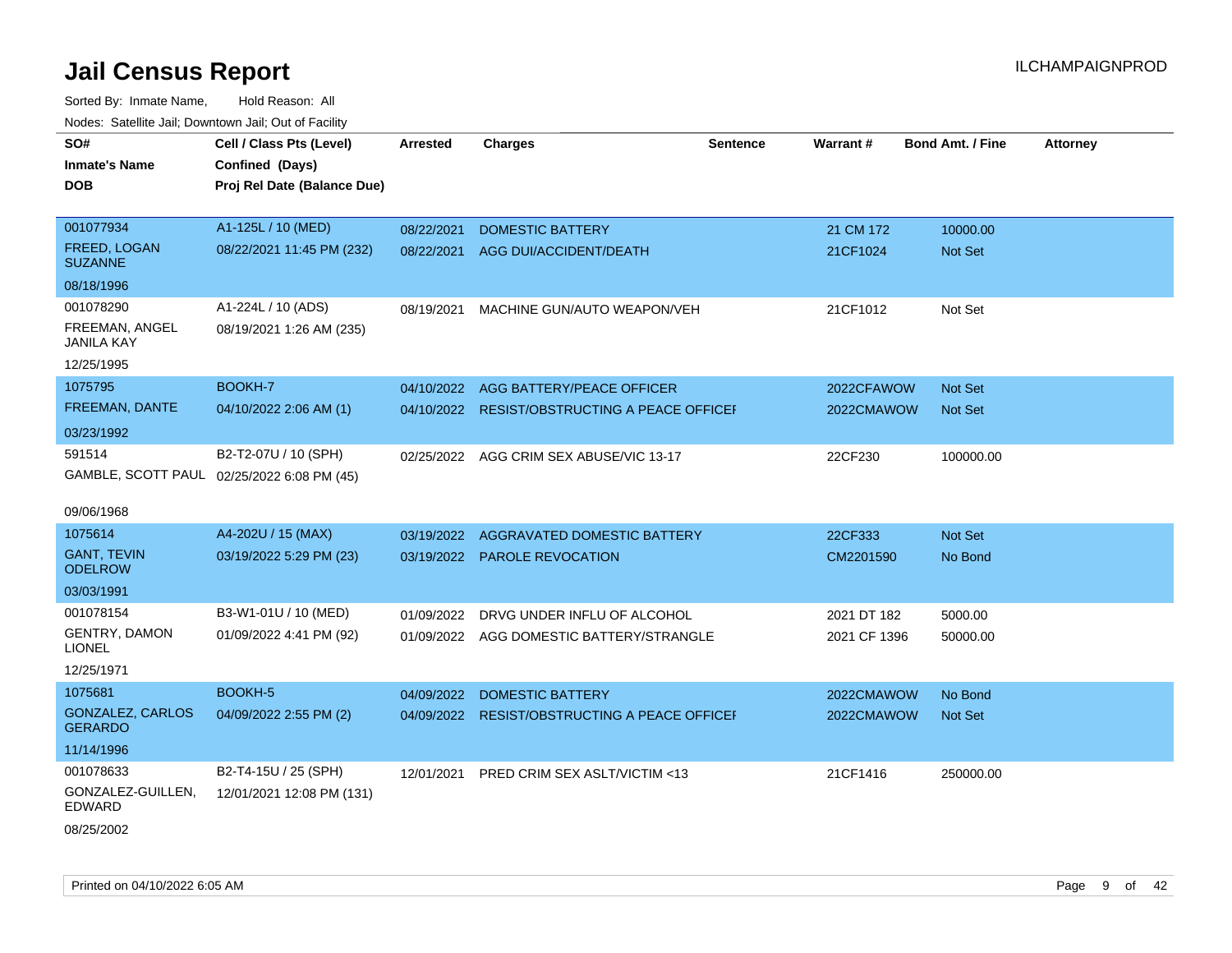# Jail Census Report

ILCHAMPAIGNPROD

Sorted By: Inmate Name, Hold Reason: All

Nodes: Satellite Jail; Downtown Jail; Out of Facility

| SO# / Inmate's Name / DOB | Cell / Class Pts (Level) / Confined (Days) / Proj Rel Date (Balance Due) | Arrested | Charges | Sentence | Warrant # | Bond Amt. / Fine | Attorney |
|---|---|---|---|---|---|---|---|
| 001077934 FREED, LOGAN SUZANNE 08/18/1996 | A1-125L / 10 (MED) 08/22/2021 11:45 PM (232) | 08/22/2021 | DOMESTIC BATTERY | | 21 CM 172 | 10000.00 | |
| | | 08/22/2021 | AGG DUI/ACCIDENT/DEATH | | 21CF1024 | Not Set | |
| 001078290 FREEMAN, ANGEL JANILA KAY 12/25/1995 | A1-224L / 10 (ADS) 08/19/2021 1:26 AM (235) | 08/19/2021 | MACHINE GUN/AUTO WEAPON/VEH | | 21CF1012 | Not Set | |
| 1075795 FREEMAN, DANTE 03/23/1992 | BOOKH-7 04/10/2022 2:06 AM (1) | 04/10/2022 | AGG BATTERY/PEACE OFFICER | | 2022CFAWOW | Not Set | |
| | | 04/10/2022 | RESIST/OBSTRUCTING A PEACE OFFICEI | | 2022CMAWOW | Not Set | |
| 591514 GAMBLE, SCOTT PAUL 09/06/1968 | B2-T2-07U / 10 (SPH) 02/25/2022 6:08 PM (45) | 02/25/2022 | AGG CRIM SEX ABUSE/VIC 13-17 | | 22CF230 | 100000.00 | |
| 1075614 GANT, TEVIN ODELROW 03/03/1991 | A4-202U / 15 (MAX) 03/19/2022 5:29 PM (23) | 03/19/2022 | AGGRAVATED DOMESTIC BATTERY | | 22CF333 | Not Set | |
| | | 03/19/2022 | PAROLE REVOCATION | | CM2201590 | No Bond | |
| 001078154 GENTRY, DAMON LIONEL 12/25/1971 | B3-W1-01U / 10 (MED) 01/09/2022 4:41 PM (92) | 01/09/2022 | DRVG UNDER INFLU OF ALCOHOL | | 2021 DT 182 | 5000.00 | |
| | | 01/09/2022 | AGG DOMESTIC BATTERY/STRANGLE | | 2021 CF 1396 | 50000.00 | |
| 1075681 GONZALEZ, CARLOS GERARDO 11/14/1996 | BOOKH-5 04/09/2022 2:55 PM (2) | 04/09/2022 | DOMESTIC BATTERY | | 2022CMAWOW | No Bond | |
| | | 04/09/2022 | RESIST/OBSTRUCTING A PEACE OFFICEI | | 2022CMAWOW | Not Set | |
| 001078633 GONZALEZ-GUILLEN, EDWARD 08/25/2002 | B2-T4-15U / 25 (SPH) 12/01/2021 12:08 PM (131) | 12/01/2021 | PRED CRIM SEX ASLT/VICTIM <13 | | 21CF1416 | 250000.00 | |

Printed on 04/10/2022 6:05 AM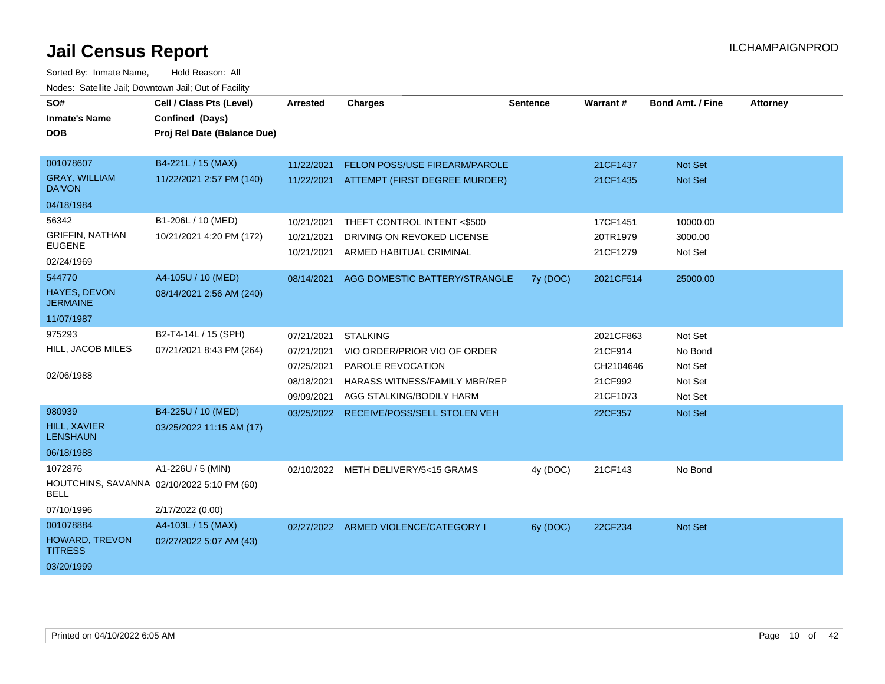# Jail Census Report

ILCHAMPAIGNPROD

Sorted By: Inmate Name, Hold Reason: All

Nodes: Satellite Jail; Downtown Jail; Out of Facility

| SO# / Inmate's Name / DOB | Cell / Class Pts (Level) / Confined (Days) / Proj Rel Date (Balance Due) | Arrested | Charges | Sentence | Warrant # | Bond Amt. / Fine | Attorney |
|---|---|---|---|---|---|---|---|
| 001078607 | B4-221L / 15 (MAX) | 11/22/2021 | FELON POSS/USE FIREARM/PAROLE | | 21CF1437 | Not Set | |
| GRAY, WILLIAM DA'VON | 11/22/2021 2:57 PM (140) | 11/22/2021 | ATTEMPT (FIRST DEGREE MURDER) | | 21CF1435 | Not Set | |
| 04/18/1984 | | | | | | | |
| 56342 | B1-206L / 10 (MED) | 10/21/2021 | THEFT CONTROL INTENT <$500 | | 17CF1451 | 10000.00 | |
| GRIFFIN, NATHAN EUGENE | 10/21/2021 4:20 PM (172) | 10/21/2021 | DRIVING ON REVOKED LICENSE | | 20TR1979 | 3000.00 | |
| 02/24/1969 | | 10/21/2021 | ARMED HABITUAL CRIMINAL | | 21CF1279 | Not Set | |
| 544770 | A4-105U / 10 (MED) | 08/14/2021 | AGG DOMESTIC BATTERY/STRANGLE | 7y (DOC) | 2021CF514 | 25000.00 | |
| HAYES, DEVON JERMAINE | 08/14/2021 2:56 AM (240) | | | | | | |
| 11/07/1987 | | | | | | | |
| 975293 | B2-T4-14L / 15 (SPH) | 07/21/2021 | STALKING | | 2021CF863 | Not Set | |
| HILL, JACOB MILES | 07/21/2021 8:43 PM (264) | 07/21/2021 | VIO ORDER/PRIOR VIO OF ORDER | | 21CF914 | No Bond | |
| 02/06/1988 | | 07/25/2021 | PAROLE REVOCATION | | CH2104646 | Not Set | |
| | | 08/18/2021 | HARASS WITNESS/FAMILY MBR/REP | | 21CF992 | Not Set | |
| | | 09/09/2021 | AGG STALKING/BODILY HARM | | 21CF1073 | Not Set | |
| 980939 | B4-225U / 10 (MED) | 03/25/2022 | RECEIVE/POSS/SELL STOLEN VEH | | 22CF357 | Not Set | |
| HILL, XAVIER LENSHAUN | 03/25/2022 11:15 AM (17) | | | | | | |
| 06/18/1988 | | | | | | | |
| 1072876 | A1-226U / 5 (MIN) | 02/10/2022 | METH DELIVERY/5<15 GRAMS | 4y (DOC) | 21CF143 | No Bond | |
| HOUTCHINS, SAVANNA BELL | 02/10/2022 5:10 PM (60) | | | | | | |
| 07/10/1996 | 2/17/2022 (0.00) | | | | | | |
| 001078884 | A4-103L / 15 (MAX) | 02/27/2022 | ARMED VIOLENCE/CATEGORY I | 6y (DOC) | 22CF234 | Not Set | |
| HOWARD, TREVON TITRESS | 02/27/2022 5:07 AM (43) | | | | | | |
| 03/20/1999 | | | | | | | |

Printed on 04/10/2022 6:05 AM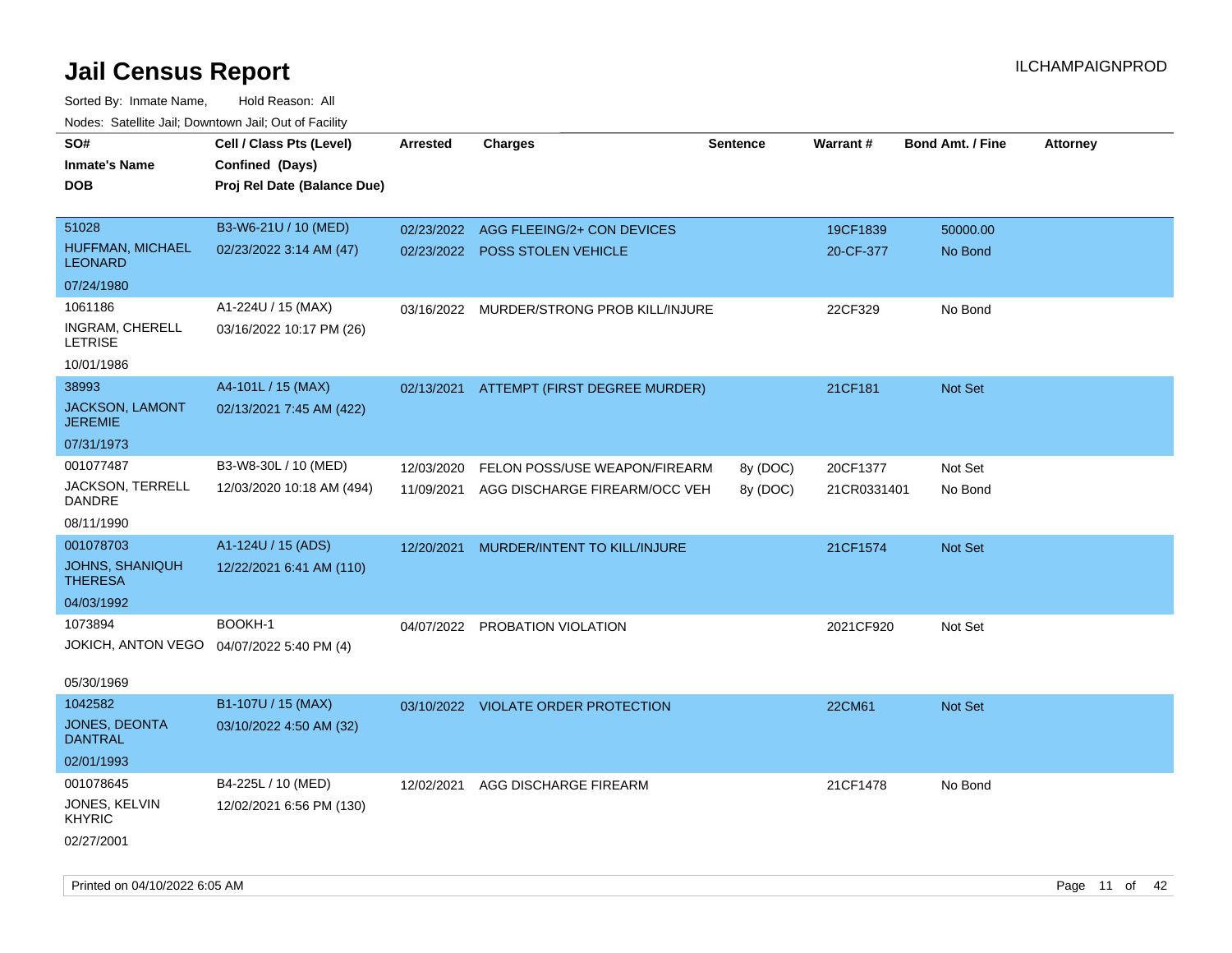# Jail Census Report

ILCHAMPAIGNPROD

Sorted By: Inmate Name, Hold Reason: All

Nodes: Satellite Jail; Downtown Jail; Out of Facility

| SO# / Inmate's Name / DOB | Cell / Class Pts (Level) / Confined (Days) / Proj Rel Date (Balance Due) | Arrested | Charges | Sentence | Warrant # | Bond Amt. / Fine | Attorney |
|---|---|---|---|---|---|---|---|
| 51028<br>HUFFMAN, MICHAEL LEONARD<br>07/24/1980 | B3-W6-21U / 10 (MED)<br>02/23/2022 3:14 AM (47) | 02/23/2022<br>02/23/2022 | AGG FLEEING/2+ CON DEVICES<br>POSS STOLEN VEHICLE | | 19CF1839<br>20-CF-377 | 50000.00<br>No Bond | |
| 1061186<br>INGRAM, CHERELL LETRISE<br>10/01/1986 | A1-224U / 15 (MAX)<br>03/16/2022 10:17 PM (26) | 03/16/2022 | MURDER/STRONG PROB KILL/INJURE | | 22CF329 | No Bond | |
| 38993<br>JACKSON, LAMONT JEREMIE<br>07/31/1973 | A4-101L / 15 (MAX)<br>02/13/2021 7:45 AM (422) | 02/13/2021 | ATTEMPT (FIRST DEGREE MURDER) | | 21CF181 | Not Set | |
| 001077487<br>JACKSON, TERRELL DANDRE<br>08/11/1990 | B3-W8-30L / 10 (MED)<br>12/03/2020 10:18 AM (494) | 12/03/2020<br>11/09/2021 | FELON POSS/USE WEAPON/FIREARM<br>AGG DISCHARGE FIREARM/OCC VEH | 8y (DOC)<br>8y (DOC) | 20CF1377<br>21CR0331401 | Not Set<br>No Bond | |
| 001078703<br>JOHNS, SHANIQUH THERESA<br>04/03/1992 | A1-124U / 15 (ADS)<br>12/22/2021 6:41 AM (110) | 12/20/2021 | MURDER/INTENT TO KILL/INJURE | | 21CF1574 | Not Set | |
| 1073894<br>JOKICH, ANTON VEGO<br>05/30/1969 | BOOKH-1<br>04/07/2022 5:40 PM (4) | 04/07/2022 | PROBATION VIOLATION | | 2021CF920 | Not Set | |
| 1042582<br>JONES, DEONTA DANTRAL<br>02/01/1993 | B1-107U / 15 (MAX)<br>03/10/2022 4:50 AM (32) | 03/10/2022 | VIOLATE ORDER PROTECTION | | 22CM61 | Not Set | |
| 001078645<br>JONES, KELVIN KHYRIC<br>02/27/2001 | B4-225L / 10 (MED)<br>12/02/2021 6:56 PM (130) | 12/02/2021 | AGG DISCHARGE FIREARM | | 21CF1478 | No Bond | |

Printed on 04/10/2022 6:05 AM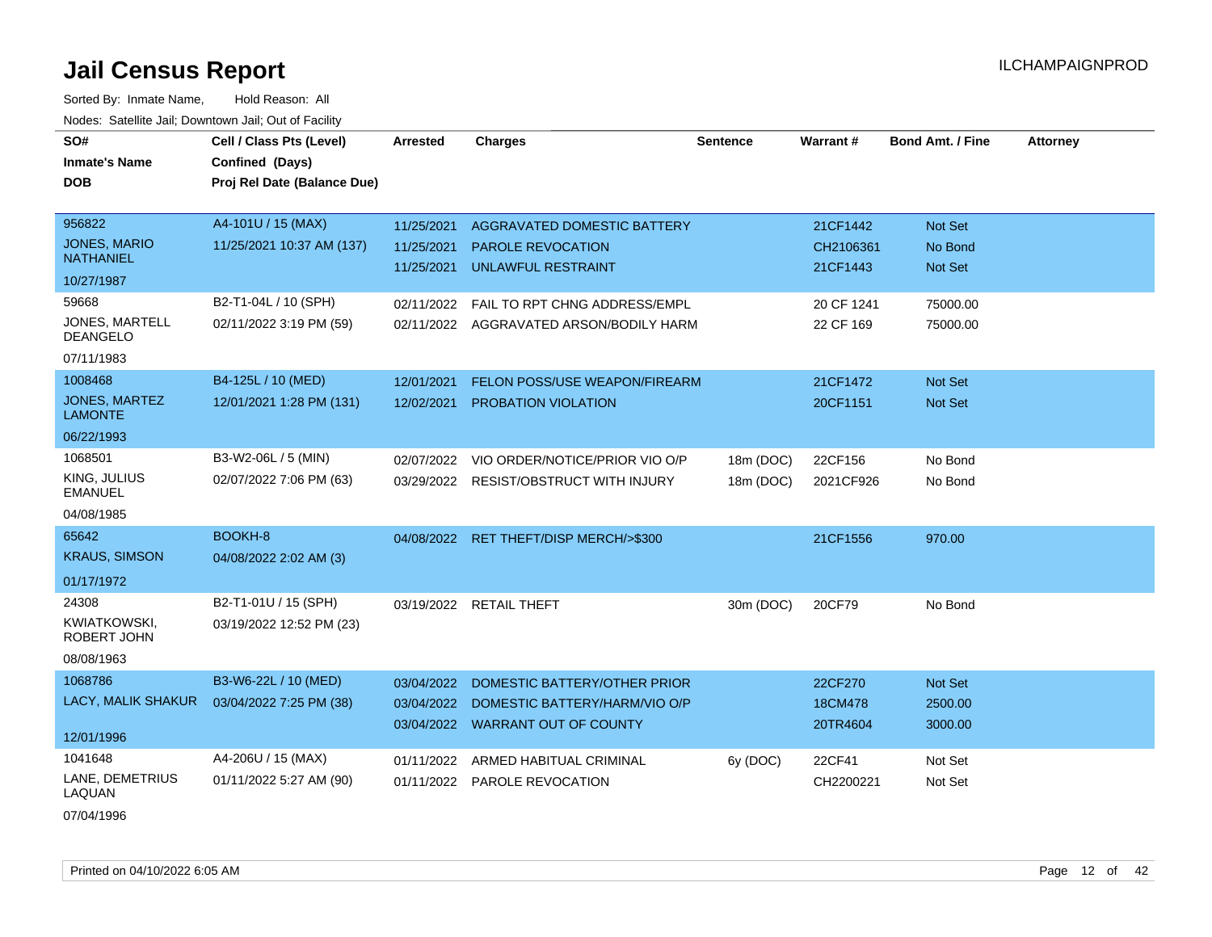# Jail Census Report

ILCHAMPAIGNPROD

Sorted By: Inmate Name, Hold Reason: All

Nodes: Satellite Jail; Downtown Jail; Out of Facility

| SO# / Inmate's Name / DOB | Cell / Class Pts (Level) / Confined (Days) / Proj Rel Date (Balance Due) | Arrested | Charges | Sentence | Warrant # | Bond Amt. / Fine | Attorney |
|---|---|---|---|---|---|---|---|
| 956822<br>JONES, MARIO NATHANIEL<br>10/27/1987 | A4-101U / 15 (MAX)<br>11/25/2021 10:37 AM (137) | 11/25/2021<br>11/25/2021<br>11/25/2021 | AGGRAVATED DOMESTIC BATTERY<br>PAROLE REVOCATION<br>UNLAWFUL RESTRAINT | | 21CF1442<br>CH2106361<br>21CF1443 | Not Set<br>No Bond<br>Not Set | |
| 59668<br>JONES, MARTELL DEANGELO<br>07/11/1983 | B2-T1-04L / 10 (SPH)<br>02/11/2022 3:19 PM (59) | 02/11/2022<br>02/11/2022 | FAIL TO RPT CHNG ADDRESS/EMPL<br>AGGRAVATED ARSON/BODILY HARM | | 20 CF 1241<br>22 CF 169 | 75000.00<br>75000.00 | |
| 1008468<br>JONES, MARTEZ LAMONTE<br>06/22/1993 | B4-125L / 10 (MED)<br>12/01/2021 1:28 PM (131) | 12/01/2021<br>12/02/2021 | FELON POSS/USE WEAPON/FIREARM<br>PROBATION VIOLATION | | 21CF1472<br>20CF1151 | Not Set<br>Not Set | |
| 1068501<br>KING, JULIUS EMANUEL<br>04/08/1985 | B3-W2-06L / 5 (MIN)<br>02/07/2022 7:06 PM (63) | 02/07/2022<br>03/29/2022 | VIO ORDER/NOTICE/PRIOR VIO O/P<br>RESIST/OBSTRUCT WITH INJURY | 18m (DOC)<br>18m (DOC) | 22CF156<br>2021CF926 | No Bond<br>No Bond | |
| 65642<br>KRAUS, SIMSON<br>01/17/1972 | BOOKH-8<br>04/08/2022 2:02 AM (3) | 04/08/2022 | RET THEFT/DISP MERCH/>$300 | | 21CF1556 | 970.00 | |
| 24308<br>KWIATKOWSKI, ROBERT JOHN<br>08/08/1963 | B2-T1-01U / 15 (SPH)<br>03/19/2022 12:52 PM (23) | 03/19/2022 | RETAIL THEFT | 30m (DOC) | 20CF79 | No Bond | |
| 1068786<br>LACY, MALIK SHAKUR<br>12/01/1996 | B3-W6-22L / 10 (MED)<br>03/04/2022 7:25 PM (38) | 03/04/2022<br>03/04/2022<br>03/04/2022 | DOMESTIC BATTERY/OTHER PRIOR<br>DOMESTIC BATTERY/HARM/VIO O/P<br>WARRANT OUT OF COUNTY | | 22CF270<br>18CM478<br>20TR4604 | Not Set<br>2500.00<br>3000.00 | |
| 1041648<br>LANE, DEMETRIUS LAQUAN<br>07/04/1996 | A4-206U / 15 (MAX)<br>01/11/2022 5:27 AM (90) | 01/11/2022<br>01/11/2022 | ARMED HABITUAL CRIMINAL<br>PAROLE REVOCATION | 6y (DOC) | 22CF41<br>CH2200221 | Not Set<br>Not Set | |

Printed on 04/10/2022 6:05 AM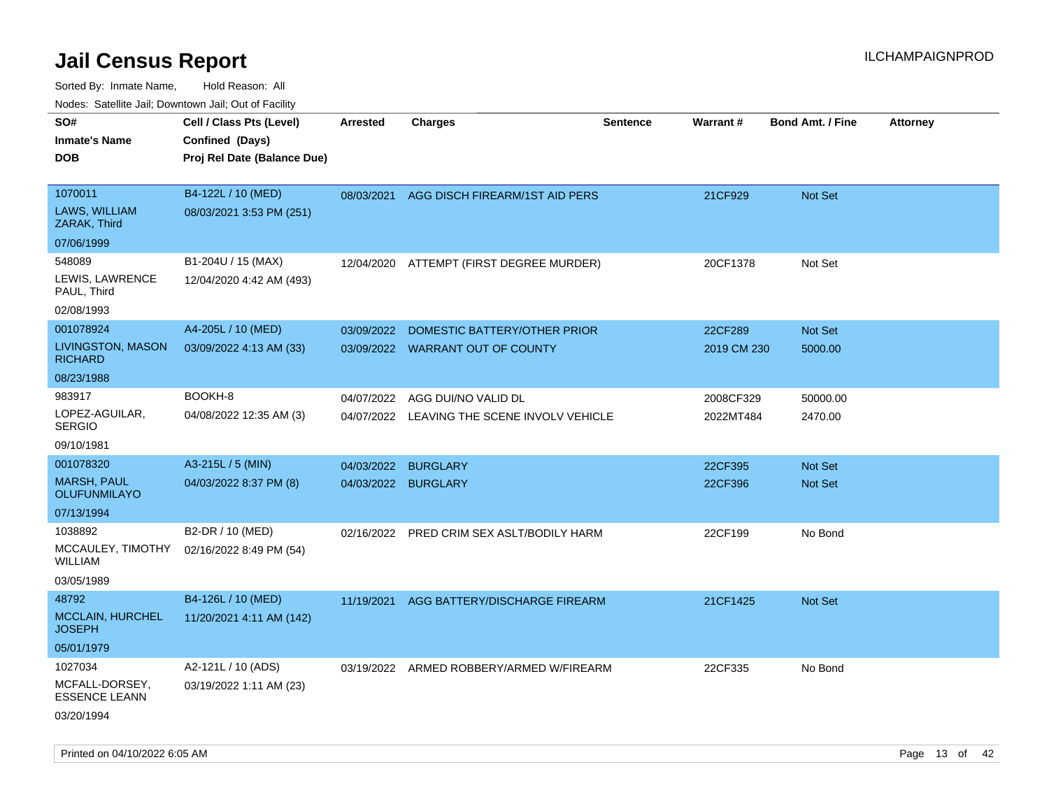# Jail Census Report

ILCHAMPAIGNPROD

Sorted By: Inmate Name, Hold Reason: All

Nodes: Satellite Jail; Downtown Jail; Out of Facility

| SO# / Inmate's Name / DOB | Cell / Class Pts (Level) / Confined (Days) / Proj Rel Date (Balance Due) | Arrested | Charges | Sentence | Warrant # | Bond Amt. / Fine | Attorney |
|---|---|---|---|---|---|---|---|
| 1070011<br>LAWS, WILLIAM ZARAK, Third<br>07/06/1999 | B4-122L / 10 (MED)<br>08/03/2021 3:53 PM (251) | 08/03/2021 | AGG DISCH FIREARM/1ST AID PERS | | 21CF929 | Not Set | |
| 548089<br>LEWIS, LAWRENCE PAUL, Third<br>02/08/1993 | B1-204U / 15 (MAX)<br>12/04/2020 4:42 AM (493) | 12/04/2020 | ATTEMPT (FIRST DEGREE MURDER) | | 20CF1378 | Not Set | |
| 001078924<br>LIVINGSTON, MASON RICHARD<br>08/23/1988 | A4-205L / 10 (MED)<br>03/09/2022 4:13 AM (33) | 03/09/2022<br>03/09/2022 | DOMESTIC BATTERY/OTHER PRIOR<br>WARRANT OUT OF COUNTY | | 22CF289<br>2019 CM 230 | Not Set<br>5000.00 | |
| 983917<br>LOPEZ-AGUILAR, SERGIO<br>09/10/1981 | BOOKH-8<br>04/08/2022 12:35 AM (3) | 04/07/2022<br>04/07/2022 | AGG DUI/NO VALID DL<br>LEAVING THE SCENE INVOLV VEHICLE | | 2008CF329<br>2022MT484 | 50000.00<br>2470.00 | |
| 001078320<br>MARSH, PAUL OLUFUNMILAYO<br>07/13/1994 | A3-215L / 5 (MIN)<br>04/03/2022 8:37 PM (8) | 04/03/2022<br>04/03/2022 | BURGLARY<br>BURGLARY | | 22CF395<br>22CF396 | Not Set<br>Not Set | |
| 1038892<br>MCCAULEY, TIMOTHY WILLIAM<br>03/05/1989 | B2-DR / 10 (MED)<br>02/16/2022 8:49 PM (54) | 02/16/2022 | PRED CRIM SEX ASLT/BODILY HARM | | 22CF199 | No Bond | |
| 48792<br>MCCLAIN, HURCHEL JOSEPH<br>05/01/1979 | B4-126L / 10 (MED)<br>11/20/2021 4:11 AM (142) | 11/19/2021 | AGG BATTERY/DISCHARGE FIREARM | | 21CF1425 | Not Set | |
| 1027034<br>MCFALL-DORSEY, ESSENCE LEANN<br>03/20/1994 | A2-121L / 10 (ADS)<br>03/19/2022 1:11 AM (23) | 03/19/2022 | ARMED ROBBERY/ARMED W/FIREARM | | 22CF335 | No Bond | |

Printed on 04/10/2022 6:05 AM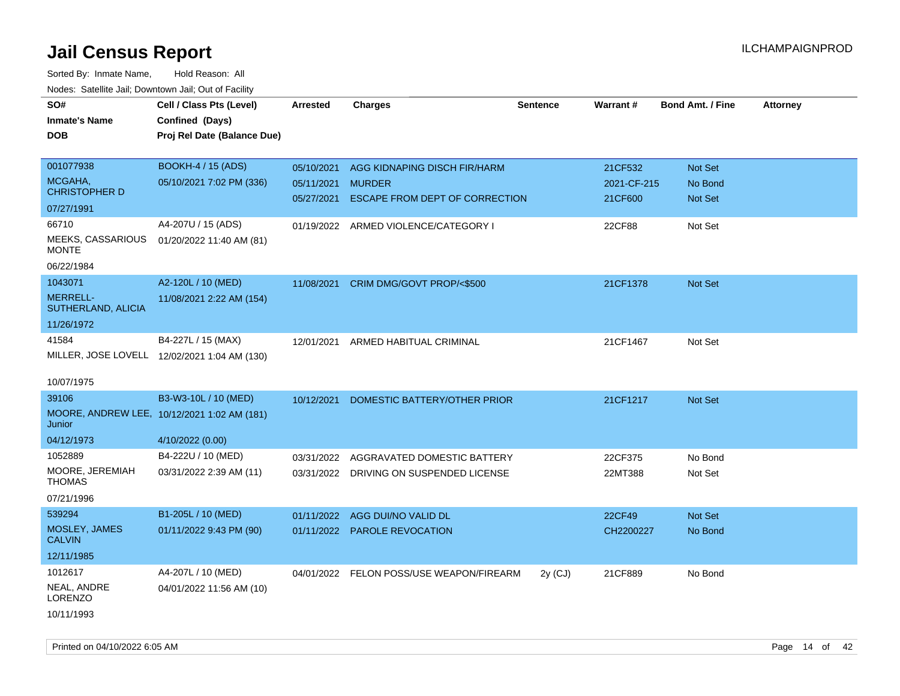# Jail Census Report

ILCHAMPAIGNPROD

Sorted By: Inmate Name, Hold Reason: All

Nodes: Satellite Jail; Downtown Jail; Out of Facility

| SO# / Inmate's Name / DOB | Cell / Class Pts (Level) / Confined (Days) / Proj Rel Date (Balance Due) | Arrested | Charges | Sentence | Warrant # | Bond Amt. / Fine | Attorney |
|---|---|---|---|---|---|---|---|
| 001077938<br>MCGAHA, CHRISTOPHER D<br>07/27/1991 | BOOKH-4 / 15 (ADS)<br>05/10/2021 7:02 PM (336) | 05/10/2021<br>05/11/2021<br>05/27/2021 | AGG KIDNAPING DISCH FIR/HARM<br>MURDER<br>ESCAPE FROM DEPT OF CORRECTION | | 21CF532<br>2021-CF-215<br>21CF600 | Not Set<br>No Bond<br>Not Set | |
| 66710<br>MEEKS, CASSARIOUS MONTE<br>06/22/1984 | A4-207U / 15 (ADS)<br>01/20/2022 11:40 AM (81) | 01/19/2022 | ARMED VIOLENCE/CATEGORY I | | 22CF88 | Not Set | |
| 1043071<br>MERRELL-SUTHERLAND, ALICIA<br>11/26/1972 | A2-120L / 10 (MED)<br>11/08/2021 2:22 AM (154) | 11/08/2021 | CRIM DMG/GOVT PROP/<$500 | | 21CF1378 | Not Set | |
| 41584<br>MILLER, JOSE LOVELL<br>10/07/1975 | B4-227L / 15 (MAX)<br>12/02/2021 1:04 AM (130) | 12/01/2021 | ARMED HABITUAL CRIMINAL | | 21CF1467 | Not Set | |
| 39106<br>MOORE, ANDREW LEE, Junior<br>04/12/1973 | B3-W3-10L / 10 (MED)<br>10/12/2021 1:02 AM (181)<br>4/10/2022 (0.00) | 10/12/2021 | DOMESTIC BATTERY/OTHER PRIOR | | 21CF1217 | Not Set | |
| 1052889<br>MOORE, JEREMIAH THOMAS<br>07/21/1996 | B4-222U / 10 (MED)<br>03/31/2022 2:39 AM (11) | 03/31/2022<br>03/31/2022 | AGGRAVATED DOMESTIC BATTERY<br>DRIVING ON SUSPENDED LICENSE | | 22CF375<br>22MT388 | No Bond<br>Not Set | |
| 539294<br>MOSLEY, JAMES CALVIN<br>12/11/1985 | B1-205L / 10 (MED)<br>01/11/2022 9:43 PM (90) | 01/11/2022<br>01/11/2022 | AGG DUI/NO VALID DL<br>PAROLE REVOCATION | | 22CF49<br>CH2200227 | Not Set<br>No Bond | |
| 1012617<br>NEAL, ANDRE LORENZO<br>10/11/1993 | A4-207L / 10 (MED)<br>04/01/2022 11:56 AM (10) | 04/01/2022 | FELON POSS/USE WEAPON/FIREARM | 2y (CJ) | 21CF889 | No Bond | |

Printed on 04/10/2022 6:05 AM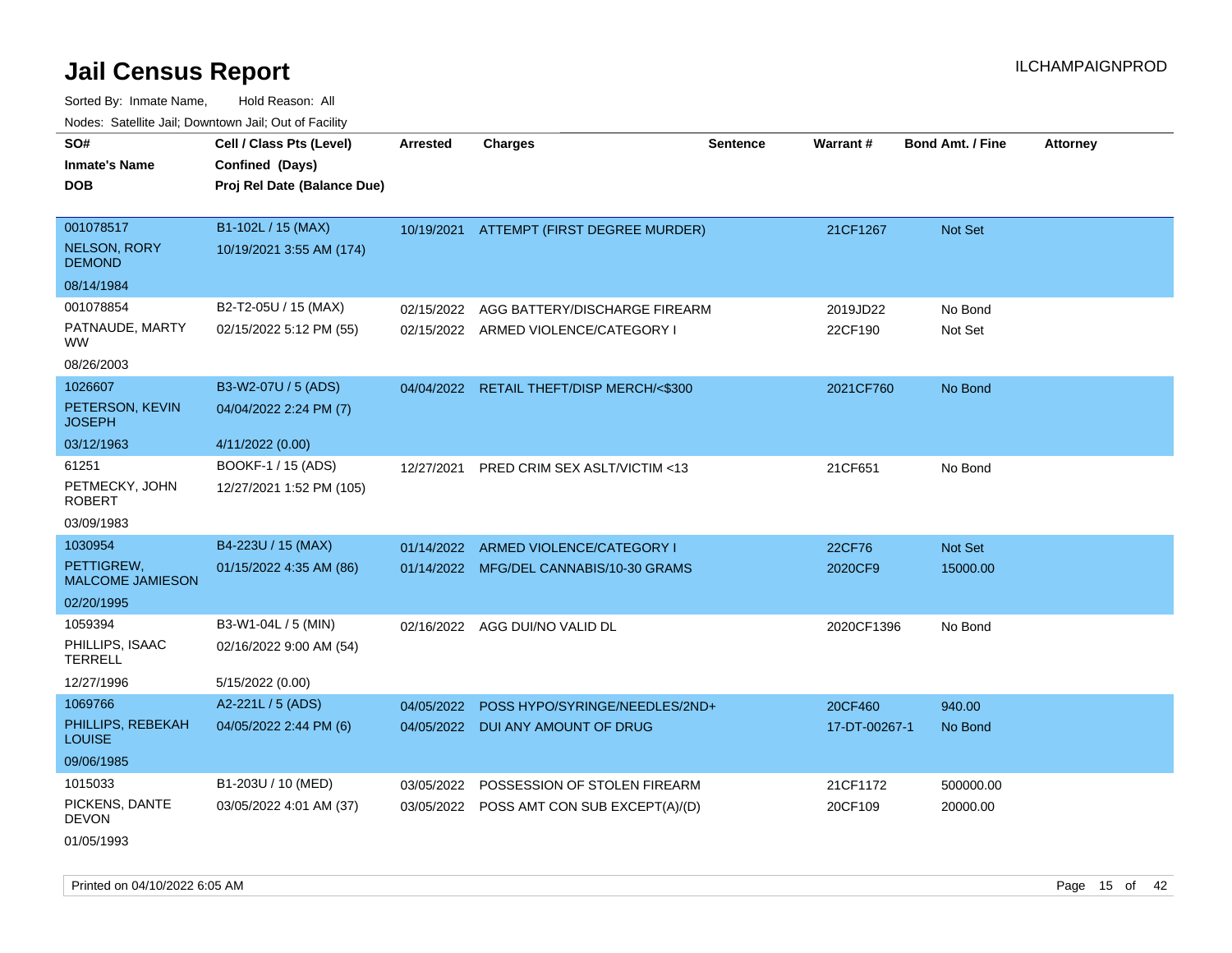# Jail Census Report

ILCHAMPAIGNPROD

Sorted By: Inmate Name, Hold Reason: All

Nodes: Satellite Jail; Downtown Jail; Out of Facility

| SO# / Inmate's Name / DOB | Cell / Class Pts (Level) / Confined (Days) / Proj Rel Date (Balance Due) | Arrested | Charges | Sentence | Warrant # | Bond Amt. / Fine | Attorney |
|---|---|---|---|---|---|---|---|
| 001078517<br>NELSON, RORY DEMOND<br>08/14/1984 | B1-102L / 15 (MAX)<br>10/19/2021 3:55 AM (174) | 10/19/2021 | ATTEMPT (FIRST DEGREE MURDER) | | 21CF1267 | Not Set | |
| 001078854<br>PATNAUDE, MARTY WW<br>08/26/2003 | B2-T2-05U / 15 (MAX)<br>02/15/2022 5:12 PM (55) | 02/15/2022<br>02/15/2022 | AGG BATTERY/DISCHARGE FIREARM<br>ARMED VIOLENCE/CATEGORY I | | 2019JD22<br>22CF190 | No Bond<br>Not Set | |
| 1026607<br>PETERSON, KEVIN JOSEPH<br>03/12/1963 | B3-W2-07U / 5 (ADS)<br>04/04/2022 2:24 PM (7)<br>4/11/2022 (0.00) | 04/04/2022 | RETAIL THEFT/DISP MERCH/<$300 | | 2021CF760 | No Bond | |
| 61251<br>PETMECKY, JOHN ROBERT<br>03/09/1983 | BOOKF-1 / 15 (ADS)<br>12/27/2021 1:52 PM (105) | 12/27/2021 | PRED CRIM SEX ASLT/VICTIM <13 | | 21CF651 | No Bond | |
| 1030954<br>PETTIGREW, MALCOME JAMIESON<br>02/20/1995 | B4-223U / 15 (MAX)<br>01/15/2022 4:35 AM (86) | 01/14/2022<br>01/14/2022 | ARMED VIOLENCE/CATEGORY I<br>MFG/DEL CANNABIS/10-30 GRAMS | | 22CF76<br>2020CF9 | Not Set<br>15000.00 | |
| 1059394<br>PHILLIPS, ISAAC TERRELL<br>12/27/1996 | B3-W1-04L / 5 (MIN)<br>02/16/2022 9:00 AM (54)<br>5/15/2022 (0.00) | 02/16/2022 | AGG DUI/NO VALID DL | | 2020CF1396 | No Bond | |
| 1069766<br>PHILLIPS, REBEKAH LOUISE<br>09/06/1985 | A2-221L / 5 (ADS)<br>04/05/2022 2:44 PM (6) | 04/05/2022<br>04/05/2022 | POSS HYPO/SYRINGE/NEEDLES/2ND+<br>DUI ANY AMOUNT OF DRUG | | 20CF460<br>17-DT-00267-1 | 940.00<br>No Bond | |
| 1015033<br>PICKENS, DANTE DEVON<br>01/05/1993 | B1-203U / 10 (MED)<br>03/05/2022 4:01 AM (37) | 03/05/2022<br>03/05/2022 | POSSESSION OF STOLEN FIREARM<br>POSS AMT CON SUB EXCEPT(A)/(D) | | 21CF1172<br>20CF109 | 500000.00<br>20000.00 | |

Printed on 04/10/2022 6:05 AM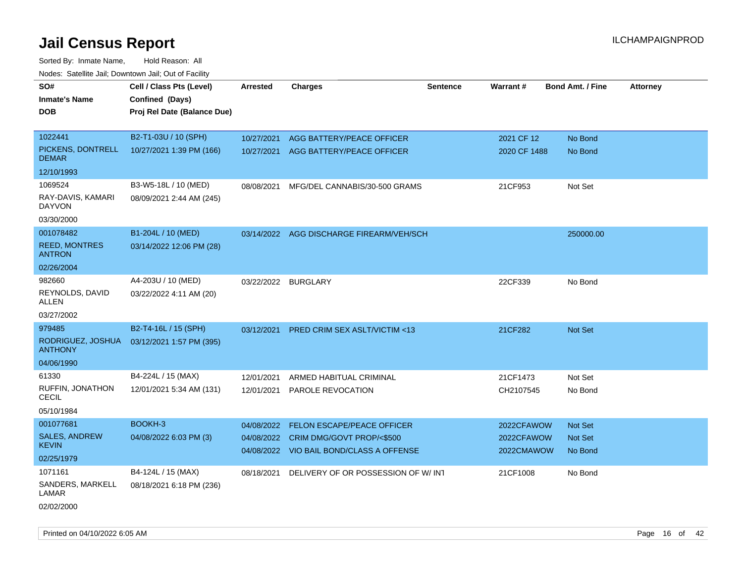# Jail Census Report

ILCHAMPAIGNPROD

Sorted By: Inmate Name, Hold Reason: All

Nodes: Satellite Jail; Downtown Jail; Out of Facility

| SO# / Inmate's Name / DOB | Cell / Class Pts (Level) / Confined (Days) / Proj Rel Date (Balance Due) | Arrested | Charges | Sentence | Warrant # | Bond Amt. / Fine | Attorney |
|---|---|---|---|---|---|---|---|
| 1022441<br>PICKENS, DONTRELL DEMAR<br>12/10/1993 | B2-T1-03U / 10 (SPH)<br>10/27/2021 1:39 PM (166) | 10/27/2021<br>10/27/2021 | AGG BATTERY/PEACE OFFICER<br>AGG BATTERY/PEACE OFFICER | | 2021 CF 12<br>2020 CF 1488 | No Bond<br>No Bond | |
| 1069524<br>RAY-DAVIS, KAMARI DAYVON<br>03/30/2000 | B3-W5-18L / 10 (MED)<br>08/09/2021 2:44 AM (245) | 08/08/2021 | MFG/DEL CANNABIS/30-500 GRAMS | | 21CF953 | Not Set | |
| 001078482<br>REED, MONTRES ANTRON<br>02/26/2004 | B1-204L / 10 (MED)<br>03/14/2022 12:06 PM (28) | 03/14/2022 | AGG DISCHARGE FIREARM/VEH/SCH | | | 250000.00 | |
| 982660<br>REYNOLDS, DAVID ALLEN<br>03/27/2002 | A4-203U / 10 (MED)<br>03/22/2022 4:11 AM (20) | 03/22/2022 | BURGLARY | | 22CF339 | No Bond | |
| 979485<br>RODRIGUEZ, JOSHUA ANTHONY<br>04/06/1990 | B2-T4-16L / 15 (SPH)<br>03/12/2021 1:57 PM (395) | 03/12/2021 | PRED CRIM SEX ASLT/VICTIM <13 | | 21CF282 | Not Set | |
| 61330<br>RUFFIN, JONATHON CECIL<br>05/10/1984 | B4-224L / 15 (MAX)<br>12/01/2021 5:34 AM (131) | 12/01/2021<br>12/01/2021 | ARMED HABITUAL CRIMINAL<br>PAROLE REVOCATION | | 21CF1473<br>CH2107545 | Not Set<br>No Bond | |
| 001077681<br>SALES, ANDREW KEVIN<br>02/25/1979 | BOOKH-3<br>04/08/2022 6:03 PM (3) | 04/08/2022<br>04/08/2022<br>04/08/2022 | FELON ESCAPE/PEACE OFFICER<br>CRIM DMG/GOVT PROP/<$500<br>VIO BAIL BOND/CLASS A OFFENSE | | 2022CFAWOW<br>2022CFAWOW<br>2022CMAWOW | Not Set<br>Not Set<br>No Bond | |
| 1071161<br>SANDERS, MARKELL LAMAR<br>02/02/2000 | B4-124L / 15 (MAX)<br>08/18/2021 6:18 PM (236) | 08/18/2021 | DELIVERY OF OR POSSESSION OF W/ INT | | 21CF1008 | No Bond | |

Printed on 04/10/2022 6:05 AM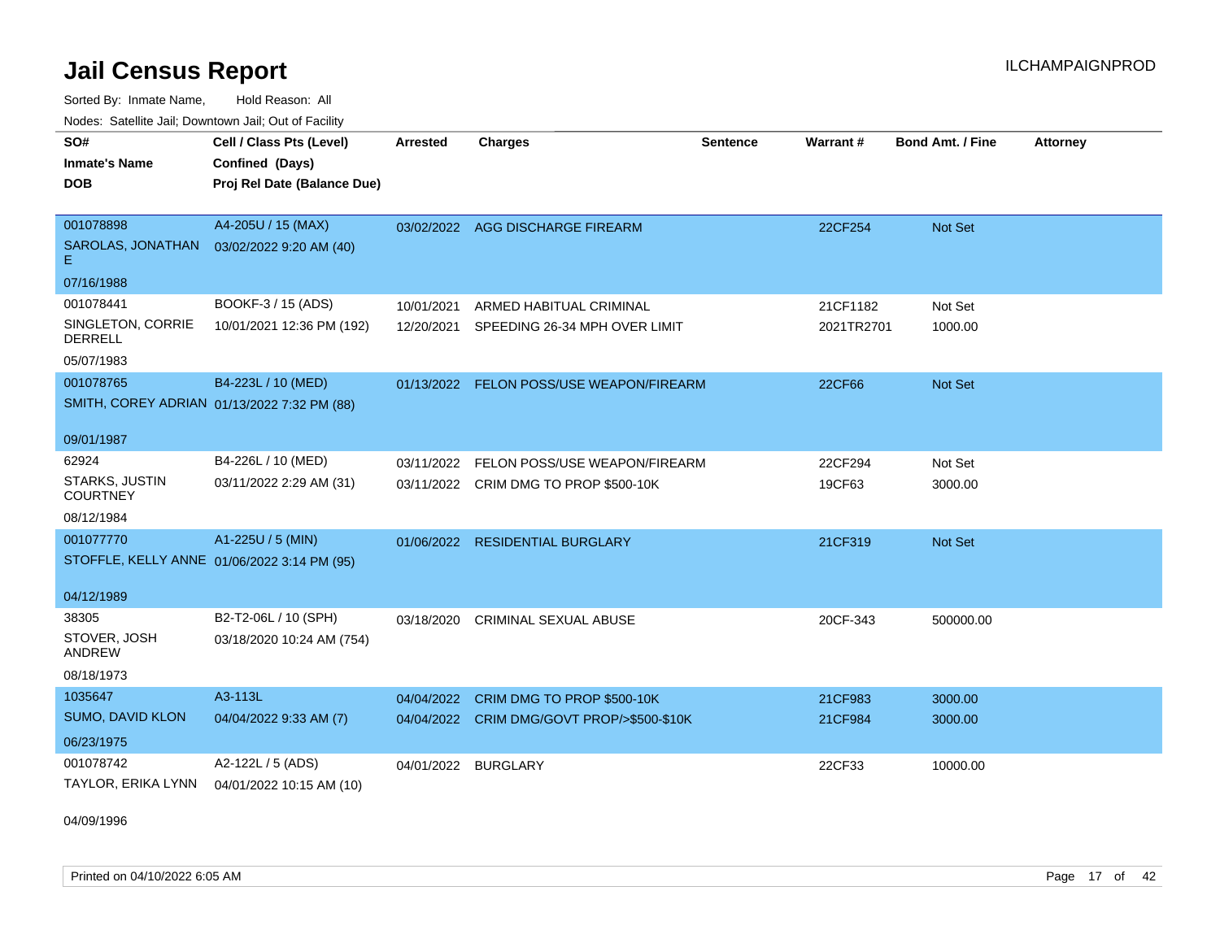# Jail Census Report

ILCHAMPAIGNPROD

Sorted By: Inmate Name, Hold Reason: All

Nodes: Satellite Jail; Downtown Jail; Out of Facility

| SO# / Inmate's Name / DOB | Cell / Class Pts (Level) / Confined (Days) / Proj Rel Date (Balance Due) | Arrested | Charges | Sentence | Warrant # | Bond Amt. / Fine | Attorney |
|---|---|---|---|---|---|---|---|
| 001078898 SAROLAS, JONATHAN E 07/16/1988 | A4-205U / 15 (MAX) 03/02/2022 9:20 AM (40) | 03/02/2022 | AGG DISCHARGE FIREARM | | 22CF254 | Not Set | |
| 001078441 SINGLETON, CORRIE DERRELL 05/07/1983 | BOOKF-3 / 15 (ADS) 10/01/2021 12:36 PM (192) | 10/01/2021 | ARMED HABITUAL CRIMINAL | | 21CF1182 | Not Set | |
| | | 12/20/2021 | SPEEDING 26-34 MPH OVER LIMIT | | 2021TR2701 | 1000.00 | |
| 001078765 SMITH, COREY ADRIAN 09/01/1987 | B4-223L / 10 (MED) 01/13/2022 7:32 PM (88) | 01/13/2022 | FELON POSS/USE WEAPON/FIREARM | | 22CF66 | Not Set | |
| 62924 STARKS, JUSTIN COURTNEY 08/12/1984 | B4-226L / 10 (MED) 03/11/2022 2:29 AM (31) | 03/11/2022 | FELON POSS/USE WEAPON/FIREARM | | 22CF294 | Not Set | |
| | | 03/11/2022 | CRIM DMG TO PROP $500-10K | | 19CF63 | 3000.00 | |
| 001077770 STOFFLE, KELLY ANNE 04/12/1989 | A1-225U / 5 (MIN) 01/06/2022 3:14 PM (95) | 01/06/2022 | RESIDENTIAL BURGLARY | | 21CF319 | Not Set | |
| 38305 STOVER, JOSH ANDREW 08/18/1973 | B2-T2-06L / 10 (SPH) 03/18/2020 10:24 AM (754) | 03/18/2020 | CRIMINAL SEXUAL ABUSE | | 20CF-343 | 500000.00 | |
| 1035647 SUMO, DAVID KLON 06/23/1975 | A3-113L 04/04/2022 9:33 AM (7) | 04/04/2022 | CRIM DMG TO PROP $500-10K | | 21CF983 | 3000.00 | |
| | | 04/04/2022 | CRIM DMG/GOVT PROP/>$500-$10K | | 21CF984 | 3000.00 | |
| 001078742 TAYLOR, ERIKA LYNN 04/09/1996 | A2-122L / 5 (ADS) 04/01/2022 10:15 AM (10) | 04/01/2022 | BURGLARY | | 22CF33 | 10000.00 | |

Printed on 04/10/2022 6:05 AM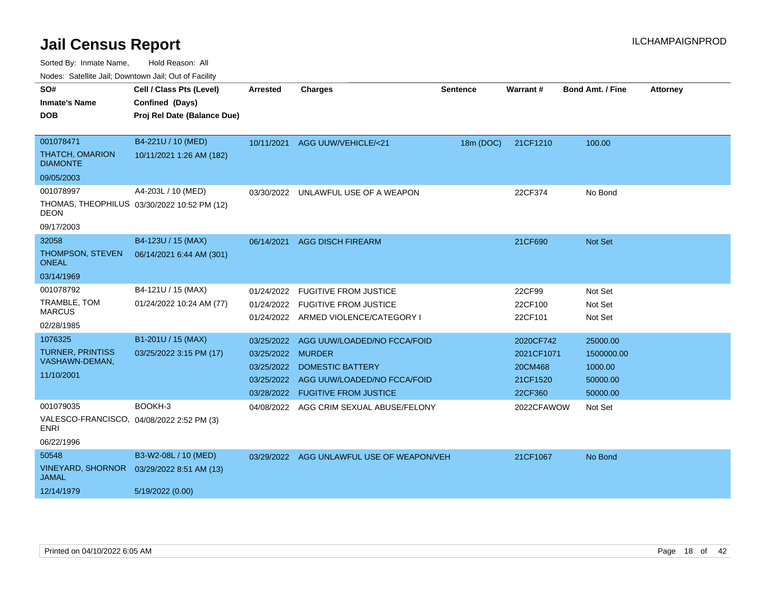# Jail Census Report

ILCHAMPAIGNPROD

Sorted By: Inmate Name, Hold Reason: All

Nodes: Satellite Jail; Downtown Jail; Out of Facility

| SO# / Inmate's Name / DOB | Cell / Class Pts (Level) / Confined (Days) / Proj Rel Date (Balance Due) | Arrested | Charges | Sentence | Warrant # | Bond Amt. / Fine | Attorney |
|---|---|---|---|---|---|---|---|
| 001078471<br>THATCH, OMARION DIAMONTE<br>09/05/2003 | B4-221U / 10 (MED)<br>10/11/2021 1:26 AM (182) | 10/11/2021 | AGG UUW/VEHICLE/<21 | 18m (DOC) | 21CF1210 | 100.00 | |
| 001078997<br>THOMAS, THEOPHILUS DEON<br>09/17/2003 | A4-203L / 10 (MED)<br>03/30/2022 10:52 PM (12) | 03/30/2022 | UNLAWFUL USE OF A WEAPON | | 22CF374 | No Bond | |
| 32058<br>THOMPSON, STEVEN ONEAL<br>03/14/1969 | B4-123U / 15 (MAX)<br>06/14/2021 6:44 AM (301) | 06/14/2021 | AGG DISCH FIREARM | | 21CF690 | Not Set | |
| 001078792<br>TRAMBLE, TOM MARCUS<br>02/28/1985 | B4-121U / 15 (MAX)<br>01/24/2022 10:24 AM (77) | 01/24/2022 | FUGITIVE FROM JUSTICE | | 22CF99 | Not Set | |
| | | 01/24/2022 | FUGITIVE FROM JUSTICE | | 22CF100 | Not Set | |
| | | 01/24/2022 | ARMED VIOLENCE/CATEGORY I | | 22CF101 | Not Set | |
| 1076325<br>TURNER, PRINTISS VASHAWN-DEMAN,<br>11/10/2001 | B1-201U / 15 (MAX)<br>03/25/2022 3:15 PM (17) | 03/25/2022 | AGG UUW/LOADED/NO FCCA/FOID | | 2020CF742 | 25000.00 | |
| | | 03/25/2022 | MURDER | | 2021CF1071 | 1500000.00 | |
| | | 03/25/2022 | DOMESTIC BATTERY | | 20CM468 | 1000.00 | |
| | | 03/25/2022 | AGG UUW/LOADED/NO FCCA/FOID | | 21CF1520 | 50000.00 | |
| | | 03/28/2022 | FUGITIVE FROM JUSTICE | | 22CF360 | 50000.00 | |
| 001079035<br>VALESCO-FRANCISCO, ENRI<br>06/22/1996 | BOOKH-3<br>04/08/2022 2:52 PM (3) | 04/08/2022 | AGG CRIM SEXUAL ABUSE/FELONY | | 2022CFAWOW | Not Set | |
| 50548<br>VINEYARD, SHORNOR JAMAL<br>12/14/1979 | B3-W2-08L / 10 (MED)<br>03/29/2022 8:51 AM (13)<br>5/19/2022 (0.00) | 03/29/2022 | AGG UNLAWFUL USE OF WEAPON/VEH | | 21CF1067 | No Bond | |

Printed on 04/10/2022 6:05 AM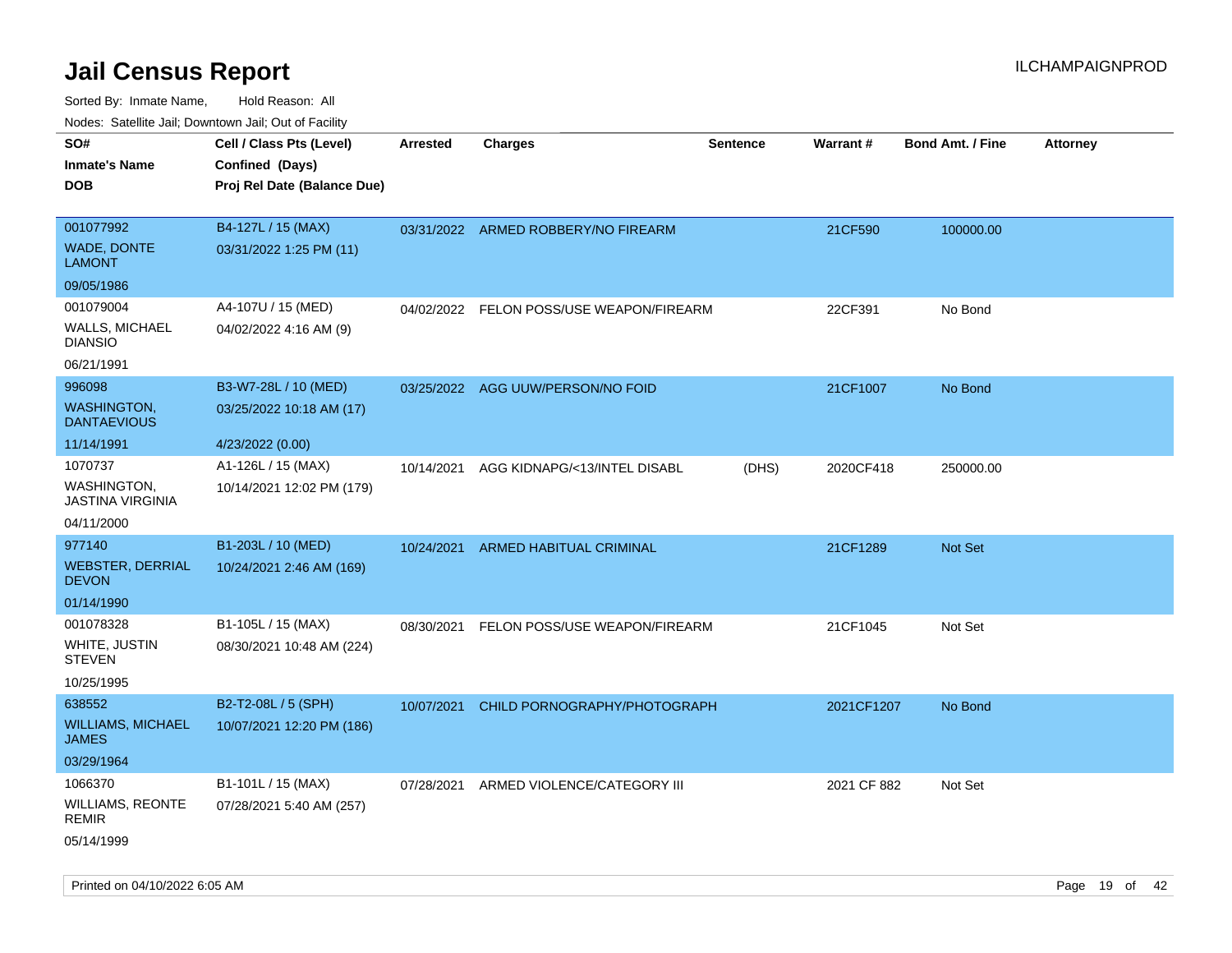# Jail Census Report

ILCHAMPAIGNPROD

Sorted By: Inmate Name, Hold Reason: All

Nodes: Satellite Jail; Downtown Jail; Out of Facility

| SO# / Inmate's Name / DOB | Cell / Class Pts (Level) / Confined (Days) / Proj Rel Date (Balance Due) | Arrested | Charges | Sentence | Warrant # | Bond Amt. / Fine | Attorney |
|---|---|---|---|---|---|---|---|
| 001077992<br>WADE, DONTE LAMONT<br>09/05/1986 | B4-127L / 15 (MAX)<br>03/31/2022 1:25 PM (11) | 03/31/2022 | ARMED ROBBERY/NO FIREARM | | 21CF590 | 100000.00 | |
| 001079004<br>WALLS, MICHAEL DIANSIO<br>06/21/1991 | A4-107U / 15 (MED)<br>04/02/2022 4:16 AM (9) | 04/02/2022 | FELON POSS/USE WEAPON/FIREARM | | 22CF391 | No Bond | |
| 996098<br>WASHINGTON, DANTAEVIOUS<br>11/14/1991 | B3-W7-28L / 10 (MED)<br>03/25/2022 10:18 AM (17)<br>4/23/2022 (0.00) | 03/25/2022 | AGG UUW/PERSON/NO FOID | | 21CF1007 | No Bond | |
| 1070737<br>WASHINGTON, JASTINA VIRGINIA<br>04/11/2000 | A1-126L / 15 (MAX)<br>10/14/2021 12:02 PM (179) | 10/14/2021 | AGG KIDNAPG/<13/INTEL DISABL | (DHS) | 2020CF418 | 250000.00 | |
| 977140<br>WEBSTER, DERRIAL DEVON<br>01/14/1990 | B1-203L / 10 (MED)<br>10/24/2021 2:46 AM (169) | 10/24/2021 | ARMED HABITUAL CRIMINAL | | 21CF1289 | Not Set | |
| 001078328<br>WHITE, JUSTIN STEVEN<br>10/25/1995 | B1-105L / 15 (MAX)<br>08/30/2021 10:48 AM (224) | 08/30/2021 | FELON POSS/USE WEAPON/FIREARM | | 21CF1045 | Not Set | |
| 638552<br>WILLIAMS, MICHAEL JAMES<br>03/29/1964 | B2-T2-08L / 5 (SPH)<br>10/07/2021 12:20 PM (186) | 10/07/2021 | CHILD PORNOGRAPHY/PHOTOGRAPH | | 2021CF1207 | No Bond | |
| 1066370<br>WILLIAMS, REONTE REMIR<br>05/14/1999 | B1-101L / 15 (MAX)<br>07/28/2021 5:40 AM (257) | 07/28/2021 | ARMED VIOLENCE/CATEGORY III | | 2021 CF 882 | Not Set | |

Printed on 04/10/2022 6:05 AM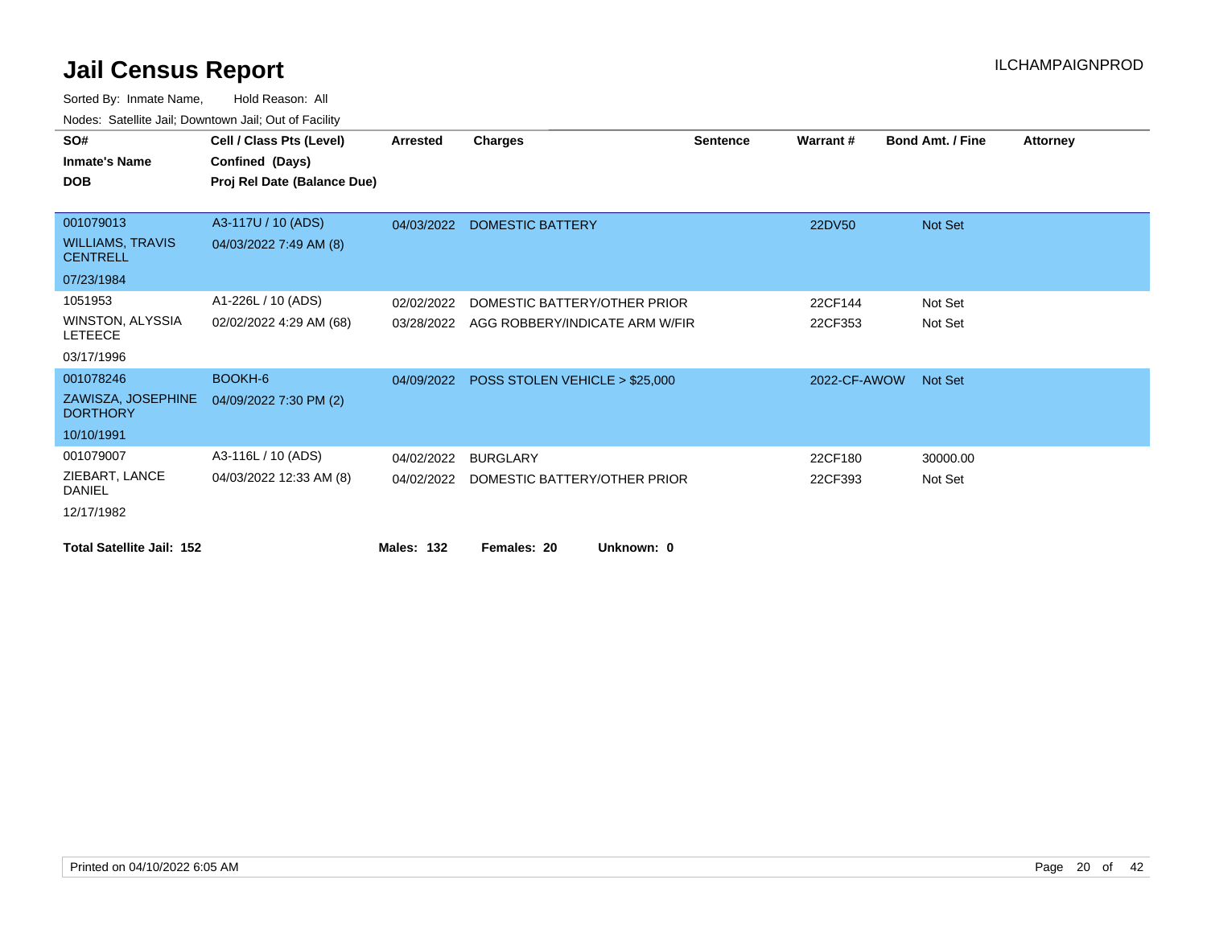# Jail Census Report

ILCHAMPAIGNPROD

Sorted By: Inmate Name, Hold Reason: All

Nodes: Satellite Jail; Downtown Jail; Out of Facility

| SO# / Inmate's Name / DOB | Cell / Class Pts (Level) / Confined (Days) / Proj Rel Date (Balance Due) | Arrested | Charges | Sentence | Warrant # | Bond Amt. / Fine | Attorney |
|---|---|---|---|---|---|---|---|
| 001079013 WILLIAMS, TRAVIS CENTRELL 07/23/1984 | A3-117U / 10 (ADS) 04/03/2022 7:49 AM (8) | 04/03/2022 | DOMESTIC BATTERY | | 22DV50 | Not Set | |
| 1051953 WINSTON, ALYSSIA LETEECE 03/17/1996 | A1-226L / 10 (ADS) 02/02/2022 4:29 AM (68) | 02/02/2022 | DOMESTIC BATTERY/OTHER PRIOR | | 22CF144 | Not Set | |
| | | 03/28/2022 | AGG ROBBERY/INDICATE ARM W/FIR | | 22CF353 | Not Set | |
| 001078246 ZAWISZA, JOSEPHINE DORTHORY 10/10/1991 | BOOKH-6 04/09/2022 7:30 PM (2) | 04/09/2022 | POSS STOLEN VEHICLE > $25,000 | | 2022-CF-AWOW | Not Set | |
| 001079007 ZIEBART, LANCE DANIEL 12/17/1982 | A3-116L / 10 (ADS) 04/03/2022 12:33 AM (8) | 04/02/2022 | BURGLARY | | 22CF180 | 30000.00 | |
| | | 04/02/2022 | DOMESTIC BATTERY/OTHER PRIOR | | 22CF393 | Not Set | |

**Total Satellite Jail: 152** **Males: 132** **Females: 20** **Unknown: 0**

Printed on 04/10/2022 6:05 AM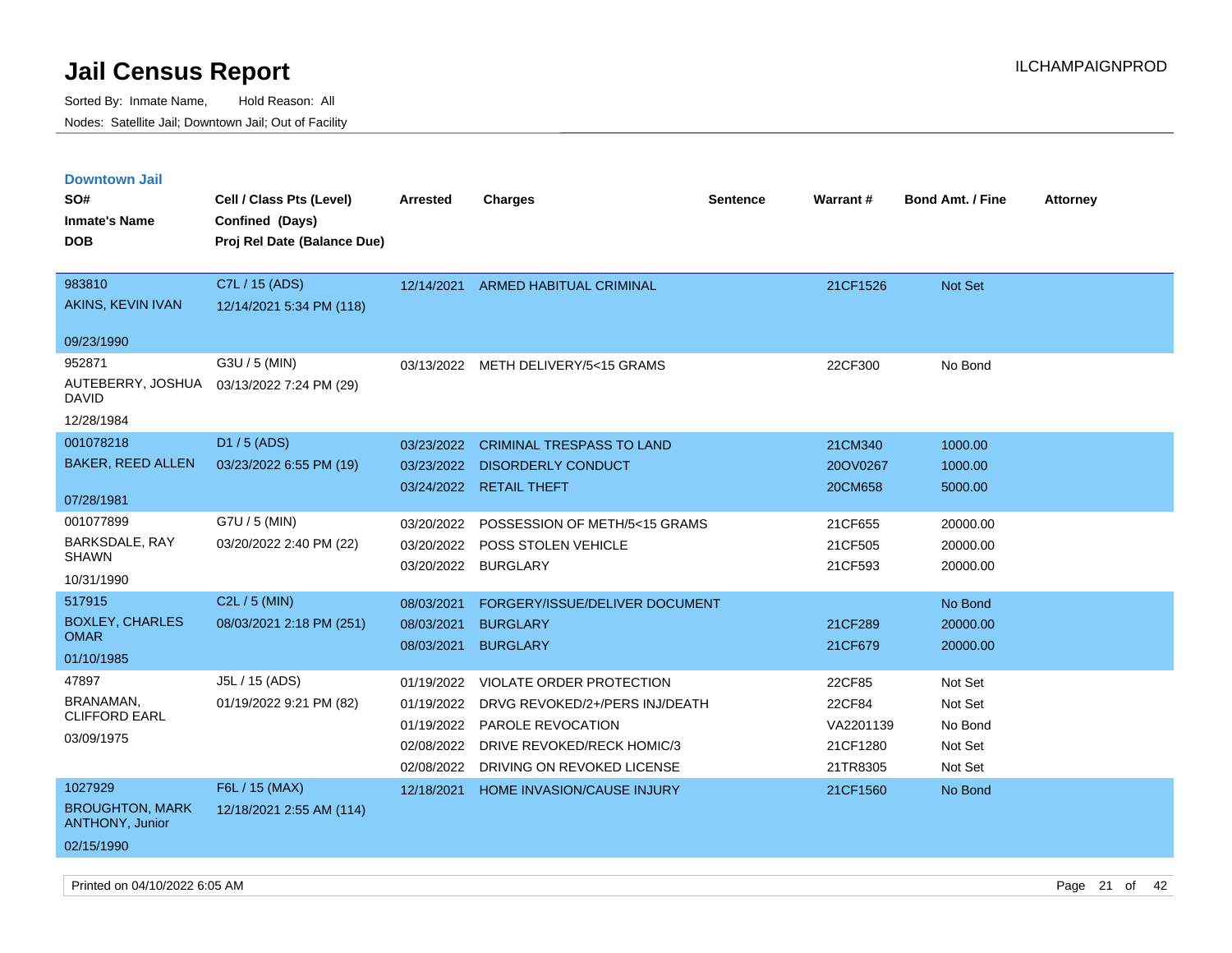# Jail Census Report

Sorted By: Inmate Name, Hold Reason: All

Nodes: Satellite Jail; Downtown Jail; Out of Facility

## Downtown Jail

| SO# / Inmate's Name / DOB | Cell / Class Pts (Level) / Confined (Days) / Proj Rel Date (Balance Due) | Arrested | Charges | Sentence | Warrant # | Bond Amt. / Fine | Attorney |
|---|---|---|---|---|---|---|---|
| 983810<br>AKINS, KEVIN IVAN<br>09/23/1990 | C7L / 15 (ADS)<br>12/14/2021 5:34 PM (118) | 12/14/2021 | ARMED HABITUAL CRIMINAL | | 21CF1526 | Not Set | |
| 952871<br>AUTEBERRY, JOSHUA DAVID<br>12/28/1984 | G3U / 5 (MIN)<br>03/13/2022 7:24 PM (29) | 03/13/2022 | METH DELIVERY/5<15 GRAMS | | 22CF300 | No Bond | |
| 001078218<br>BAKER, REED ALLEN<br>07/28/1981 | D1 / 5 (ADS)<br>03/23/2022 6:55 PM (19) | 03/23/2022 | CRIMINAL TRESPASS TO LAND | | 21CM340 | 1000.00 | |
| | | 03/23/2022 | DISORDERLY CONDUCT | | 20OV0267 | 1000.00 | |
| | | 03/24/2022 | RETAIL THEFT | | 20CM658 | 5000.00 | |
| 001077899<br>BARKSDALE, RAY SHAWN<br>10/31/1990 | G7U / 5 (MIN)<br>03/20/2022 2:40 PM (22) | 03/20/2022 | POSSESSION OF METH/5<15 GRAMS | | 21CF655 | 20000.00 | |
| | | 03/20/2022 | POSS STOLEN VEHICLE | | 21CF505 | 20000.00 | |
| | | 03/20/2022 | BURGLARY | | 21CF593 | 20000.00 | |
| 517915<br>BOXLEY, CHARLES OMAR<br>01/10/1985 | C2L / 5 (MIN)<br>08/03/2021 2:18 PM (251) | 08/03/2021 | FORGERY/ISSUE/DELIVER DOCUMENT | | | No Bond | |
| | | 08/03/2021 | BURGLARY | | 21CF289 | 20000.00 | |
| | | 08/03/2021 | BURGLARY | | 21CF679 | 20000.00 | |
| 47897<br>BRANAMAN, CLIFFORD EARL<br>03/09/1975 | J5L / 15 (ADS)<br>01/19/2022 9:21 PM (82) | 01/19/2022 | VIOLATE ORDER PROTECTION | | 22CF85 | Not Set | |
| | | 01/19/2022 | DRVG REVOKED/2+/PERS INJ/DEATH | | 22CF84 | Not Set | |
| | | 01/19/2022 | PAROLE REVOCATION | | VA2201139 | No Bond | |
| | | 02/08/2022 | DRIVE REVOKED/RECK HOMIC/3 | | 21CF1280 | Not Set | |
| | | 02/08/2022 | DRIVING ON REVOKED LICENSE | | 21TR8305 | Not Set | |
| 1027929<br>BROUGHTON, MARK ANTHONY, Junior<br>02/15/1990 | F6L / 15 (MAX)<br>12/18/2021 2:55 AM (114) | 12/18/2021 | HOME INVASION/CAUSE INJURY | | 21CF1560 | No Bond | |

Printed on 04/10/2022 6:05 AM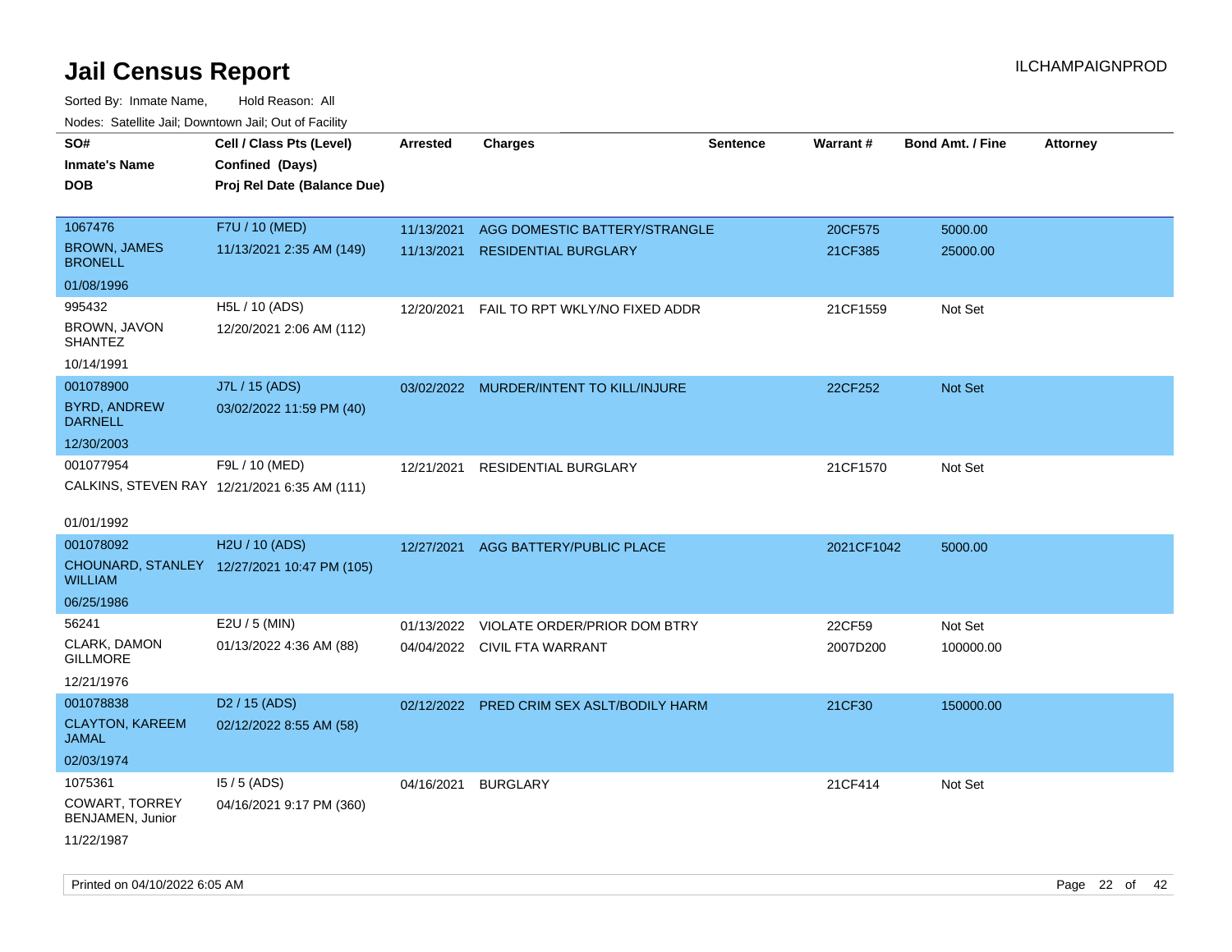# Jail Census Report

Sorted By: Inmate Name, Hold Reason: All

Nodes: Satellite Jail; Downtown Jail; Out of Facility

| SO# / Inmate's Name / DOB | Cell / Class Pts (Level) / Confined (Days) / Proj Rel Date (Balance Due) | Arrested | Charges | Sentence | Warrant # | Bond Amt. / Fine | Attorney |
|---|---|---|---|---|---|---|---|
| 1067476<br>BROWN, JAMES BRONELL<br>01/08/1996 | F7U / 10 (MED)<br>11/13/2021 2:35 AM (149) | 11/13/2021 | AGG DOMESTIC BATTERY/STRANGLE | | 20CF575 | 5000.00 | |
| | | 11/13/2021 | RESIDENTIAL BURGLARY | | 21CF385 | 25000.00 | |
| 995432<br>BROWN, JAVON SHANTEZ<br>10/14/1991 | H5L / 10 (ADS)<br>12/20/2021 2:06 AM (112) | 12/20/2021 | FAIL TO RPT WKLY/NO FIXED ADDR | | 21CF1559 | Not Set | |
| 001078900<br>BYRD, ANDREW DARNELL<br>12/30/2003 | J7L / 15 (ADS)<br>03/02/2022 11:59 PM (40) | 03/02/2022 | MURDER/INTENT TO KILL/INJURE | | 22CF252 | Not Set | |
| 001077954<br>CALKINS, STEVEN RAY<br>01/01/1992 | F9L / 10 (MED)<br>12/21/2021 6:35 AM (111) | 12/21/2021 | RESIDENTIAL BURGLARY | | 21CF1570 | Not Set | |
| 001078092<br>CHOUNARD, STANLEY WILLIAM<br>06/25/1986 | H2U / 10 (ADS)<br>12/27/2021 10:47 PM (105) | 12/27/2021 | AGG BATTERY/PUBLIC PLACE | | 2021CF1042 | 5000.00 | |
| 56241<br>CLARK, DAMON GILLMORE<br>12/21/1976 | E2U / 5 (MIN)<br>01/13/2022 4:36 AM (88) | 01/13/2022 | VIOLATE ORDER/PRIOR DOM BTRY | | 22CF59 | Not Set | |
| | | 04/04/2022 | CIVIL FTA WARRANT | | 2007D200 | 100000.00 | |
| 001078838<br>CLAYTON, KAREEM JAMAL<br>02/03/1974 | D2 / 15 (ADS)<br>02/12/2022 8:55 AM (58) | 02/12/2022 | PRED CRIM SEX ASLT/BODILY HARM | | 21CF30 | 150000.00 | |
| 1075361<br>COWART, TORREY BENJAMEN, Junior<br>11/22/1987 | I5 / 5 (ADS)<br>04/16/2021 9:17 PM (360) | 04/16/2021 | BURGLARY | | 21CF414 | Not Set | |

Printed on 04/10/2022 6:05 AM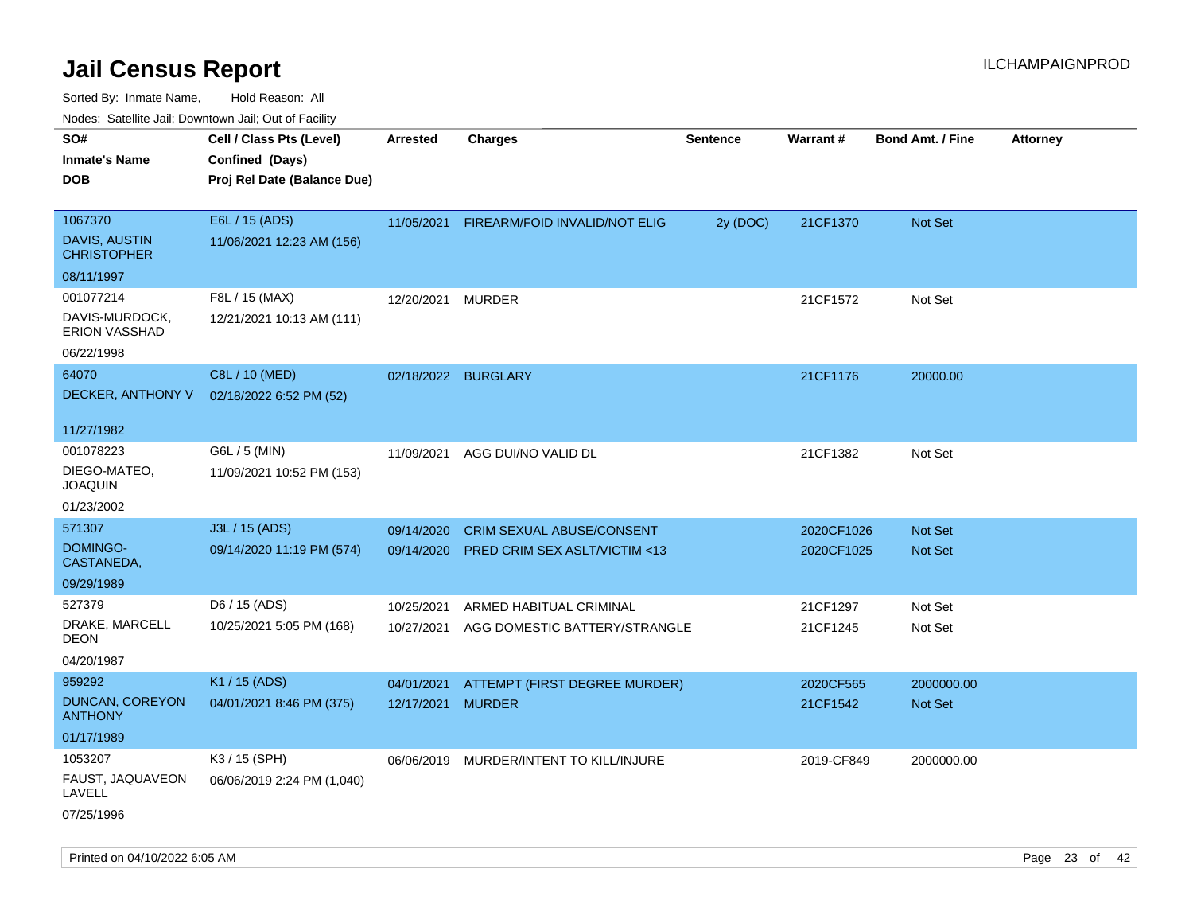# Jail Census Report

Sorted By: Inmate Name, Hold Reason: All

Nodes: Satellite Jail; Downtown Jail; Out of Facility

ILCHAMPAIGNPROD

| SO# / Inmate's Name / DOB | Cell / Class Pts (Level) / Confined (Days) / Proj Rel Date (Balance Due) | Arrested | Charges | Sentence | Warrant # | Bond Amt. / Fine | Attorney |
|---|---|---|---|---|---|---|---|
| 1067370<br>DAVIS, AUSTIN CHRISTOPHER<br>08/11/1997 | E6L / 15 (ADS)<br>11/06/2021 12:23 AM (156) | 11/05/2021 | FIREARM/FOID INVALID/NOT ELIG | 2y (DOC) | 21CF1370 | Not Set | |
| 001077214<br>DAVIS-MURDOCK, ERION VASSHAD<br>06/22/1998 | F8L / 15 (MAX)<br>12/21/2021 10:13 AM (111) | 12/20/2021 | MURDER | | 21CF1572 | Not Set | |
| 64070<br>DECKER, ANTHONY V<br>11/27/1982 | C8L / 10 (MED)<br>02/18/2022 6:52 PM (52) | 02/18/2022 | BURGLARY | | 21CF1176 | 20000.00 | |
| 001078223<br>DIEGO-MATEO, JOAQUIN<br>01/23/2002 | G6L / 5 (MIN)<br>11/09/2021 10:52 PM (153) | 11/09/2021 | AGG DUI/NO VALID DL | | 21CF1382 | Not Set | |
| 571307<br>DOMINGO-CASTANEDA,<br>09/29/1989 | J3L / 15 (ADS)<br>09/14/2020 11:19 PM (574) | 09/14/2020 | CRIM SEXUAL ABUSE/CONSENT | | 2020CF1026 | Not Set | |
| | | 09/14/2020 | PRED CRIM SEX ASLT/VICTIM <13 | | 2020CF1025 | Not Set | |
| 527379<br>DRAKE, MARCELL DEON<br>04/20/1987 | D6 / 15 (ADS)<br>10/25/2021 5:05 PM (168) | 10/25/2021 | ARMED HABITUAL CRIMINAL | | 21CF1297 | Not Set | |
| | | 10/27/2021 | AGG DOMESTIC BATTERY/STRANGLE | | 21CF1245 | Not Set | |
| 959292<br>DUNCAN, COREYON ANTHONY<br>01/17/1989 | K1 / 15 (ADS)<br>04/01/2021 8:46 PM (375) | 04/01/2021 | ATTEMPT (FIRST DEGREE MURDER) | | 2020CF565 | 2000000.00 | |
| | | 12/17/2021 | MURDER | | 21CF1542 | Not Set | |
| 1053207<br>FAUST, JAQUAVEON LAVELL<br>07/25/1996 | K3 / 15 (SPH)<br>06/06/2019 2:24 PM (1,040) | 06/06/2019 | MURDER/INTENT TO KILL/INJURE | | 2019-CF849 | 2000000.00 | |

Printed on 04/10/2022 6:05 AM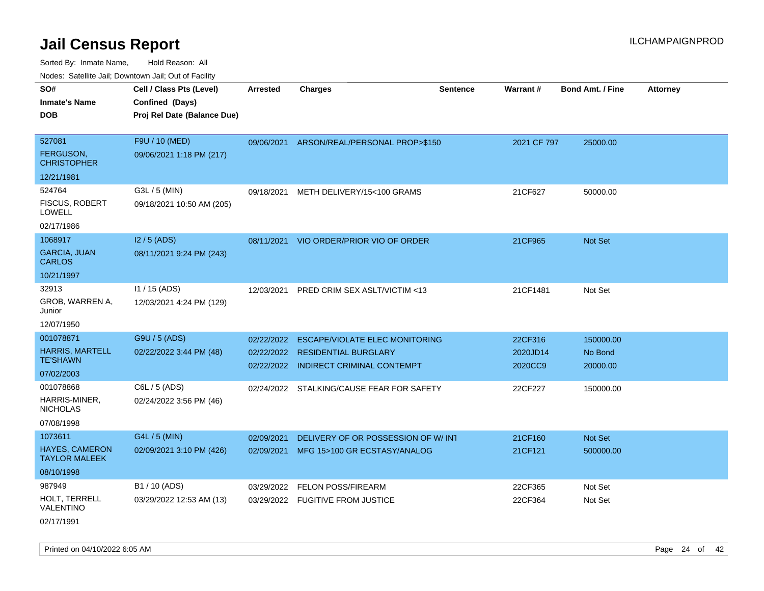# Jail Census Report

Sorted By: Inmate Name, Hold Reason: All

Nodes: Satellite Jail; Downtown Jail; Out of Facility

| SO# / Inmate's Name / DOB | Cell / Class Pts (Level) / Confined (Days) / Proj Rel Date (Balance Due) | Arrested | Charges | Sentence | Warrant # | Bond Amt. / Fine | Attorney |
|---|---|---|---|---|---|---|---|
| 527081<br>FERGUSON, CHRISTOPHER<br>12/21/1981 | F9U / 10 (MED)<br>09/06/2021 1:18 PM (217) | 09/06/2021 | ARSON/REAL/PERSONAL PROP>$150 | | 2021 CF 797 | 25000.00 | |
| 524764<br>FISCUS, ROBERT LOWELL<br>02/17/1986 | G3L / 5 (MIN)<br>09/18/2021 10:50 AM (205) | 09/18/2021 | METH DELIVERY/15<100 GRAMS | | 21CF627 | 50000.00 | |
| 1068917<br>GARCIA, JUAN CARLOS<br>10/21/1997 | I2 / 5 (ADS)<br>08/11/2021 9:24 PM (243) | 08/11/2021 | VIO ORDER/PRIOR VIO OF ORDER | | 21CF965 | Not Set | |
| 32913<br>GROB, WARREN A, Junior<br>12/07/1950 | I1 / 15 (ADS)<br>12/03/2021 4:24 PM (129) | 12/03/2021 | PRED CRIM SEX ASLT/VICTIM <13 | | 21CF1481 | Not Set | |
| 001078871<br>HARRIS, MARTELL TE'SHAWN<br>07/02/2003 | G9U / 5 (ADS)<br>02/22/2022 3:44 PM (48) | 02/22/2022<br>02/22/2022<br>02/22/2022 | ESCAPE/VIOLATE ELEC MONITORING<br>RESIDENTIAL BURGLARY<br>INDIRECT CRIMINAL CONTEMPT | | 22CF316<br>2020JD14<br>2020CC9 | 150000.00<br>No Bond<br>20000.00 | |
| 001078868<br>HARRIS-MINER, NICHOLAS<br>07/08/1998 | C6L / 5 (ADS)<br>02/24/2022 3:56 PM (46) | 02/24/2022 | STALKING/CAUSE FEAR FOR SAFETY | | 22CF227 | 150000.00 | |
| 1073611<br>HAYES, CAMERON TAYLOR MALEEK<br>08/10/1998 | G4L / 5 (MIN)<br>02/09/2021 3:10 PM (426) | 02/09/2021<br>02/09/2021 | DELIVERY OF OR POSSESSION OF W/ INT<br>MFG 15>100 GR ECSTASY/ANALOG | | 21CF160<br>21CF121 | Not Set<br>500000.00 | |
| 987949<br>HOLT, TERRELL VALENTINO<br>02/17/1991 | B1 / 10 (ADS)<br>03/29/2022 12:53 AM (13) | 03/29/2022<br>03/29/2022 | FELON POSS/FIREARM<br>FUGITIVE FROM JUSTICE | | 22CF365<br>22CF364 | Not Set<br>Not Set | |

Printed on 04/10/2022 6:05 AM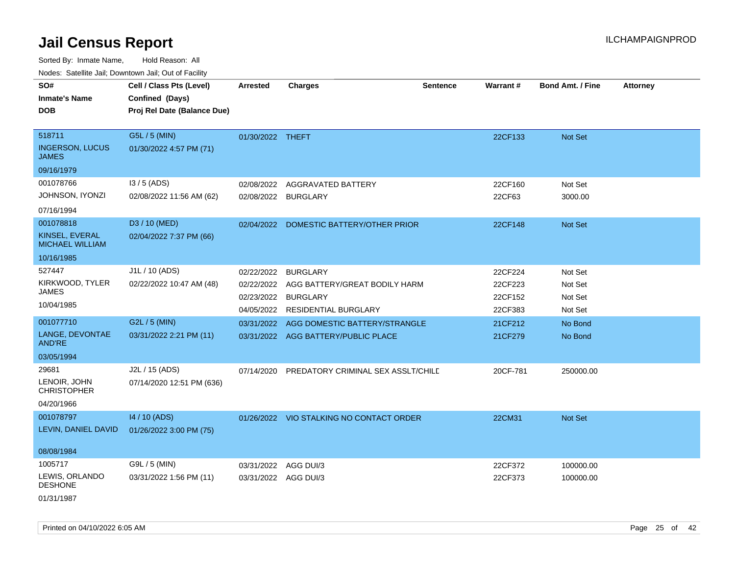# Jail Census Report

Sorted By: Inmate Name, Hold Reason: All

Nodes: Satellite Jail; Downtown Jail; Out of Facility

| SO# / Inmate's Name / DOB | Cell / Class Pts (Level) / Confined (Days) / Proj Rel Date (Balance Due) | Arrested | Charges | Sentence | Warrant # | Bond Amt. / Fine | Attorney |
|---|---|---|---|---|---|---|---|
| 518711<br>INGERSON, LUCUS JAMES<br>09/16/1979 | G5L / 5 (MIN)<br>01/30/2022 4:57 PM (71) | 01/30/2022 | THEFT | | 22CF133 | Not Set | |
| 001078766<br>JOHNSON, IYONZI<br>07/16/1994 | I3 / 5 (ADS)<br>02/08/2022 11:56 AM (62) | 02/08/2022<br>02/08/2022 | AGGRAVATED BATTERY<br>BURGLARY | | 22CF160<br>22CF63 | Not Set<br>3000.00 | |
| 001078818<br>KINSEL, EVERAL MICHAEL WILLIAM<br>10/16/1985 | D3 / 10 (MED)<br>02/04/2022 7:37 PM (66) | 02/04/2022 | DOMESTIC BATTERY/OTHER PRIOR | | 22CF148 | Not Set | |
| 527447<br>KIRKWOOD, TYLER JAMES<br>10/04/1985 | J1L / 10 (ADS)<br>02/22/2022 10:47 AM (48) | 02/22/2022<br>02/22/2022<br>02/23/2022<br>04/05/2022 | BURGLARY<br>AGG BATTERY/GREAT BODILY HARM<br>BURGLARY<br>RESIDENTIAL BURGLARY | | 22CF224<br>22CF223<br>22CF152<br>22CF383 | Not Set<br>Not Set<br>Not Set<br>Not Set | |
| 001077710<br>LANGE, DEVONTAE AND'RE<br>03/05/1994 | G2L / 5 (MIN)<br>03/31/2022 2:21 PM (11) | 03/31/2022<br>03/31/2022 | AGG DOMESTIC BATTERY/STRANGLE<br>AGG BATTERY/PUBLIC PLACE | | 21CF212<br>21CF279 | No Bond<br>No Bond | |
| 29681<br>LENOIR, JOHN CHRISTOPHER<br>04/20/1966 | J2L / 15 (ADS)<br>07/14/2020 12:51 PM (636) | 07/14/2020 | PREDATORY CRIMINAL SEX ASSLT/CHILD | | 20CF-781 | 250000.00 | |
| 001078797<br>LEVIN, DANIEL DAVID<br>08/08/1984 | I4 / 10 (ADS)<br>01/26/2022 3:00 PM (75) | 01/26/2022 | VIO STALKING NO CONTACT ORDER | | 22CM31 | Not Set | |
| 1005717<br>LEWIS, ORLANDO DESHONE<br>01/31/1987 | G9L / 5 (MIN)<br>03/31/2022 1:56 PM (11) | 03/31/2022<br>03/31/2022 | AGG DUI/3<br>AGG DUI/3 | | 22CF372<br>22CF373 | 100000.00<br>100000.00 | |

Printed on 04/10/2022 6:05 AM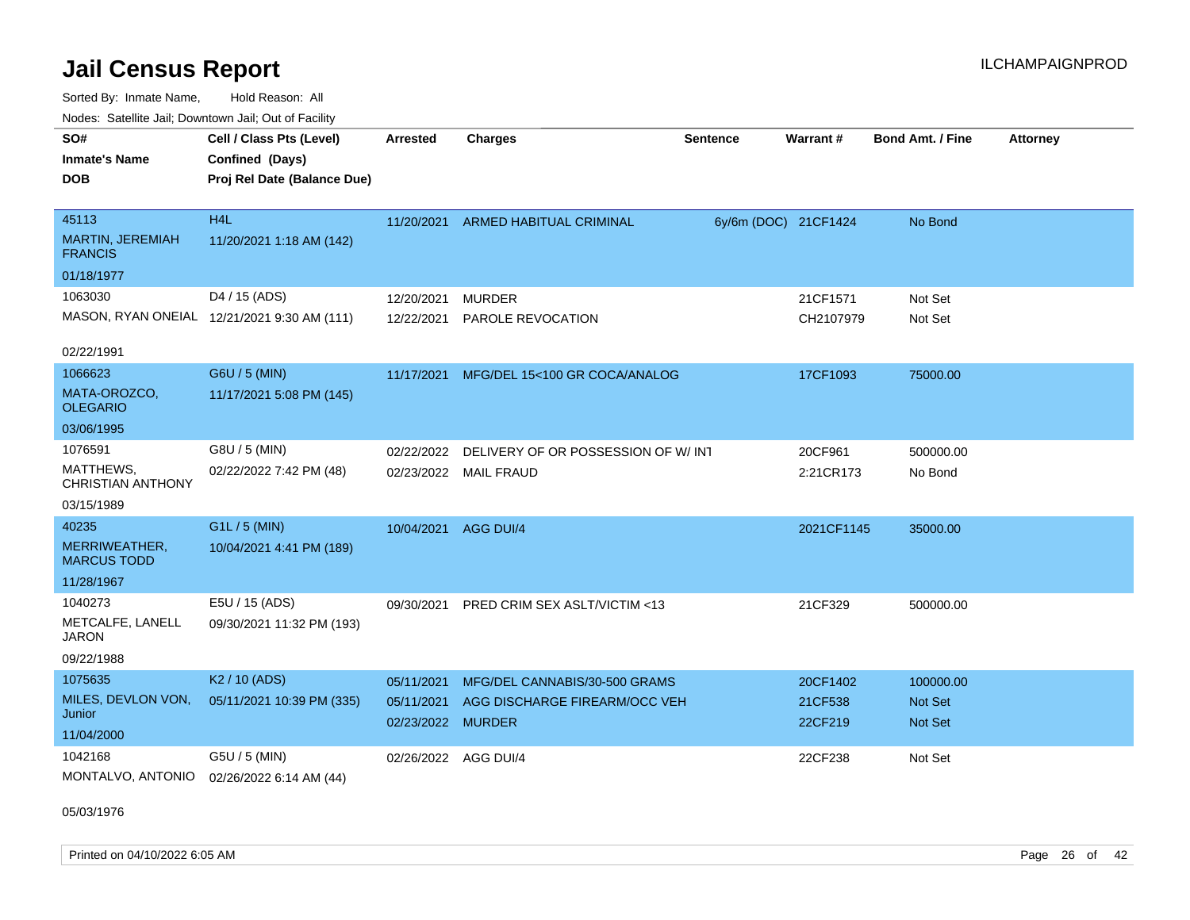# Jail Census Report

Sorted By: Inmate Name, Hold Reason: All

Nodes: Satellite Jail; Downtown Jail; Out of Facility

| SO# / Inmate's Name / DOB | Cell / Class Pts (Level) / Confined (Days) / Proj Rel Date (Balance Due) | Arrested | Charges | Sentence | Warrant # | Bond Amt. / Fine | Attorney |
|---|---|---|---|---|---|---|---|
| 45113<br>MARTIN, JEREMIAH FRANCIS<br>01/18/1977 | H4L<br>11/20/2021 1:18 AM (142) | 11/20/2021 | ARMED HABITUAL CRIMINAL | 6y/6m (DOC) | 21CF1424 | No Bond | |
| 1063030<br>MASON, RYAN ONEIAL<br>02/22/1991 | D4 / 15 (ADS)<br>12/21/2021 9:30 AM (111) | 12/20/2021<br>12/22/2021 | MURDER<br>PAROLE REVOCATION | | 21CF1571<br>CH2107979 | Not Set<br>Not Set | |
| 1066623<br>MATA-OROZCO, OLEGARIO<br>03/06/1995 | G6U / 5 (MIN)<br>11/17/2021 5:08 PM (145) | 11/17/2021 | MFG/DEL 15<100 GR COCA/ANALOG | | 17CF1093 | 75000.00 | |
| 1076591<br>MATTHEWS, CHRISTIAN ANTHONY<br>03/15/1989 | G8U / 5 (MIN)<br>02/22/2022 7:42 PM (48) | 02/22/2022<br>02/23/2022 | DELIVERY OF OR POSSESSION OF W/ INT<br>MAIL FRAUD | | 20CF961<br>2:21CR173 | 500000.00<br>No Bond | |
| 40235<br>MERRIWEATHER, MARCUS TODD<br>11/28/1967 | G1L / 5 (MIN)<br>10/04/2021 4:41 PM (189) | 10/04/2021 | AGG DUI/4 | | 2021CF1145 | 35000.00 | |
| 1040273<br>METCALFE, LANELL JARON<br>09/22/1988 | E5U / 15 (ADS)<br>09/30/2021 11:32 PM (193) | 09/30/2021 | PRED CRIM SEX ASLT/VICTIM <13 | | 21CF329 | 500000.00 | |
| 1075635<br>MILES, DEVLON VON, Junior<br>11/04/2000 | K2 / 10 (ADS)<br>05/11/2021 10:39 PM (335) | 05/11/2021<br>05/11/2021<br>02/23/2022 | MFG/DEL CANNABIS/30-500 GRAMS<br>AGG DISCHARGE FIREARM/OCC VEH<br>MURDER | | 20CF1402<br>21CF538<br>22CF219 | 100000.00<br>Not Set<br>Not Set | |
| 1042168<br>MONTALVO, ANTONIO<br>05/03/1976 | G5U / 5 (MIN)<br>02/26/2022 6:14 AM (44) | 02/26/2022 | AGG DUI/4 | | 22CF238 | Not Set | |

Printed on 04/10/2022 6:05 AM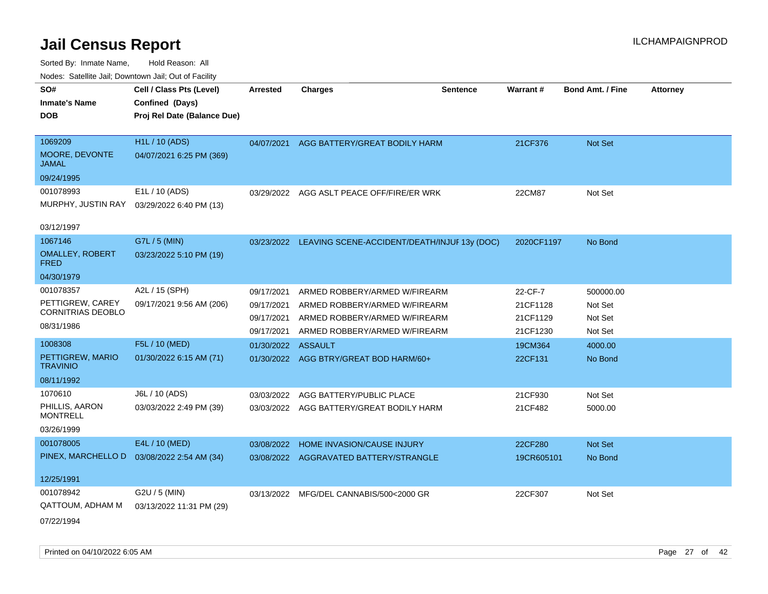# Jail Census Report

Sorted By: Inmate Name, Hold Reason: All

Nodes: Satellite Jail; Downtown Jail; Out of Facility

| SO# / Inmate's Name / DOB | Cell / Class Pts (Level) / Confined (Days) / Proj Rel Date (Balance Due) | Arrested | Charges | Sentence | Warrant # | Bond Amt. / Fine | Attorney |
|---|---|---|---|---|---|---|---|
| 1069209 MOORE, DEVONTE JAMAL 09/24/1995 | H1L / 10 (ADS) 04/07/2021 6:25 PM (369) | 04/07/2021 | AGG BATTERY/GREAT BODILY HARM | | 21CF376 | Not Set | |
| 001078993 MURPHY, JUSTIN RAY 03/12/1997 | E1L / 10 (ADS) 03/29/2022 6:40 PM (13) | 03/29/2022 | AGG ASLT PEACE OFF/FIRE/ER WRK | | 22CM87 | Not Set | |
| 1067146 OMALLEY, ROBERT FRED 04/30/1979 | G7L / 5 (MIN) 03/23/2022 5:10 PM (19) | 03/23/2022 | LEAVING SCENE-ACCIDENT/DEATH/INJUF | 13y (DOC) | 2020CF1197 | No Bond | |
| 001078357 PETTIGREW, CAREY CORNITRIAS DEOBLO 08/31/1986 | A2L / 15 (SPH) 09/17/2021 9:56 AM (206) | 09/17/2021 | ARMED ROBBERY/ARMED W/FIREARM | | 22-CF-7 | 500000.00 | |
| | | 09/17/2021 | ARMED ROBBERY/ARMED W/FIREARM | | 21CF1128 | Not Set | |
| | | 09/17/2021 | ARMED ROBBERY/ARMED W/FIREARM | | 21CF1129 | Not Set | |
| | | 09/17/2021 | ARMED ROBBERY/ARMED W/FIREARM | | 21CF1230 | Not Set | |
| 1008308 PETTIGREW, MARIO TRAVINIO 08/11/1992 | F5L / 10 (MED) 01/30/2022 6:15 AM (71) | 01/30/2022 | ASSAULT | | 19CM364 | 4000.00 | |
| | | 01/30/2022 | AGG BTRY/GREAT BOD HARM/60+ | | 22CF131 | No Bond | |
| 1070610 PHILLIS, AARON MONTRELL 03/26/1999 | J6L / 10 (ADS) 03/03/2022 2:49 PM (39) | 03/03/2022 | AGG BATTERY/PUBLIC PLACE | | 21CF930 | Not Set | |
| | | 03/03/2022 | AGG BATTERY/GREAT BODILY HARM | | 21CF482 | 5000.00 | |
| 001078005 PINEX, MARCHELLO D 12/25/1991 | E4L / 10 (MED) 03/08/2022 2:54 AM (34) | 03/08/2022 | HOME INVASION/CAUSE INJURY | | 22CF280 | Not Set | |
| | | 03/08/2022 | AGGRAVATED BATTERY/STRANGLE | | 19CR605101 | No Bond | |
| 001078942 QATTOUM, ADHAM M 07/22/1994 | G2U / 5 (MIN) 03/13/2022 11:31 PM (29) | 03/13/2022 | MFG/DEL CANNABIS/500<2000 GR | | 22CF307 | Not Set | |

Printed on 04/10/2022 6:05 AM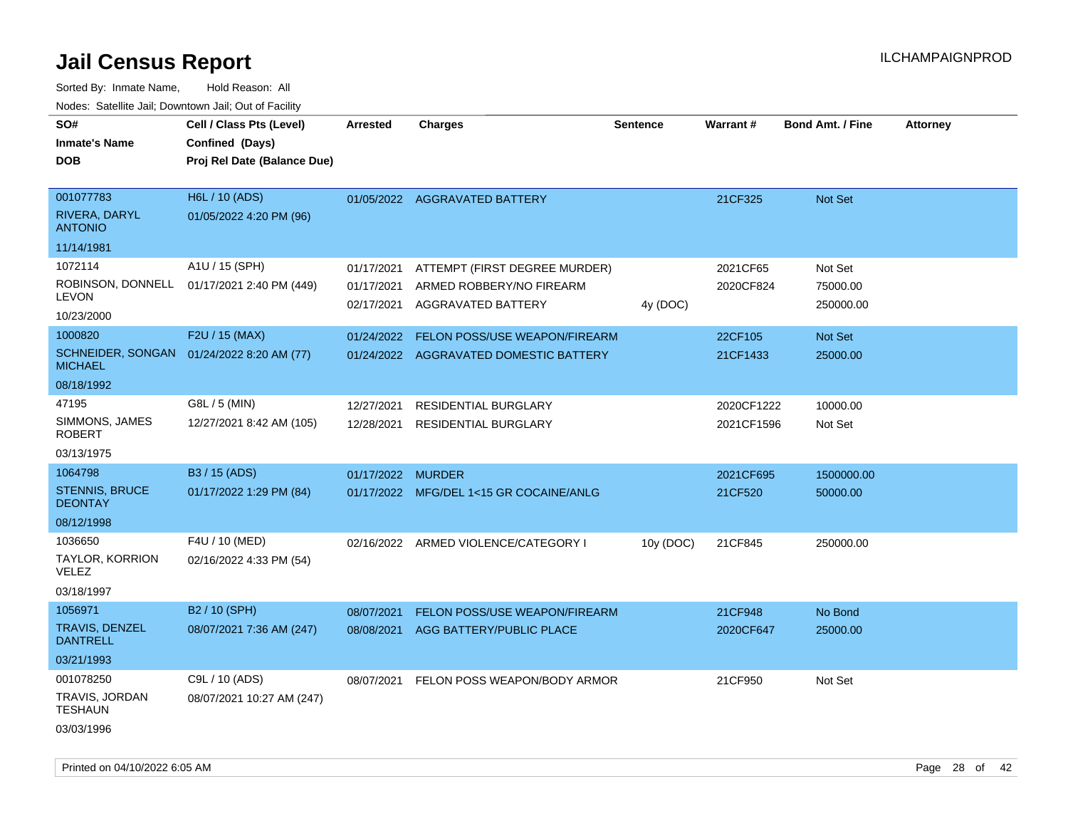# Jail Census Report

ILCHAMPAIGNPROD

Sorted By: Inmate Name, Hold Reason: All

Nodes: Satellite Jail; Downtown Jail; Out of Facility

| SO# / Inmate's Name / DOB | Cell / Class Pts (Level) / Confined (Days) / Proj Rel Date (Balance Due) | Arrested | Charges | Sentence | Warrant # | Bond Amt. / Fine | Attorney |
|---|---|---|---|---|---|---|---|
| 001077783<br>RIVERA, DARYL ANTONIO<br>11/14/1981 | H6L / 10 (ADS)<br>01/05/2022 4:20 PM (96) | 01/05/2022 | AGGRAVATED BATTERY | | 21CF325 | Not Set | |
| 1072114<br>ROBINSON, DONNELL LEVON<br>10/23/2000 | A1U / 15 (SPH)<br>01/17/2021 2:40 PM (449) | 01/17/2021 | ATTEMPT (FIRST DEGREE MURDER) | | 2021CF65 | Not Set | |
| | | 01/17/2021 | ARMED ROBBERY/NO FIREARM | | 2020CF824 | 75000.00 | |
| | | 02/17/2021 | AGGRAVATED BATTERY | 4y (DOC) | | 250000.00 | |
| 1000820<br>SCHNEIDER, SONGAN MICHAEL<br>08/18/1992 | F2U / 15 (MAX)<br>01/24/2022 8:20 AM (77) | 01/24/2022 | FELON POSS/USE WEAPON/FIREARM | | 22CF105 | Not Set | |
| | | 01/24/2022 | AGGRAVATED DOMESTIC BATTERY | | 21CF1433 | 25000.00 | |
| 47195<br>SIMMONS, JAMES ROBERT<br>03/13/1975 | G8L / 5 (MIN)<br>12/27/2021 8:42 AM (105) | 12/27/2021 | RESIDENTIAL BURGLARY | | 2020CF1222 | 10000.00 | |
| | | 12/28/2021 | RESIDENTIAL BURGLARY | | 2021CF1596 | Not Set | |
| 1064798<br>STENNIS, BRUCE DEONTAY<br>08/12/1998 | B3 / 15 (ADS)<br>01/17/2022 1:29 PM (84) | 01/17/2022 | MURDER | | 2021CF695 | 1500000.00 | |
| | | 01/17/2022 | MFG/DEL 1<15 GR COCAINE/ANLG | | 21CF520 | 50000.00 | |
| 1036650<br>TAYLOR, KORRION VELEZ<br>03/18/1997 | F4U / 10 (MED)<br>02/16/2022 4:33 PM (54) | 02/16/2022 | ARMED VIOLENCE/CATEGORY I | 10y (DOC) | 21CF845 | 250000.00 | |
| 1056971<br>TRAVIS, DENZEL DANTRELL<br>03/21/1993 | B2 / 10 (SPH)<br>08/07/2021 7:36 AM (247) | 08/07/2021 | FELON POSS/USE WEAPON/FIREARM | | 21CF948 | No Bond | |
| | | 08/08/2021 | AGG BATTERY/PUBLIC PLACE | | 2020CF647 | 25000.00 | |
| 001078250<br>TRAVIS, JORDAN TESHAUN<br>03/03/1996 | C9L / 10 (ADS)<br>08/07/2021 10:27 AM (247) | 08/07/2021 | FELON POSS WEAPON/BODY ARMOR | | 21CF950 | Not Set | |

Printed on 04/10/2022 6:05 AM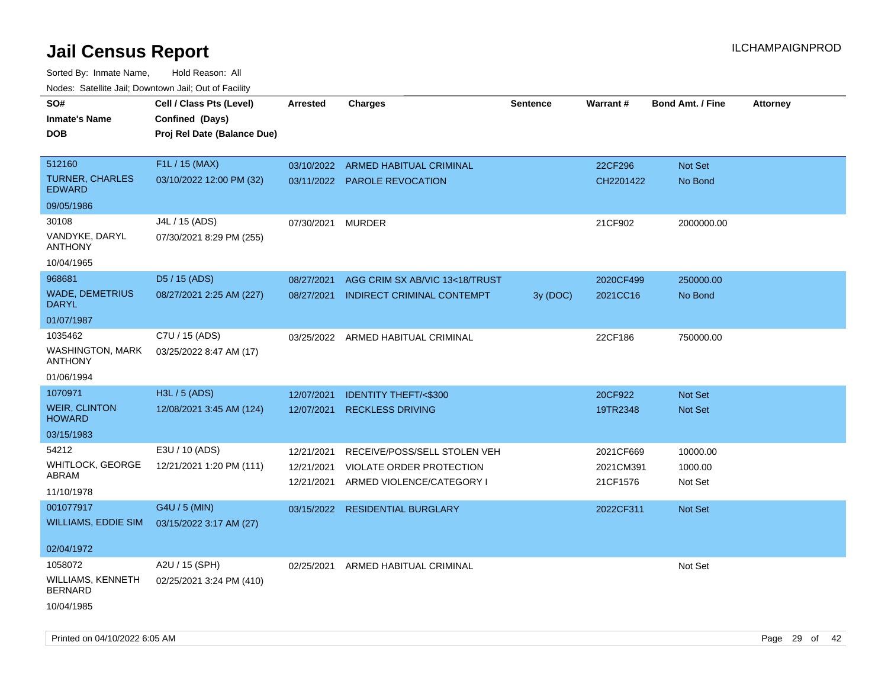# Jail Census Report

ILCHAMPAIGNPROD

Sorted By: Inmate Name, Hold Reason: All

Nodes: Satellite Jail; Downtown Jail; Out of Facility

| SO# / Inmate's Name / DOB | Cell / Class Pts (Level) / Confined (Days) / Proj Rel Date (Balance Due) | Arrested | Charges | Sentence | Warrant # | Bond Amt. / Fine | Attorney |
|---|---|---|---|---|---|---|---|
| 512160<br>TURNER, CHARLES EDWARD<br>09/05/1986 | F1L / 15 (MAX)<br>03/10/2022 12:00 PM (32) | 03/10/2022<br>03/11/2022 | ARMED HABITUAL CRIMINAL<br>PAROLE REVOCATION | | 22CF296<br>CH2201422 | Not Set<br>No Bond | |
| 30108<br>VANDYKE, DARYL ANTHONY<br>10/04/1965 | J4L / 15 (ADS)<br>07/30/2021 8:29 PM (255) | 07/30/2021 | MURDER | | 21CF902 | 2000000.00 | |
| 968681<br>WADE, DEMETRIUS DARYL<br>01/07/1987 | D5 / 15 (ADS)<br>08/27/2021 2:25 AM (227) | 08/27/2021<br>08/27/2021 | AGG CRIM SX AB/VIC 13<18/TRUST<br>INDIRECT CRIMINAL CONTEMPT | <br>3y (DOC) | 2020CF499<br>2021CC16 | 250000.00<br>No Bond | |
| 1035462<br>WASHINGTON, MARK ANTHONY<br>01/06/1994 | C7U / 15 (ADS)<br>03/25/2022 8:47 AM (17) | 03/25/2022 | ARMED HABITUAL CRIMINAL | | 22CF186 | 750000.00 | |
| 1070971<br>WEIR, CLINTON HOWARD<br>03/15/1983 | H3L / 5 (ADS)<br>12/08/2021 3:45 AM (124) | 12/07/2021<br>12/07/2021 | IDENTITY THEFT/<$300<br>RECKLESS DRIVING | | 20CF922<br>19TR2348 | Not Set<br>Not Set | |
| 54212<br>WHITLOCK, GEORGE ABRAM<br>11/10/1978 | E3U / 10 (ADS)<br>12/21/2021 1:20 PM (111) | 12/21/2021<br>12/21/2021<br>12/21/2021 | RECEIVE/POSS/SELL STOLEN VEH<br>VIOLATE ORDER PROTECTION<br>ARMED VIOLENCE/CATEGORY I | | 2021CF669<br>2021CM391<br>21CF1576 | 10000.00<br>1000.00<br>Not Set | |
| 001077917<br>WILLIAMS, EDDIE SIM<br>02/04/1972 | G4U / 5 (MIN)<br>03/15/2022 3:17 AM (27) | 03/15/2022 | RESIDENTIAL BURGLARY | | 2022CF311 | Not Set | |
| 1058072<br>WILLIAMS, KENNETH BERNARD<br>10/04/1985 | A2U / 15 (SPH)<br>02/25/2021 3:24 PM (410) | 02/25/2021 | ARMED HABITUAL CRIMINAL | | | Not Set | |

Printed on 04/10/2022 6:05 AM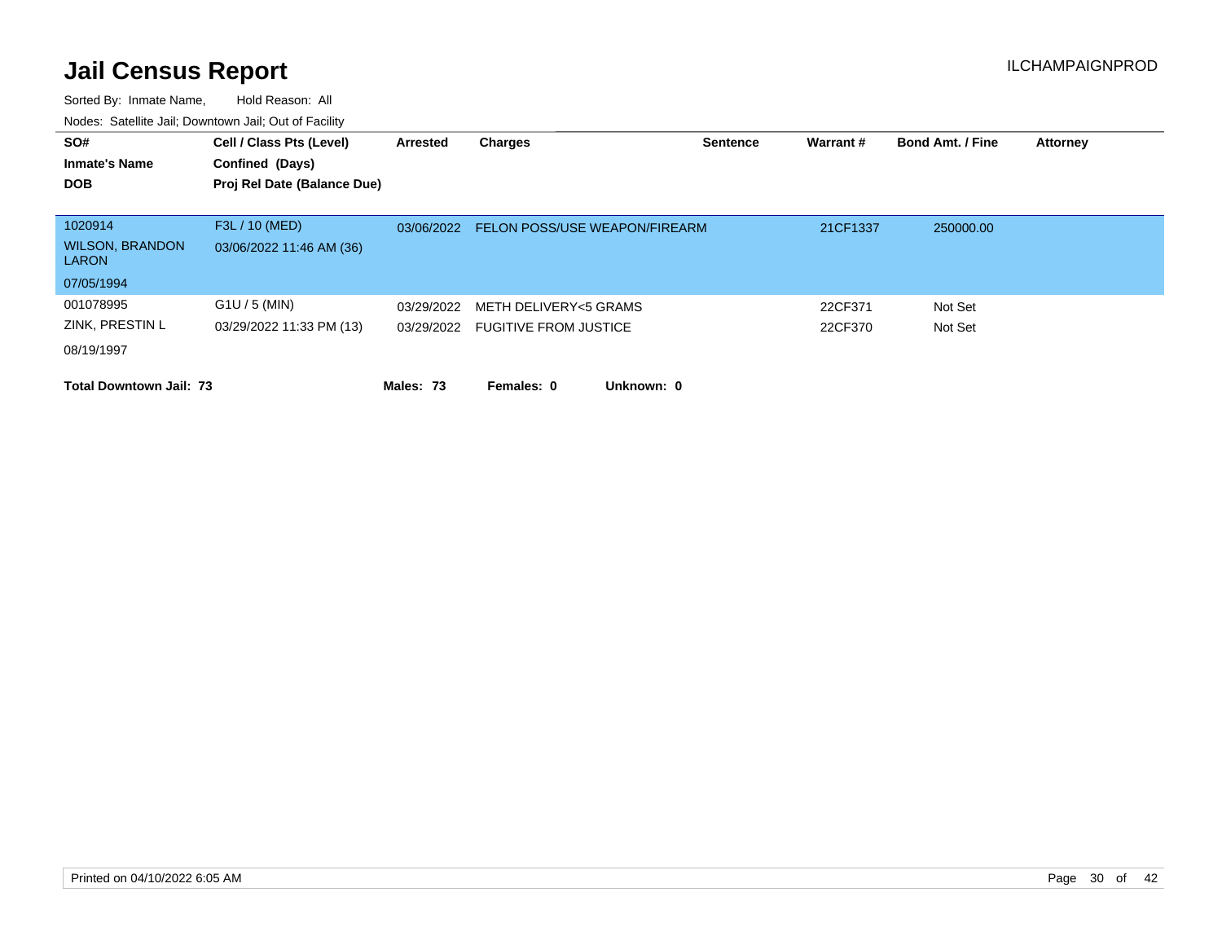# Jail Census Report

ILCHAMPAIGNPROD

Sorted By: Inmate Name, Hold Reason: All

Nodes: Satellite Jail; Downtown Jail; Out of Facility

| SO# / Inmate's Name / DOB | Cell / Class Pts (Level) / Confined (Days) / Proj Rel Date (Balance Due) | Arrested | Charges | Sentence | Warrant # | Bond Amt. / Fine | Attorney |
|---|---|---|---|---|---|---|---|
| 1020914 | F3L / 10 (MED) | 03/06/2022 | FELON POSS/USE WEAPON/FIREARM | | 21CF1337 | 250000.00 | |
| WILSON, BRANDON LARON | 03/06/2022 11:46 AM (36) | | | | | | |
| 07/05/1994 | | | | | | | |
| 001078995 | G1U / 5 (MIN) | 03/29/2022 | METH DELIVERY<5 GRAMS | | 22CF371 | Not Set | |
| ZINK, PRESTIN L | 03/29/2022 11:33 PM (13) | 03/29/2022 | FUGITIVE FROM JUSTICE | | 22CF370 | Not Set | |
| 08/19/1997 | | | | | | | |

**Total Downtown Jail: 73** **Males: 73** **Females: 0** **Unknown: 0**

Printed on 04/10/2022 6:05 AM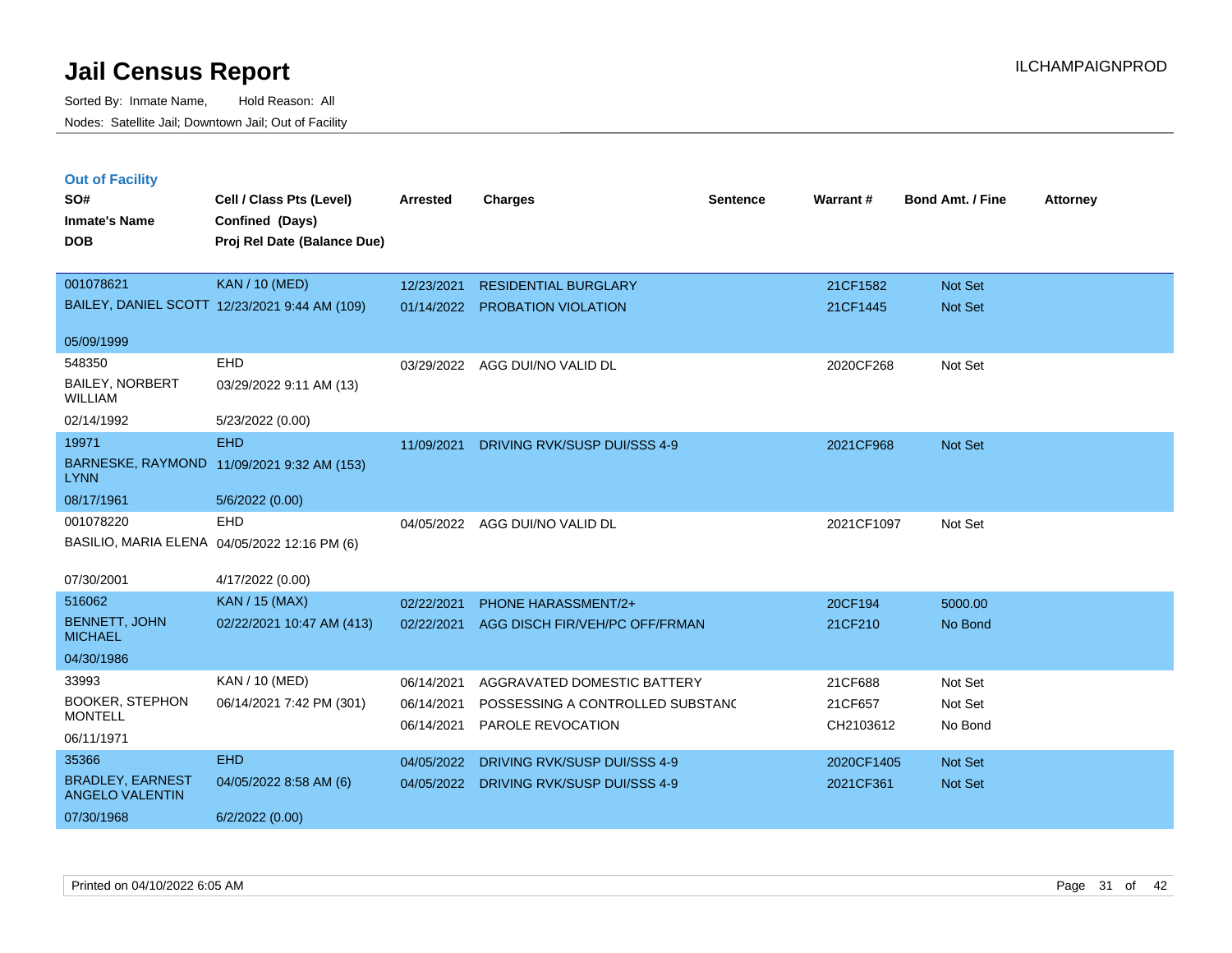# Jail Census Report

ILCHAMPAIGNPROD

Sorted By: Inmate Name, Hold Reason: All

Nodes: Satellite Jail; Downtown Jail; Out of Facility

## Out of Facility

| SO# / Inmate's Name / DOB | Cell / Class Pts (Level) / Confined (Days) / Proj Rel Date (Balance Due) | Arrested | Charges | Sentence | Warrant # | Bond Amt. / Fine | Attorney |
|---|---|---|---|---|---|---|---|
| 001078621 | KAN / 10 (MED) | 12/23/2021 | RESIDENTIAL BURGLARY | | 21CF1582 | Not Set | |
| BAILEY, DANIEL SCOTT | 12/23/2021 9:44 AM (109) | 01/14/2022 | PROBATION VIOLATION | | 21CF1445 | Not Set | |
| 05/09/1999 | | | | | | | |
| 548350 | EHD | 03/29/2022 | AGG DUI/NO VALID DL | | 2020CF268 | Not Set | |
| BAILEY, NORBERT WILLIAM | 03/29/2022 9:11 AM (13) | | | | | | |
| 02/14/1992 | 5/23/2022 (0.00) | | | | | | |
| 19971 | EHD | 11/09/2021 | DRIVING RVK/SUSP DUI/SSS 4-9 | | 2021CF968 | Not Set | |
| BARNESKE, RAYMOND LYNN | 11/09/2021 9:32 AM (153) | | | | | | |
| 08/17/1961 | 5/6/2022 (0.00) | | | | | | |
| 001078220 | EHD | 04/05/2022 | AGG DUI/NO VALID DL | | 2021CF1097 | Not Set | |
| BASILIO, MARIA ELENA | 04/05/2022 12:16 PM (6) | | | | | | |
| 07/30/2001 | 4/17/2022 (0.00) | | | | | | |
| 516062 | KAN / 15 (MAX) | 02/22/2021 | PHONE HARASSMENT/2+ | | 20CF194 | 5000.00 | |
| BENNETT, JOHN MICHAEL | 02/22/2021 10:47 AM (413) | 02/22/2021 | AGG DISCH FIR/VEH/PC OFF/FRMAN | | 21CF210 | No Bond | |
| 04/30/1986 | | | | | | | |
| 33993 | KAN / 10 (MED) | 06/14/2021 | AGGRAVATED DOMESTIC BATTERY | | 21CF688 | Not Set | |
| BOOKER, STEPHON MONTELL | 06/14/2021 7:42 PM (301) | 06/14/2021 | POSSESSING A CONTROLLED SUBSTANC | | 21CF657 | Not Set | |
| 06/11/1971 | | 06/14/2021 | PAROLE REVOCATION | | CH2103612 | No Bond | |
| 35366 | EHD | 04/05/2022 | DRIVING RVK/SUSP DUI/SSS 4-9 | | 2020CF1405 | Not Set | |
| BRADLEY, EARNEST ANGELO VALENTIN | 04/05/2022 8:58 AM (6) | 04/05/2022 | DRIVING RVK/SUSP DUI/SSS 4-9 | | 2021CF361 | Not Set | |
| 07/30/1968 | 6/2/2022 (0.00) | | | | | | |

Printed on 04/10/2022 6:05 AM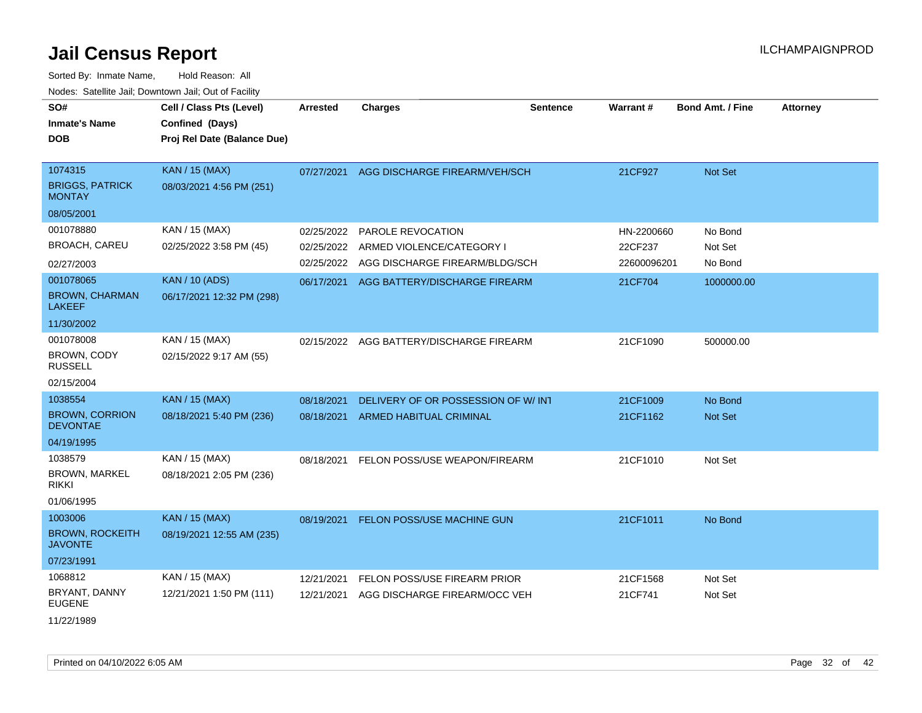# Jail Census Report

Sorted By: Inmate Name, Hold Reason: All

Nodes: Satellite Jail; Downtown Jail; Out of Facility

| SO# / Inmate's Name / DOB | Cell / Class Pts (Level) / Confined (Days) / Proj Rel Date (Balance Due) | Arrested | Charges | Sentence | Warrant # | Bond Amt. / Fine | Attorney |
|---|---|---|---|---|---|---|---|
| 1074315 BRIGGS, PATRICK MONTAY 08/05/2001 | KAN / 15 (MAX) 08/03/2021 4:56 PM (251) | 07/27/2021 | AGG DISCHARGE FIREARM/VEH/SCH | | 21CF927 | Not Set | |
| 001078880 BROACH, CAREU 02/27/2003 | KAN / 15 (MAX) 02/25/2022 3:58 PM (45) | 02/25/2022 | PAROLE REVOCATION | | HN-2200660 | No Bond | |
| | | 02/25/2022 | ARMED VIOLENCE/CATEGORY I | | 22CF237 | Not Set | |
| | | 02/25/2022 | AGG DISCHARGE FIREARM/BLDG/SCH | | 22600096201 | No Bond | |
| 001078065 BROWN, CHARMAN LAKEEF 11/30/2002 | KAN / 10 (ADS) 06/17/2021 12:32 PM (298) | 06/17/2021 | AGG BATTERY/DISCHARGE FIREARM | | 21CF704 | 1000000.00 | |
| 001078008 BROWN, CODY RUSSELL 02/15/2004 | KAN / 15 (MAX) 02/15/2022 9:17 AM (55) | 02/15/2022 | AGG BATTERY/DISCHARGE FIREARM | | 21CF1090 | 500000.00 | |
| 1038554 BROWN, CORRION DEVONTAE 04/19/1995 | KAN / 15 (MAX) 08/18/2021 5:40 PM (236) | 08/18/2021 | DELIVERY OF OR POSSESSION OF W/ INT | | 21CF1009 | No Bond | |
| | | 08/18/2021 | ARMED HABITUAL CRIMINAL | | 21CF1162 | Not Set | |
| 1038579 BROWN, MARKEL RIKKI 01/06/1995 | KAN / 15 (MAX) 08/18/2021 2:05 PM (236) | 08/18/2021 | FELON POSS/USE WEAPON/FIREARM | | 21CF1010 | Not Set | |
| 1003006 BROWN, ROCKEITH JAVONTE 07/23/1991 | KAN / 15 (MAX) 08/19/2021 12:55 AM (235) | 08/19/2021 | FELON POSS/USE MACHINE GUN | | 21CF1011 | No Bond | |
| 1068812 BRYANT, DANNY EUGENE 11/22/1989 | KAN / 15 (MAX) 12/21/2021 1:50 PM (111) | 12/21/2021 | FELON POSS/USE FIREARM PRIOR | | 21CF1568 | Not Set | |
| | | 12/21/2021 | AGG DISCHARGE FIREARM/OCC VEH | | 21CF741 | Not Set | |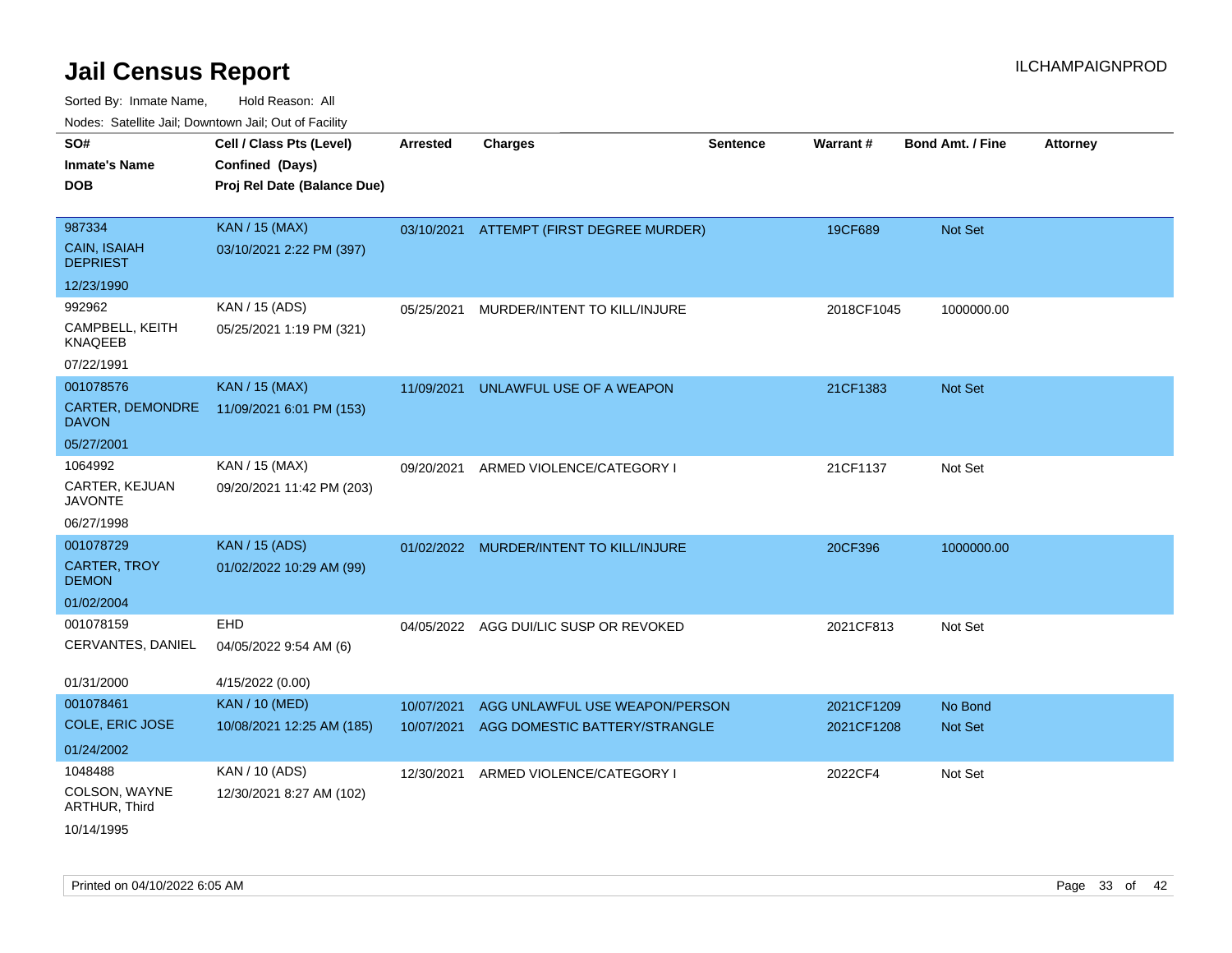# Jail Census Report

ILCHAMPAIGNPROD

Sorted By: Inmate Name, Hold Reason: All

Nodes: Satellite Jail; Downtown Jail; Out of Facility

| SO# / Inmate's Name / DOB | Cell / Class Pts (Level) / Confined (Days) / Proj Rel Date (Balance Due) | Arrested | Charges | Sentence | Warrant # | Bond Amt. / Fine | Attorney |
|---|---|---|---|---|---|---|---|
| 987334 CAIN, ISAIAH DEPRIEST 12/23/1990 | KAN / 15 (MAX) 03/10/2021 2:22 PM (397) | 03/10/2021 | ATTEMPT (FIRST DEGREE MURDER) | | 19CF689 | Not Set | |
| 992962 CAMPBELL, KEITH KNAQEEB 07/22/1991 | KAN / 15 (ADS) 05/25/2021 1:19 PM (321) | 05/25/2021 | MURDER/INTENT TO KILL/INJURE | | 2018CF1045 | 1000000.00 | |
| 001078576 CARTER, DEMONDRE DAVON 05/27/2001 | KAN / 15 (MAX) 11/09/2021 6:01 PM (153) | 11/09/2021 | UNLAWFUL USE OF A WEAPON | | 21CF1383 | Not Set | |
| 1064992 CARTER, KEJUAN JAVONTE 06/27/1998 | KAN / 15 (MAX) 09/20/2021 11:42 PM (203) | 09/20/2021 | ARMED VIOLENCE/CATEGORY I | | 21CF1137 | Not Set | |
| 001078729 CARTER, TROY DEMON 01/02/2004 | KAN / 15 (ADS) 01/02/2022 10:29 AM (99) | 01/02/2022 | MURDER/INTENT TO KILL/INJURE | | 20CF396 | 1000000.00 | |
| 001078159 CERVANTES, DANIEL 01/31/2000 | EHD 04/05/2022 9:54 AM (6) 4/15/2022 (0.00) | 04/05/2022 | AGG DUI/LIC SUSP OR REVOKED | | 2021CF813 | Not Set | |
| 001078461 COLE, ERIC JOSE 01/24/2002 | KAN / 10 (MED) 10/08/2021 12:25 AM (185) | 10/07/2021 | AGG UNLAWFUL USE WEAPON/PERSON | | 2021CF1209 | No Bond | |
| | | 10/07/2021 | AGG DOMESTIC BATTERY/STRANGLE | | 2021CF1208 | Not Set | |
| 1048488 COLSON, WAYNE ARTHUR, Third 10/14/1995 | KAN / 10 (ADS) 12/30/2021 8:27 AM (102) | 12/30/2021 | ARMED VIOLENCE/CATEGORY I | | 2022CF4 | Not Set | |

Printed on 04/10/2022 6:05 AM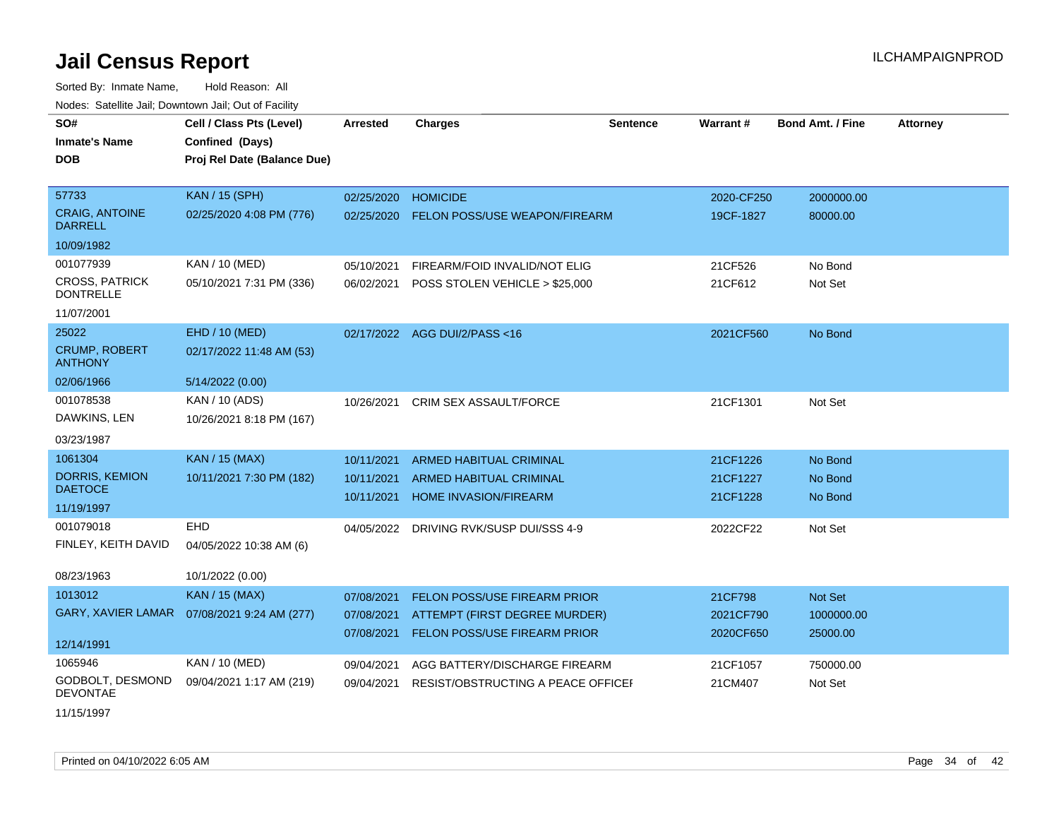# Jail Census Report

ILCHAMPAIGNPROD

Sorted By: Inmate Name, Hold Reason: All

Nodes: Satellite Jail; Downtown Jail; Out of Facility

| SO# / Inmate's Name / DOB | Cell / Class Pts (Level) / Confined (Days) / Proj Rel Date (Balance Due) | Arrested | Charges | Sentence | Warrant # | Bond Amt. / Fine | Attorney |
|---|---|---|---|---|---|---|---|
| 57733<br>CRAIG, ANTOINE DARRELL<br>10/09/1982 | KAN / 15 (SPH)<br>02/25/2020 4:08 PM (776) | 02/25/2020 | HOMICIDE | | 2020-CF250 | 2000000.00 | |
| | | 02/25/2020 | FELON POSS/USE WEAPON/FIREARM | | 19CF-1827 | 80000.00 | |
| 001077939<br>CROSS, PATRICK DONTRELLE<br>11/07/2001 | KAN / 10 (MED)<br>05/10/2021 7:31 PM (336) | 05/10/2021 | FIREARM/FOID INVALID/NOT ELIG | | 21CF526 | No Bond | |
| | | 06/02/2021 | POSS STOLEN VEHICLE > $25,000 | | 21CF612 | Not Set | |
| 25022<br>CRUMP, ROBERT ANTHONY<br>02/06/1966 | EHD / 10 (MED)<br>02/17/2022 11:48 AM (53)<br>5/14/2022 (0.00) | 02/17/2022 | AGG DUI/2/PASS <16 | | 2021CF560 | No Bond | |
| 001078538<br>DAWKINS, LEN<br>03/23/1987 | KAN / 10 (ADS)<br>10/26/2021 8:18 PM (167) | 10/26/2021 | CRIM SEX ASSAULT/FORCE | | 21CF1301 | Not Set | |
| 1061304<br>DORRIS, KEMION DAETOCE<br>11/19/1997 | KAN / 15 (MAX)<br>10/11/2021 7:30 PM (182) | 10/11/2021 | ARMED HABITUAL CRIMINAL | | 21CF1226 | No Bond | |
| | | 10/11/2021 | ARMED HABITUAL CRIMINAL | | 21CF1227 | No Bond | |
| | | 10/11/2021 | HOME INVASION/FIREARM | | 21CF1228 | No Bond | |
| 001079018<br>FINLEY, KEITH DAVID<br>08/23/1963 | EHD<br>04/05/2022 10:38 AM (6)<br>10/1/2022 (0.00) | 04/05/2022 | DRIVING RVK/SUSP DUI/SSS 4-9 | | 2022CF22 | Not Set | |
| 1013012<br>GARY, XAVIER LAMAR<br>12/14/1991 | KAN / 15 (MAX)<br>07/08/2021 9:24 AM (277) | 07/08/2021 | FELON POSS/USE FIREARM PRIOR | | 21CF798 | Not Set | |
| | | 07/08/2021 | ATTEMPT (FIRST DEGREE MURDER) | | 2021CF790 | 1000000.00 | |
| | | 07/08/2021 | FELON POSS/USE FIREARM PRIOR | | 2020CF650 | 25000.00 | |
| 1065946<br>GODBOLT, DESMOND DEVONTAE<br>11/15/1997 | KAN / 10 (MED)<br>09/04/2021 1:17 AM (219) | 09/04/2021 | AGG BATTERY/DISCHARGE FIREARM | | 21CF1057 | 750000.00 | |
| | | 09/04/2021 | RESIST/OBSTRUCTING A PEACE OFFICEI | | 21CM407 | Not Set | |

Printed on 04/10/2022 6:05 AM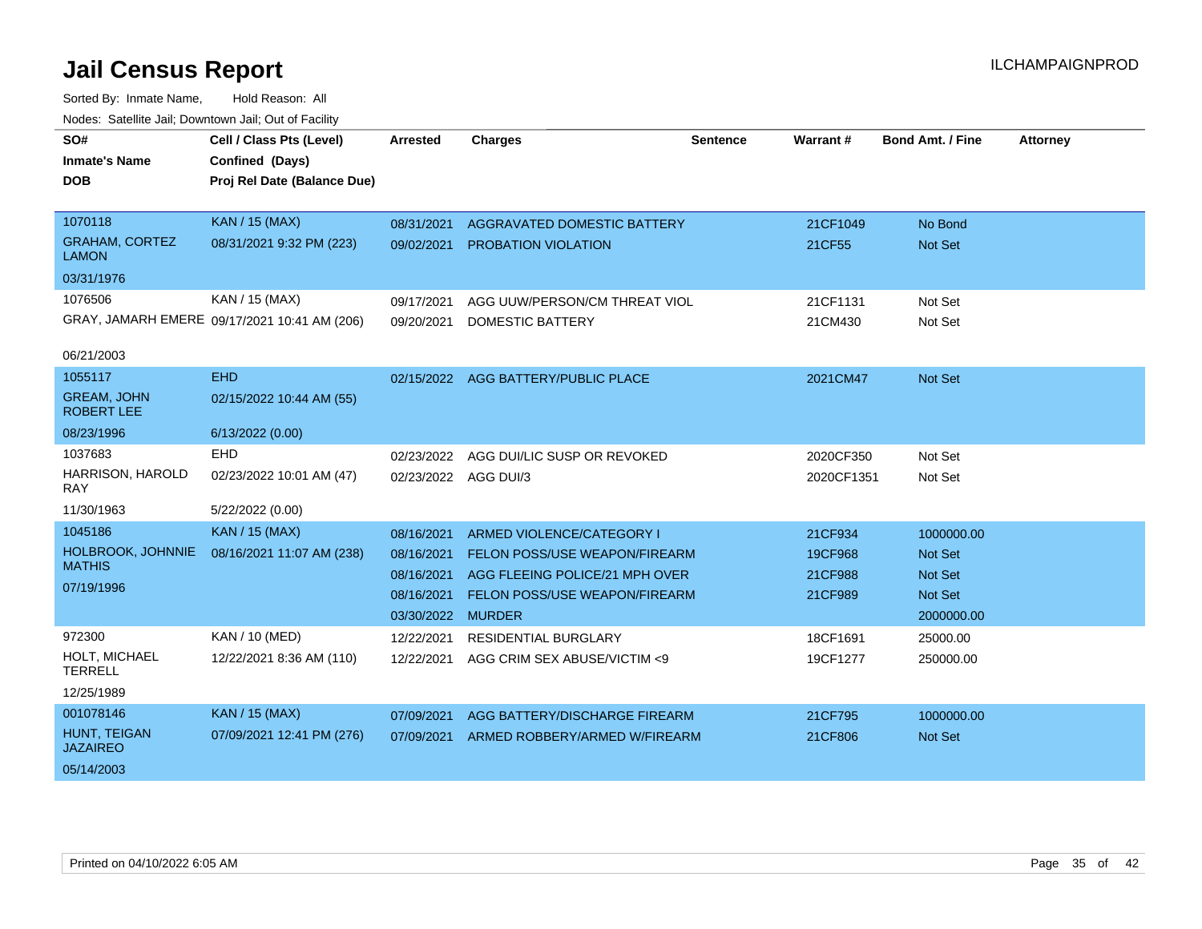# Jail Census Report

Sorted By: Inmate Name, Hold Reason: All

Nodes: Satellite Jail; Downtown Jail; Out of Facility

| SO# / Inmate's Name / DOB | Cell / Class Pts (Level) / Confined (Days) / Proj Rel Date (Balance Due) | Arrested | Charges | Sentence | Warrant # | Bond Amt. / Fine | Attorney |
|---|---|---|---|---|---|---|---|
| 1070118 GRAHAM, CORTEZ LAMON 03/31/1976 | KAN / 15 (MAX) 08/31/2021 9:32 PM (223) | 08/31/2021 | AGGRAVATED DOMESTIC BATTERY | | 21CF1049 | No Bond | |
| | | 09/02/2021 | PROBATION VIOLATION | | 21CF55 | Not Set | |
| 1076506 GRAY, JAMARH EMERE 06/21/2003 | KAN / 15 (MAX) 09/17/2021 10:41 AM (206) | 09/17/2021 | AGG UUW/PERSON/CM THREAT VIOL | | 21CF1131 | Not Set | |
| | | 09/20/2021 | DOMESTIC BATTERY | | 21CM430 | Not Set | |
| 1055117 GREAM, JOHN ROBERT LEE 08/23/1996 | EHD 02/15/2022 10:44 AM (55) 6/13/2022 (0.00) | 02/15/2022 | AGG BATTERY/PUBLIC PLACE | | 2021CM47 | Not Set | |
| 1037683 HARRISON, HAROLD RAY 11/30/1963 | EHD 02/23/2022 10:01 AM (47) 5/22/2022 (0.00) | 02/23/2022 | AGG DUI/LIC SUSP OR REVOKED | | 2020CF350 | Not Set | |
| | | 02/23/2022 | AGG DUI/3 | | 2020CF1351 | Not Set | |
| 1045186 HOLBROOK, JOHNNIE MATHIS 07/19/1996 | KAN / 15 (MAX) 08/16/2021 11:07 AM (238) | 08/16/2021 | ARMED VIOLENCE/CATEGORY I | | 21CF934 | 1000000.00 | |
| | | 08/16/2021 | FELON POSS/USE WEAPON/FIREARM | | 19CF968 | Not Set | |
| | | 08/16/2021 | AGG FLEEING POLICE/21 MPH OVER | | 21CF988 | Not Set | |
| | | 08/16/2021 | FELON POSS/USE WEAPON/FIREARM | | 21CF989 | Not Set | |
| | | 03/30/2022 | MURDER | | | 2000000.00 | |
| 972300 HOLT, MICHAEL TERRELL 12/25/1989 | KAN / 10 (MED) 12/22/2021 8:36 AM (110) | 12/22/2021 | RESIDENTIAL BURGLARY | | 18CF1691 | 25000.00 | |
| | | 12/22/2021 | AGG CRIM SEX ABUSE/VICTIM <9 | | 19CF1277 | 250000.00 | |
| 001078146 HUNT, TEIGAN JAZAIREO 05/14/2003 | KAN / 15 (MAX) 07/09/2021 12:41 PM (276) | 07/09/2021 | AGG BATTERY/DISCHARGE FIREARM | | 21CF795 | 1000000.00 | |
| | | 07/09/2021 | ARMED ROBBERY/ARMED W/FIREARM | | 21CF806 | Not Set | |

Printed on 04/10/2022 6:05 AM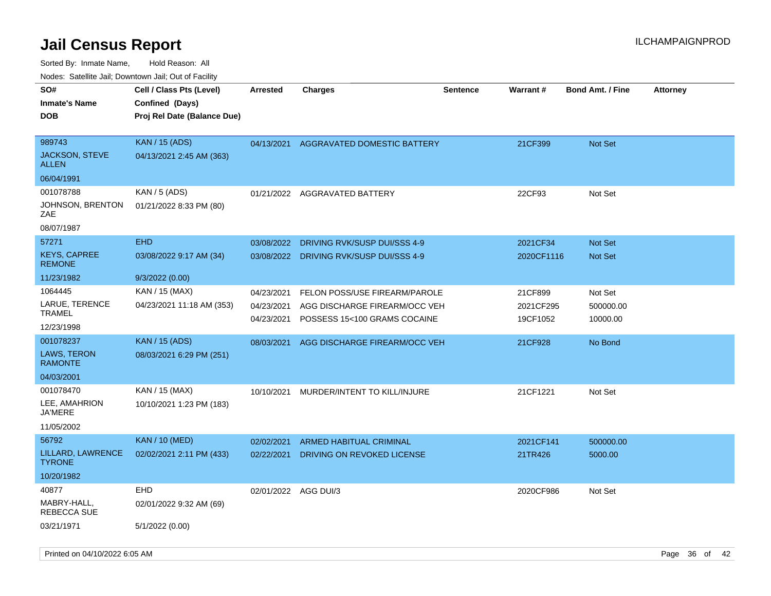# Jail Census Report

ILCHAMPAIGNPROD

Sorted By: Inmate Name, Hold Reason: All

Nodes: Satellite Jail; Downtown Jail; Out of Facility

| SO# / Inmate's Name / DOB | Cell / Class Pts (Level) / Confined (Days) / Proj Rel Date (Balance Due) | Arrested | Charges | Sentence | Warrant # | Bond Amt. / Fine | Attorney |
|---|---|---|---|---|---|---|---|
| 989743<br>JACKSON, STEVE ALLEN<br>06/04/1991 | KAN / 15 (ADS)<br>04/13/2021 2:45 AM (363) | 04/13/2021 | AGGRAVATED DOMESTIC BATTERY | | 21CF399 | Not Set | |
| 001078788<br>JOHNSON, BRENTON ZAE<br>08/07/1987 | KAN / 5 (ADS)<br>01/21/2022 8:33 PM (80) | 01/21/2022 | AGGRAVATED BATTERY | | 22CF93 | Not Set | |
| 57271<br>KEYS, CAPREE REMONE<br>11/23/1982 | EHD<br>03/08/2022 9:17 AM (34)<br>9/3/2022 (0.00) | 03/08/2022<br>03/08/2022 | DRIVING RVK/SUSP DUI/SSS 4-9<br>DRIVING RVK/SUSP DUI/SSS 4-9 | | 2021CF34<br>2020CF1116 | Not Set<br>Not Set | |
| 1064445<br>LARUE, TERENCE TRAMEL<br>12/23/1998 | KAN / 15 (MAX)<br>04/23/2021 11:18 AM (353) | 04/23/2021<br>04/23/2021<br>04/23/2021 | FELON POSS/USE FIREARM/PAROLE<br>AGG DISCHARGE FIREARM/OCC VEH<br>POSSESS 15<100 GRAMS COCAINE | | 21CF899<br>2021CF295<br>19CF1052 | Not Set<br>500000.00<br>10000.00 | |
| 001078237<br>LAWS, TERON RAMONTE<br>04/03/2001 | KAN / 15 (ADS)<br>08/03/2021 6:29 PM (251) | 08/03/2021 | AGG DISCHARGE FIREARM/OCC VEH | | 21CF928 | No Bond | |
| 001078470<br>LEE, AMAHRION JA'MERE<br>11/05/2002 | KAN / 15 (MAX)<br>10/10/2021 1:23 PM (183) | 10/10/2021 | MURDER/INTENT TO KILL/INJURE | | 21CF1221 | Not Set | |
| 56792<br>LILLARD, LAWRENCE TYRONE<br>10/20/1982 | KAN / 10 (MED)<br>02/02/2021 2:11 PM (433) | 02/02/2021<br>02/22/2021 | ARMED HABITUAL CRIMINAL<br>DRIVING ON REVOKED LICENSE | | 2021CF141<br>21TR426 | 500000.00<br>5000.00 | |
| 40877<br>MABRY-HALL, REBECCA SUE<br>03/21/1971 | EHD<br>02/01/2022 9:32 AM (69)<br>5/1/2022 (0.00) | 02/01/2022 | AGG DUI/3 | | 2020CF986 | Not Set | |

Printed on 04/10/2022 6:05 AM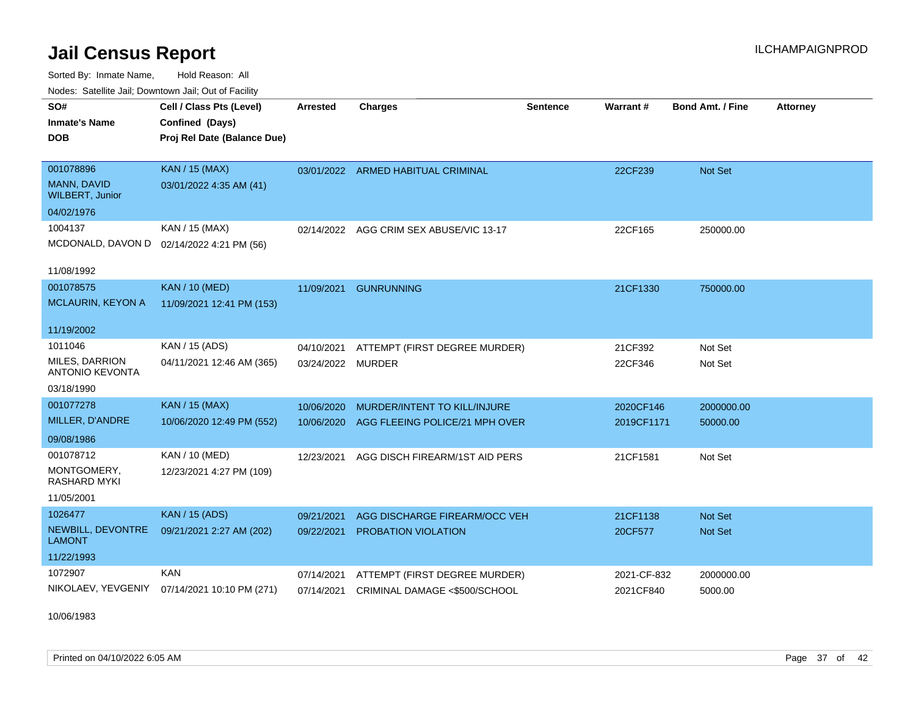# Jail Census Report

Sorted By: Inmate Name, Hold Reason: All

Nodes: Satellite Jail; Downtown Jail; Out of Facility

| SO# / Inmate's Name / DOB | Cell / Class Pts (Level) / Confined (Days) / Proj Rel Date (Balance Due) | Arrested | Charges | Sentence | Warrant # | Bond Amt. / Fine | Attorney |
|---|---|---|---|---|---|---|---|
| 001078896<br>MANN, DAVID WILBERT, Junior<br>04/02/1976 | KAN / 15 (MAX)<br>03/01/2022 4:35 AM (41) | 03/01/2022 | ARMED HABITUAL CRIMINAL | | 22CF239 | Not Set | |
| 1004137<br>MCDONALD, DAVON D<br>11/08/1992 | KAN / 15 (MAX)<br>02/14/2022 4:21 PM (56) | 02/14/2022 | AGG CRIM SEX ABUSE/VIC 13-17 | | 22CF165 | 250000.00 | |
| 001078575<br>MCLAURIN, KEYON A<br>11/19/2002 | KAN / 10 (MED)<br>11/09/2021 12:41 PM (153) | 11/09/2021 | GUNRUNNING | | 21CF1330 | 750000.00 | |
| 1011046<br>MILES, DARRION ANTONIO KEVONTA<br>03/18/1990 | KAN / 15 (ADS)<br>04/11/2021 12:46 AM (365) | 04/10/2021<br>03/24/2022 | ATTEMPT (FIRST DEGREE MURDER)<br>MURDER | | 21CF392<br>22CF346 | Not Set<br>Not Set | |
| 001077278<br>MILLER, D'ANDRE<br>09/08/1986 | KAN / 15 (MAX)<br>10/06/2020 12:49 PM (552) | 10/06/2020<br>10/06/2020 | MURDER/INTENT TO KILL/INJURE<br>AGG FLEEING POLICE/21 MPH OVER | | 2020CF146<br>2019CF1171 | 2000000.00<br>50000.00 | |
| 001078712<br>MONTGOMERY, RASHARD MYKI<br>11/05/2001 | KAN / 10 (MED)<br>12/23/2021 4:27 PM (109) | 12/23/2021 | AGG DISCH FIREARM/1ST AID PERS | | 21CF1581 | Not Set | |
| 1026477<br>NEWBILL, DEVONTRE LAMONT<br>11/22/1993 | KAN / 15 (ADS)<br>09/21/2021 2:27 AM (202) | 09/21/2021<br>09/22/2021 | AGG DISCHARGE FIREARM/OCC VEH<br>PROBATION VIOLATION | | 21CF1138<br>20CF577 | Not Set<br>Not Set | |
| 1072907<br>NIKOLAEV, YEVGENIY<br>10/06/1983 | KAN<br>07/14/2021 10:10 PM (271) | 07/14/2021<br>07/14/2021 | ATTEMPT (FIRST DEGREE MURDER)<br>CRIMINAL DAMAGE <$500/SCHOOL | | 2021-CF-832<br>2021CF840 | 2000000.00<br>5000.00 | |

Printed on 04/10/2022 6:05 AM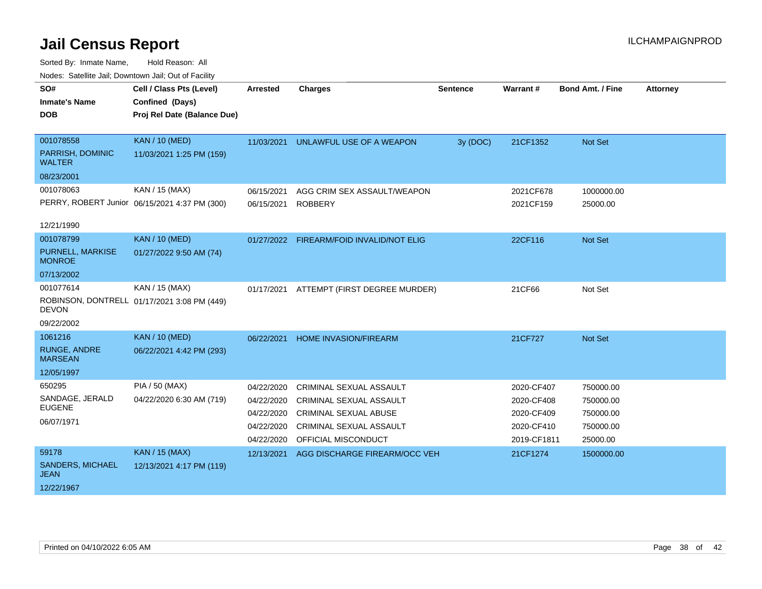# Jail Census Report

ILCHAMPAIGNPROD

Sorted By: Inmate Name, Hold Reason: All

Nodes: Satellite Jail; Downtown Jail; Out of Facility

| SO# / Inmate's Name / DOB | Cell / Class Pts (Level) / Confined (Days) / Proj Rel Date (Balance Due) | Arrested | Charges | Sentence | Warrant # | Bond Amt. / Fine | Attorney |
|---|---|---|---|---|---|---|---|
| 001078558<br>PARRISH, DOMINIC WALTER<br>08/23/2001 | KAN / 10 (MED)<br>11/03/2021 1:25 PM (159) | 11/03/2021 | UNLAWFUL USE OF A WEAPON | 3y (DOC) | 21CF1352 | Not Set | |
| 001078063<br>PERRY, ROBERT Junior<br>12/21/1990 | KAN / 15 (MAX)<br>06/15/2021 4:37 PM (300) | 06/15/2021 | AGG CRIM SEX ASSAULT/WEAPON | | 2021CF678 | 1000000.00 | |
| | | 06/15/2021 | ROBBERY | | 2021CF159 | 25000.00 | |
| 001078799<br>PURNELL, MARKISE MONROE<br>07/13/2002 | KAN / 10 (MED)<br>01/27/2022 9:50 AM (74) | 01/27/2022 | FIREARM/FOID INVALID/NOT ELIG | | 22CF116 | Not Set | |
| 001077614<br>ROBINSON, DONTRELL DEVON<br>09/22/2002 | KAN / 15 (MAX)<br>01/17/2021 3:08 PM (449) | 01/17/2021 | ATTEMPT (FIRST DEGREE MURDER) | | 21CF66 | Not Set | |
| 1061216<br>RUNGE, ANDRE MARSEAN<br>12/05/1997 | KAN / 10 (MED)<br>06/22/2021 4:42 PM (293) | 06/22/2021 | HOME INVASION/FIREARM | | 21CF727 | Not Set | |
| 650295<br>SANDAGE, JERALD EUGENE<br>06/07/1971 | PIA / 50 (MAX)<br>04/22/2020 6:30 AM (719) | 04/22/2020 | CRIMINAL SEXUAL ASSAULT | | 2020-CF407 | 750000.00 | |
| | | 04/22/2020 | CRIMINAL SEXUAL ASSAULT | | 2020-CF408 | 750000.00 | |
| | | 04/22/2020 | CRIMINAL SEXUAL ABUSE | | 2020-CF409 | 750000.00 | |
| | | 04/22/2020 | CRIMINAL SEXUAL ASSAULT | | 2020-CF410 | 750000.00 | |
| | | 04/22/2020 | OFFICIAL MISCONDUCT | | 2019-CF1811 | 25000.00 | |
| 59178<br>SANDERS, MICHAEL JEAN<br>12/22/1967 | KAN / 15 (MAX)<br>12/13/2021 4:17 PM (119) | 12/13/2021 | AGG DISCHARGE FIREARM/OCC VEH | | 21CF1274 | 1500000.00 | |

Printed on 04/10/2022 6:05 AM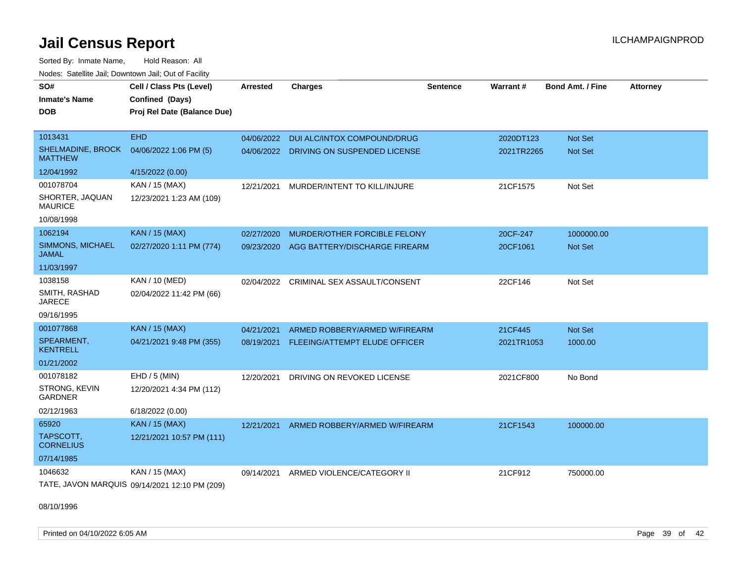# Jail Census Report

Sorted By: Inmate Name, Hold Reason: All

Nodes: Satellite Jail; Downtown Jail; Out of Facility

| SO#<br>Inmate's Name<br>DOB | Cell / Class Pts (Level)<br>Confined (Days)<br>Proj Rel Date (Balance Due) | Arrested | Charges | Sentence | Warrant # | Bond Amt. / Fine | Attorney |
|---|---|---|---|---|---|---|---|
| 1013431<br>SHELMADINE, BROCK MATTHEW<br>12/04/1992 | EHD<br>04/06/2022 1:06 PM (5)<br>4/15/2022 (0.00) | 04/06/2022<br>04/06/2022 | DUI ALC/INTOX COMPOUND/DRUG<br>DRIVING ON SUSPENDED LICENSE | | 2020DT123<br>2021TR2265 | Not Set<br>Not Set | |
| 001078704<br>SHORTER, JAQUAN MAURICE<br>10/08/1998 | KAN / 15 (MAX)<br>12/23/2021 1:23 AM (109) | 12/21/2021 | MURDER/INTENT TO KILL/INJURE | | 21CF1575 | Not Set | |
| 1062194<br>SIMMONS, MICHAEL JAMAL<br>11/03/1997 | KAN / 15 (MAX)<br>02/27/2020 1:11 PM (774) | 02/27/2020<br>09/23/2020 | MURDER/OTHER FORCIBLE FELONY<br>AGG BATTERY/DISCHARGE FIREARM | | 20CF-247<br>20CF1061 | 1000000.00<br>Not Set | |
| 1038158<br>SMITH, RASHAD JARECE<br>09/16/1995 | KAN / 10 (MED)<br>02/04/2022 11:42 PM (66) | 02/04/2022 | CRIMINAL SEX ASSAULT/CONSENT | | 22CF146 | Not Set | |
| 001077868<br>SPEARMENT, KENTRELL<br>01/21/2002 | KAN / 15 (MAX)<br>04/21/2021 9:48 PM (355) | 04/21/2021<br>08/19/2021 | ARMED ROBBERY/ARMED W/FIREARM<br>FLEEING/ATTEMPT ELUDE OFFICER | | 21CF445<br>2021TR1053 | Not Set<br>1000.00 | |
| 001078182<br>STRONG, KEVIN GARDNER<br>02/12/1963 | EHD / 5 (MIN)<br>12/20/2021 4:34 PM (112)<br>6/18/2022 (0.00) | 12/20/2021 | DRIVING ON REVOKED LICENSE | | 2021CF800 | No Bond | |
| 65920<br>TAPSCOTT, CORNELIUS<br>07/14/1985 | KAN / 15 (MAX)<br>12/21/2021 10:57 PM (111) | 12/21/2021 | ARMED ROBBERY/ARMED W/FIREARM | | 21CF1543 | 100000.00 | |
| 1046632<br>TATE, JAVON MARQUIS<br>08/10/1996 | KAN / 15 (MAX)<br>09/14/2021 12:10 PM (209) | 09/14/2021 | ARMED VIOLENCE/CATEGORY II | | 21CF912 | 750000.00 | |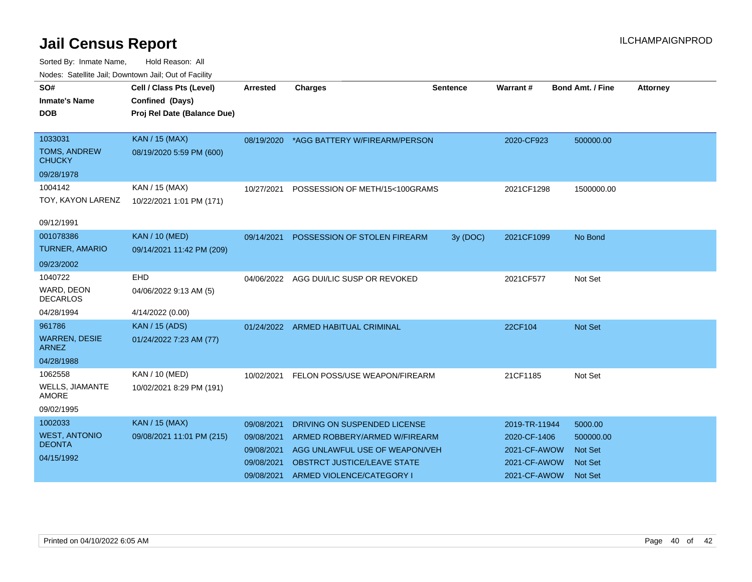# Jail Census Report

ILCHAMPAIGNPROD

Sorted By: Inmate Name, Hold Reason: All

Nodes: Satellite Jail; Downtown Jail; Out of Facility

| SO#<br>Inmate's Name<br>DOB | Cell / Class Pts (Level)<br>Confined (Days)<br>Proj Rel Date (Balance Due) | Arrested | Charges | Sentence | Warrant # | Bond Amt. / Fine | Attorney |
|---|---|---|---|---|---|---|---|
| 1033031<br>TOMS, ANDREW CHUCKY<br>09/28/1978 | KAN / 15 (MAX)<br>08/19/2020 5:59 PM (600) | 08/19/2020 | *AGG BATTERY W/FIREARM/PERSON | | 2020-CF923 | 500000.00 | |
| 1004142<br>TOY, KAYON LARENZ<br>09/12/1991 | KAN / 15 (MAX)<br>10/22/2021 1:01 PM (171) | 10/27/2021 | POSSESSION OF METH/15<100GRAMS | | 2021CF1298 | 1500000.00 | |
| 001078386<br>TURNER, AMARIO<br>09/23/2002 | KAN / 10 (MED)<br>09/14/2021 11:42 PM (209) | 09/14/2021 | POSSESSION OF STOLEN FIREARM | 3y (DOC) | 2021CF1099 | No Bond | |
| 1040722<br>WARD, DEON DECARLOS<br>04/28/1994 | EHD<br>04/06/2022 9:13 AM (5)<br>4/14/2022 (0.00) | 04/06/2022 | AGG DUI/LIC SUSP OR REVOKED | | 2021CF577 | Not Set | |
| 961786<br>WARREN, DESIE ARNEZ<br>04/28/1988 | KAN / 15 (ADS)<br>01/24/2022 7:23 AM (77) | 01/24/2022 | ARMED HABITUAL CRIMINAL | | 22CF104 | Not Set | |
| 1062558<br>WELLS, JIAMANTE AMORE<br>09/02/1995 | KAN / 10 (MED)<br>10/02/2021 8:29 PM (191) | 10/02/2021 | FELON POSS/USE WEAPON/FIREARM | | 21CF1185 | Not Set | |
| 1002033<br>WEST, ANTONIO DEONTA<br>04/15/1992 | KAN / 15 (MAX)<br>09/08/2021 11:01 PM (215) | 09/08/2021 | DRIVING ON SUSPENDED LICENSE | | 2019-TR-11944 | 5000.00 | |
| | | 09/08/2021 | ARMED ROBBERY/ARMED W/FIREARM | | 2020-CF-1406 | 500000.00 | |
| | | 09/08/2021 | AGG UNLAWFUL USE OF WEAPON/VEH | | 2021-CF-AWOW | Not Set | |
| | | 09/08/2021 | OBSTRCT JUSTICE/LEAVE STATE | | 2021-CF-AWOW | Not Set | |
| | | 09/08/2021 | ARMED VIOLENCE/CATEGORY I | | 2021-CF-AWOW | Not Set | |

Printed on 04/10/2022 6:05 AM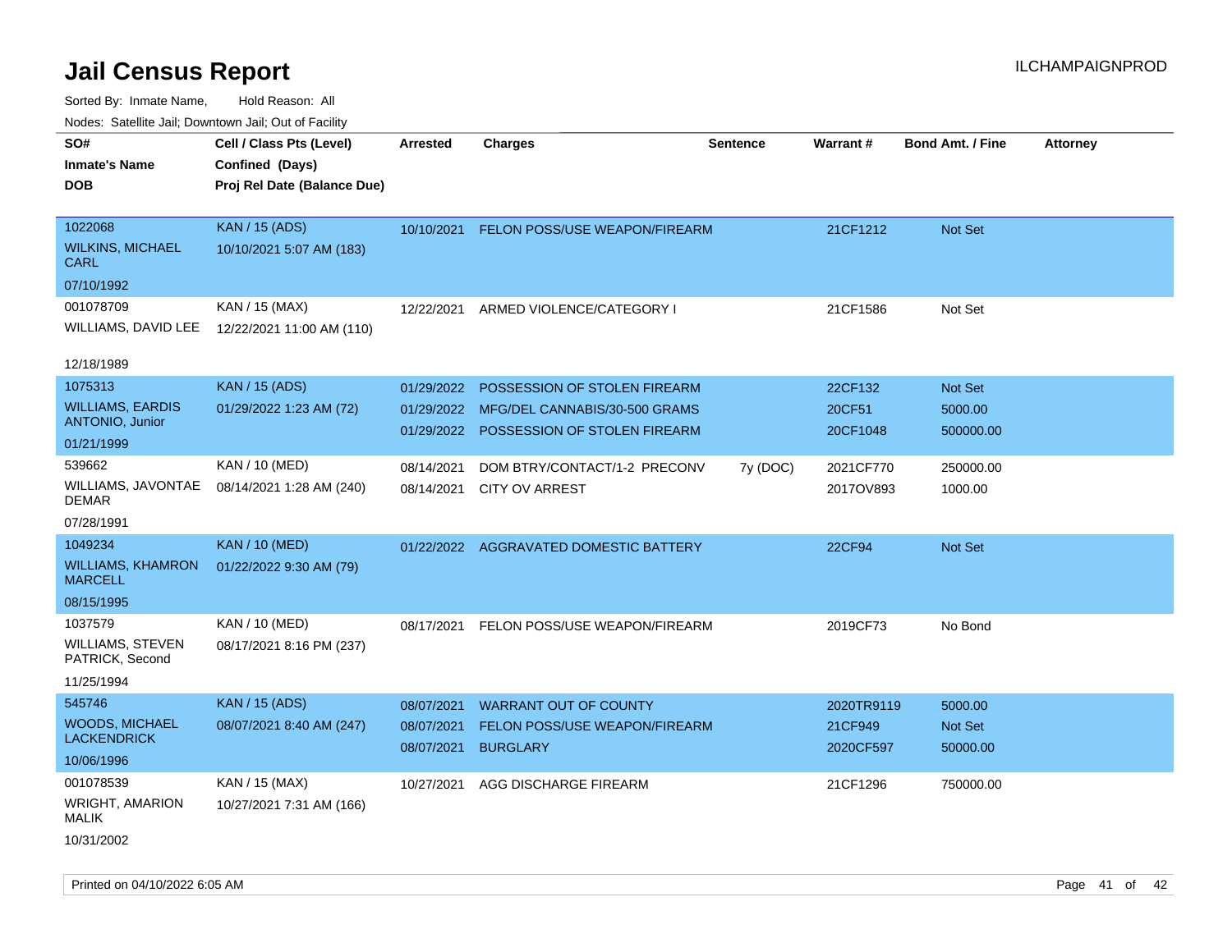# Jail Census Report

ILCHAMPAIGNPROD

Sorted By: Inmate Name, Hold Reason: All

Nodes: Satellite Jail; Downtown Jail; Out of Facility

| SO# / Inmate's Name / DOB | Cell / Class Pts (Level) / Confined (Days) / Proj Rel Date (Balance Due) | Arrested | Charges | Sentence | Warrant # | Bond Amt. / Fine | Attorney |
|---|---|---|---|---|---|---|---|
| 1022068<br>WILKINS, MICHAEL CARL<br>07/10/1992 | KAN / 15 (ADS)<br>10/10/2021 5:07 AM (183) | 10/10/2021 | FELON POSS/USE WEAPON/FIREARM | | 21CF1212 | Not Set | |
| 001078709<br>WILLIAMS, DAVID LEE<br>12/18/1989 | KAN / 15 (MAX)<br>12/22/2021 11:00 AM (110) | 12/22/2021 | ARMED VIOLENCE/CATEGORY I | | 21CF1586 | Not Set | |
| 1075313<br>WILLIAMS, EARDIS ANTONIO, Junior<br>01/21/1999 | KAN / 15 (ADS)<br>01/29/2022 1:23 AM (72) | 01/29/2022 | POSSESSION OF STOLEN FIREARM | | 22CF132 | Not Set | |
| | | 01/29/2022 | MFG/DEL CANNABIS/30-500 GRAMS | | 20CF51 | 5000.00 | |
| | | 01/29/2022 | POSSESSION OF STOLEN FIREARM | | 20CF1048 | 500000.00 | |
| 539662<br>WILLIAMS, JAVONTAE DEMAR<br>07/28/1991 | KAN / 10 (MED)<br>08/14/2021 1:28 AM (240) | 08/14/2021 | DOM BTRY/CONTACT/1-2 PRECONV | 7y (DOC) | 2021CF770 | 250000.00 | |
| | | 08/14/2021 | CITY OV ARREST | | 2017OV893 | 1000.00 | |
| 1049234<br>WILLIAMS, KHAMRON MARCELL<br>08/15/1995 | KAN / 10 (MED)<br>01/22/2022 9:30 AM (79) | 01/22/2022 | AGGRAVATED DOMESTIC BATTERY | | 22CF94 | Not Set | |
| 1037579<br>WILLIAMS, STEVEN PATRICK, Second<br>11/25/1994 | KAN / 10 (MED)<br>08/17/2021 8:16 PM (237) | 08/17/2021 | FELON POSS/USE WEAPON/FIREARM | | 2019CF73 | No Bond | |
| 545746<br>WOODS, MICHAEL LACKENDRICK<br>10/06/1996 | KAN / 15 (ADS)<br>08/07/2021 8:40 AM (247) | 08/07/2021 | WARRANT OUT OF COUNTY | | 2020TR9119 | 5000.00 | |
| | | 08/07/2021 | FELON POSS/USE WEAPON/FIREARM | | 21CF949 | Not Set | |
| | | 08/07/2021 | BURGLARY | | 2020CF597 | 50000.00 | |
| 001078539<br>WRIGHT, AMARION MALIK<br>10/31/2002 | KAN / 15 (MAX)<br>10/27/2021 7:31 AM (166) | 10/27/2021 | AGG DISCHARGE FIREARM | | 21CF1296 | 750000.00 | |

Printed on 04/10/2022 6:05 AM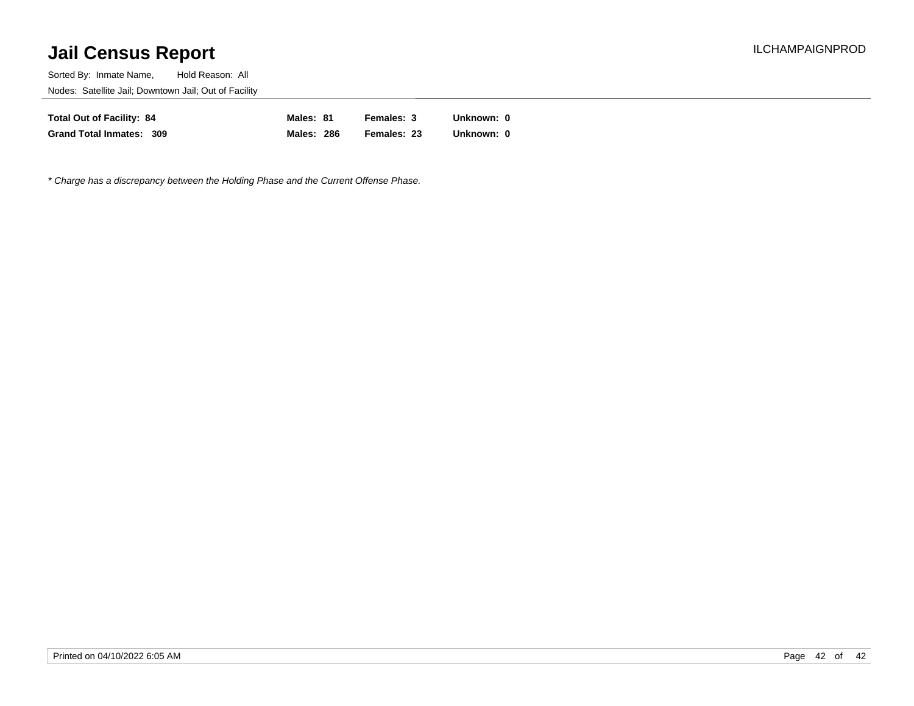# Jail Census Report

Sorted By: Inmate Name, Hold Reason: All

Nodes: Satellite Jail; Downtown Jail; Out of Facility

| | | | |
|---|---|---|---|
| **Total Out of Facility: 84** | **Males: 81** | **Females: 3** | **Unknown: 0** |
| **Grand Total Inmates: 309** | **Males: 286** | **Females: 23** | **Unknown: 0** |

*\* Charge has a discrepancy between the Holding Phase and the Current Offense Phase.*

Printed on 04/10/2022 6:05 AM